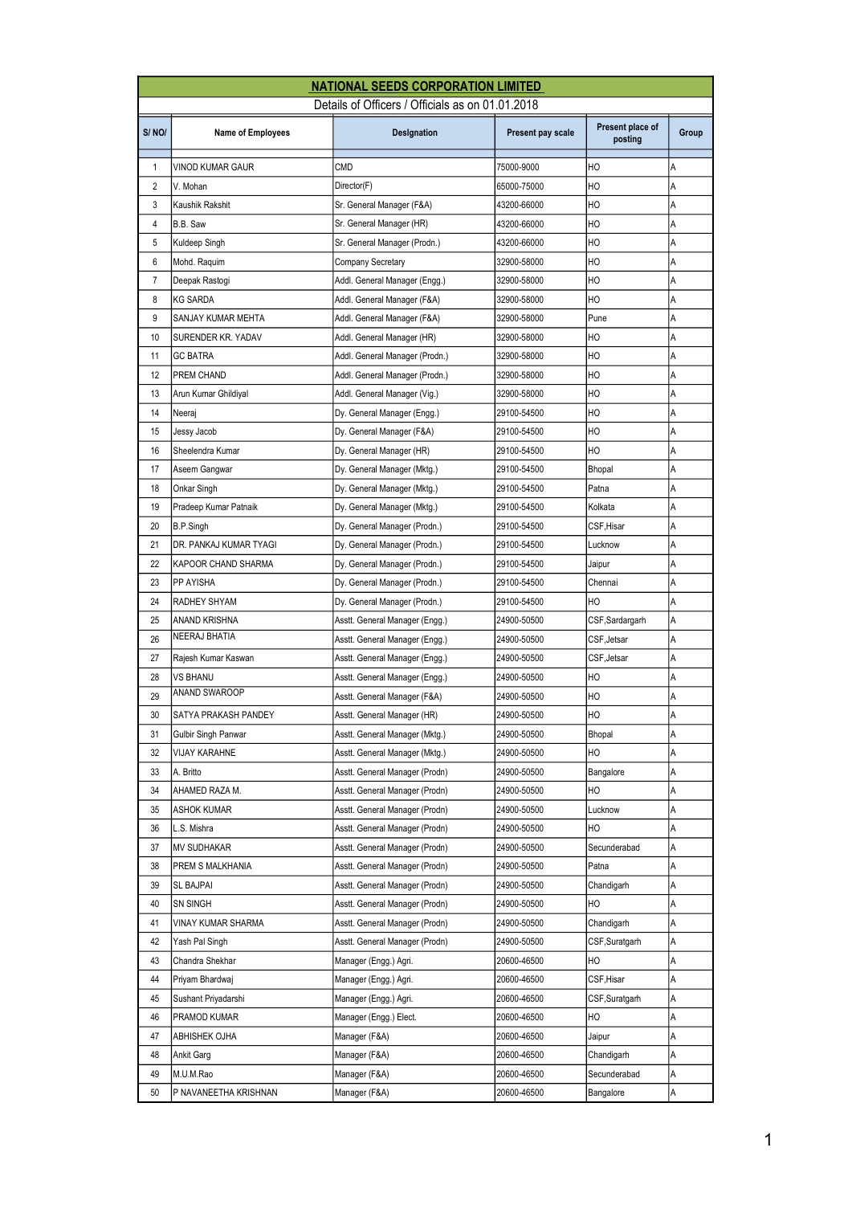# NATIONAL SEEDS CORPORATION LIMITED

Details of Officers / Officials as on 01.01.2018

| S/ NO/ | Name of Employees | Deslgnation | Present pay scale | Present place of posting | Group |
|---|---|---|---|---|---|
| 1 | VINOD KUMAR GAUR | CMD | 75000-9000 | HO | A |
| 2 | V. Mohan | Director(F) | 65000-75000 | HO | A |
| 3 | Kaushik Rakshit | Sr. General Manager (F&A) | 43200-66000 | HO | A |
| 4 | B.B. Saw | Sr. General Manager (HR) | 43200-66000 | HO | A |
| 5 | Kuldeep Singh | Sr. General Manager (Prodn.) | 43200-66000 | HO | A |
| 6 | Mohd. Raquim | Company Secretary | 32900-58000 | HO | A |
| 7 | Deepak Rastogi | Addl. General Manager (Engg.) | 32900-58000 | HO | A |
| 8 | KG SARDA | Addl. General Manager (F&A) | 32900-58000 | HO | A |
| 9 | SANJAY KUMAR MEHTA | Addl. General Manager (F&A) | 32900-58000 | Pune | A |
| 10 | SURENDER KR. YADAV | Addl. General Manager (HR) | 32900-58000 | HO | A |
| 11 | GC BATRA | Addl. General Manager (Prodn.) | 32900-58000 | HO | A |
| 12 | PREM CHAND | Addl. General Manager (Prodn.) | 32900-58000 | HO | A |
| 13 | Arun Kumar Ghildiyal | Addl. General Manager (Vig.) | 32900-58000 | HO | A |
| 14 | Neeraj | Dy. General Manager (Engg.) | 29100-54500 | HO | A |
| 15 | Jessy Jacob | Dy. General Manager (F&A) | 29100-54500 | HO | A |
| 16 | Sheelendra Kumar | Dy. General Manager (HR) | 29100-54500 | HO | A |
| 17 | Aseem Gangwar | Dy. General Manager (Mktg.) | 29100-54500 | Bhopal | A |
| 18 | Onkar Singh | Dy. General Manager (Mktg.) | 29100-54500 | Patna | A |
| 19 | Pradeep Kumar Patnaik | Dy. General Manager (Mktg.) | 29100-54500 | Kolkata | A |
| 20 | B.P.Singh | Dy. General Manager (Prodn.) | 29100-54500 | CSF,Hisar | A |
| 21 | DR. PANKAJ KUMAR TYAGI | Dy. General Manager (Prodn.) | 29100-54500 | Lucknow | A |
| 22 | KAPOOR CHAND SHARMA | Dy. General Manager (Prodn.) | 29100-54500 | Jaipur | A |
| 23 | PP AYISHA | Dy. General Manager (Prodn.) | 29100-54500 | Chennai | A |
| 24 | RADHEY SHYAM | Dy. General Manager (Prodn.) | 29100-54500 | HO | A |
| 25 | ANAND KRISHNA | Asstt. General Manager (Engg.) | 24900-50500 | CSF,Sardargarh | A |
| 26 | NEERAJ BHATIA | Asstt. General Manager (Engg.) | 24900-50500 | CSF,Jetsar | A |
| 27 | Rajesh Kumar Kaswan | Asstt. General Manager (Engg.) | 24900-50500 | CSF,Jetsar | A |
| 28 | VS BHANU | Asstt. General Manager (Engg.) | 24900-50500 | HO | A |
| 29 | ANAND SWAROOP | Asstt. General Manager (F&A) | 24900-50500 | HO | A |
| 30 | SATYA PRAKASH PANDEY | Asstt. General Manager (HR) | 24900-50500 | HO | A |
| 31 | Gulbir Singh Panwar | Asstt. General Manager (Mktg.) | 24900-50500 | Bhopal | A |
| 32 | VIJAY KARAHNE | Asstt. General Manager (Mktg.) | 24900-50500 | HO | A |
| 33 | A. Britto | Asstt. General Manager (Prodn) | 24900-50500 | Bangalore | A |
| 34 | AHAMED RAZA M. | Asstt. General Manager (Prodn) | 24900-50500 | HO | A |
| 35 | ASHOK KUMAR | Asstt. General Manager (Prodn) | 24900-50500 | Lucknow | A |
| 36 | L.S. Mishra | Asstt. General Manager (Prodn) | 24900-50500 | HO | A |
| 37 | MV SUDHAKAR | Asstt. General Manager (Prodn) | 24900-50500 | Secunderabad | A |
| 38 | PREM S MALKHANIA | Asstt. General Manager (Prodn) | 24900-50500 | Patna | A |
| 39 | SL BAJPAI | Asstt. General Manager (Prodn) | 24900-50500 | Chandigarh | A |
| 40 | SN SINGH | Asstt. General Manager (Prodn) | 24900-50500 | HO | A |
| 41 | VINAY KUMAR SHARMA | Asstt. General Manager (Prodn) | 24900-50500 | Chandigarh | A |
| 42 | Yash Pal Singh | Asstt. General Manager (Prodn) | 24900-50500 | CSF,Suratgarh | A |
| 43 | Chandra Shekhar | Manager (Engg.) Agri. | 20600-46500 | HO | A |
| 44 | Priyam Bhardwaj | Manager (Engg.) Agri. | 20600-46500 | CSF,Hisar | A |
| 45 | Sushant Priyadarshi | Manager (Engg.) Agri. | 20600-46500 | CSF,Suratgarh | A |
| 46 | PRAMOD KUMAR | Manager (Engg.) Elect. | 20600-46500 | HO | A |
| 47 | ABHISHEK OJHA | Manager (F&A) | 20600-46500 | Jaipur | A |
| 48 | Ankit Garg | Manager (F&A) | 20600-46500 | Chandigarh | A |
| 49 | M.U.M.Rao | Manager (F&A) | 20600-46500 | Secunderabad | A |
| 50 | P NAVANEETHA KRISHNAN | Manager (F&A) | 20600-46500 | Bangalore | A |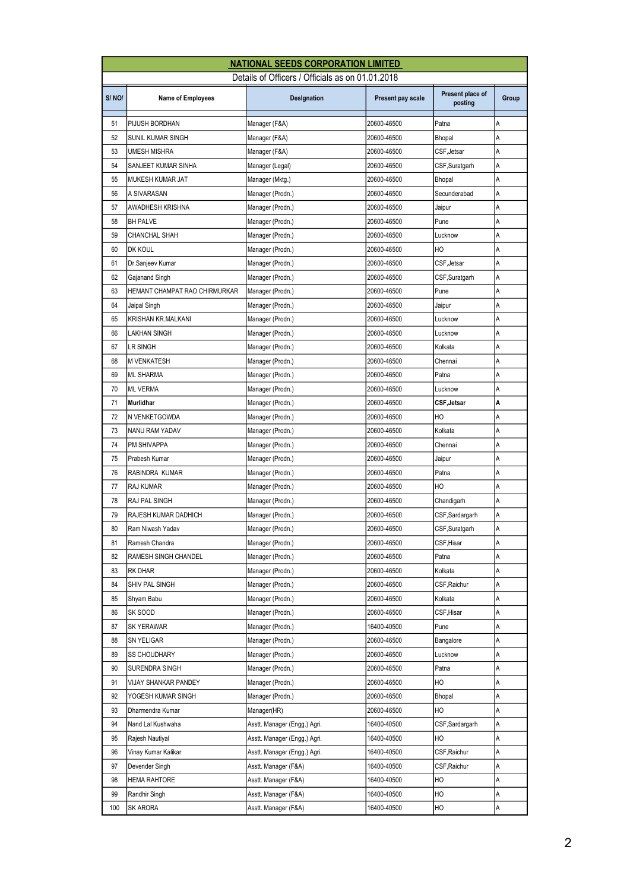# NATIONAL SEEDS CORPORATION LIMITED

Details of Officers / Officials as on 01.01.2018

| S/ NO/ | Name of Employees | Designation | Present pay scale | Present place of posting | Group |
|---|---|---|---|---|---|
| 51 | PIJUSH BORDHAN | Manager (F&A) | 20600-46500 | Patna | A |
| 52 | SUNIL KUMAR SINGH | Manager (F&A) | 20600-46500 | Bhopal | A |
| 53 | UMESH MISHRA | Manager (F&A) | 20600-46500 | CSF,Jetsar | A |
| 54 | SANJEET KUMAR SINHA | Manager (Legal) | 20600-46500 | CSF,Suratgarh | A |
| 55 | MUKESH KUMAR JAT | Manager (Mktg.) | 20600-46500 | Bhopal | A |
| 56 | A SIVARASAN | Manager (Prodn.) | 20600-46500 | Secunderabad | A |
| 57 | AWADHESH KRISHNA | Manager (Prodn.) | 20600-46500 | Jaipur | A |
| 58 | BH PALVE | Manager (Prodn.) | 20600-46500 | Pune | A |
| 59 | CHANCHAL SHAH | Manager (Prodn.) | 20600-46500 | Lucknow | A |
| 60 | DK KOUL | Manager (Prodn.) | 20600-46500 | HO | A |
| 61 | Dr.Sanjeev Kumar | Manager (Prodn.) | 20600-46500 | CSF,Jetsar | A |
| 62 | Gajanand Singh | Manager (Prodn.) | 20600-46500 | CSF,Suratgarh | A |
| 63 | HEMANT CHAMPAT RAO CHIRMURKAR | Manager (Prodn.) | 20600-46500 | Pune | A |
| 64 | Jaipal Singh | Manager (Prodn.) | 20600-46500 | Jaipur | A |
| 65 | KRISHAN KR.MALKANI | Manager (Prodn.) | 20600-46500 | Lucknow | A |
| 66 | LAKHAN SINGH | Manager (Prodn.) | 20600-46500 | Lucknow | A |
| 67 | LR SINGH | Manager (Prodn.) | 20600-46500 | Kolkata | A |
| 68 | M VENKATESH | Manager (Prodn.) | 20600-46500 | Chennai | A |
| 69 | ML SHARMA | Manager (Prodn.) | 20600-46500 | Patna | A |
| 70 | ML VERMA | Manager (Prodn.) | 20600-46500 | Lucknow | A |
| 71 | **Murlidhar** | Manager (Prodn.) | 20600-46500 | **CSF,Jetsar** | **A** |
| 72 | N VENKETGOWDA | Manager (Prodn.) | 20600-46500 | HO | A |
| 73 | NANU RAM YADAV | Manager (Prodn.) | 20600-46500 | Kolkata | A |
| 74 | PM SHIVAPPA | Manager (Prodn.) | 20600-46500 | Chennai | A |
| 75 | Prabesh Kumar | Manager (Prodn.) | 20600-46500 | Jaipur | A |
| 76 | RABINDRA KUMAR | Manager (Prodn.) | 20600-46500 | Patna | A |
| 77 | RAJ KUMAR | Manager (Prodn.) | 20600-46500 | HO | A |
| 78 | RAJ PAL SINGH | Manager (Prodn.) | 20600-46500 | Chandigarh | A |
| 79 | RAJESH KUMAR DADHICH | Manager (Prodn.) | 20600-46500 | CSF,Sardargarh | A |
| 80 | Ram Niwash Yadav | Manager (Prodn.) | 20600-46500 | CSF,Suratgarh | A |
| 81 | Ramesh Chandra | Manager (Prodn.) | 20600-46500 | CSF,Hisar | A |
| 82 | RAMESH SINGH CHANDEL | Manager (Prodn.) | 20600-46500 | Patna | A |
| 83 | RK DHAR | Manager (Prodn.) | 20600-46500 | Kolkata | A |
| 84 | SHIV PAL SINGH | Manager (Prodn.) | 20600-46500 | CSF,Raichur | A |
| 85 | Shyam Babu | Manager (Prodn.) | 20600-46500 | Kolkata | A |
| 86 | SK SOOD | Manager (Prodn.) | 20600-46500 | CSF,Hisar | A |
| 87 | SK YERAWAR | Manager (Prodn.) | 16400-40500 | Pune | A |
| 88 | SN YELIGAR | Manager (Prodn.) | 20600-46500 | Bangalore | A |
| 89 | SS CHOUDHARY | Manager (Prodn.) | 20600-46500 | Lucknow | A |
| 90 | SURENDRA SINGH | Manager (Prodn.) | 20600-46500 | Patna | A |
| 91 | VIJAY SHANKAR PANDEY | Manager (Prodn.) | 20600-46500 | HO | A |
| 92 | YOGESH KUMAR SINGH | Manager (Prodn.) | 20600-46500 | Bhopal | A |
| 93 | Dharmendra Kumar | Manager(HR) | 20600-46500 | HO | A |
| 94 | Nand Lal Kushwaha | Asstt. Manager (Engg.) Agri. | 16400-40500 | CSF,Sardargarh | A |
| 95 | Rajesh Nautiyal | Asstt. Manager (Engg.) Agri. | 16400-40500 | HO | A |
| 96 | Vinay Kumar Kalikar | Asstt. Manager (Engg.) Agri. | 16400-40500 | CSF,Raichur | A |
| 97 | Devender Singh | Asstt. Manager (F&A) | 16400-40500 | CSF,Raichur | A |
| 98 | HEMA RAHTORE | Asstt. Manager (F&A) | 16400-40500 | HO | A |
| 99 | Randhir Singh | Asstt. Manager (F&A) | 16400-40500 | HO | A |
| 100 | SK ARORA | Asstt. Manager (F&A) | 16400-40500 | HO | A |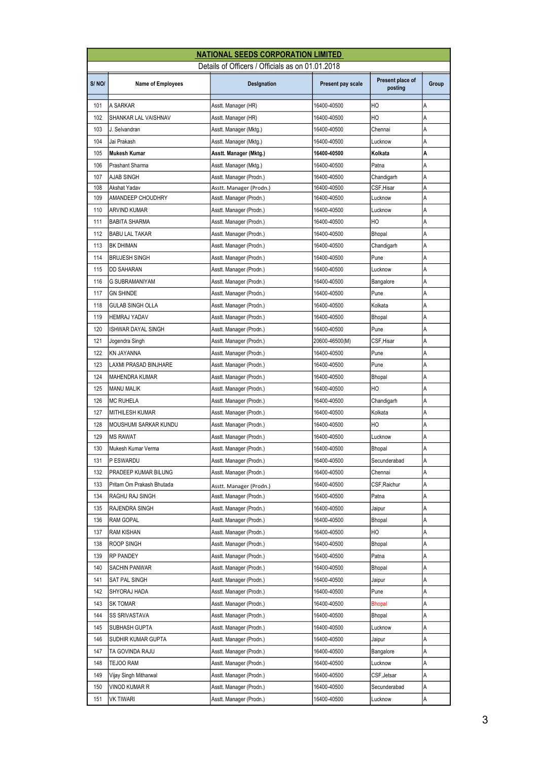# NATIONAL SEEDS CORPORATION LIMITED

Details of Officers / Officials as on 01.01.2018

| S/ NO/ | Name of Employees | Designation | Present pay scale | Present place of posting | Group |
|---|---|---|---|---|---|
| 101 | A SARKAR | Asstt. Manager (HR) | 16400-40500 | HO | A |
| 102 | SHANKAR LAL VAISHNAV | Asstt. Manager (HR) | 16400-40500 | HO | A |
| 103 | J. Selvandran | Asstt. Manager (Mktg.) | 16400-40500 | Chennai | A |
| 104 | Jai Prakash | Asstt. Manager (Mktg.) | 16400-40500 | Lucknow | A |
| 105 | **Mukesh Kumar** | **Asstt. Manager (Mktg.)** | **16400-40500** | **Kolkata** | **A** |
| 106 | Prashant Sharma | Asstt. Manager (Mktg.) | 16400-40500 | Patna | A |
| 107 | AJAB SINGH | Asstt. Manager (Prodn.) | 16400-40500 | Chandigarh | A |
| 108 | Akshat Yadav | Asstt. Manager (Prodn.) | 16400-40500 | CSF,Hisar | A |
| 109 | AMANDEEP CHOUDHRY | Asstt. Manager (Prodn.) | 16400-40500 | Lucknow | A |
| 110 | ARVIND KUMAR | Asstt. Manager (Prodn.) | 16400-40500 | Lucknow | A |
| 111 | BABITA SHARMA | Asstt. Manager (Prodn.) | 16400-40500 | HO | A |
| 112 | BABU LAL TAKAR | Asstt. Manager (Prodn.) | 16400-40500 | Bhopal | A |
| 113 | BK DHIMAN | Asstt. Manager (Prodn.) | 16400-40500 | Chandigarh | A |
| 114 | BRUJESH SINGH | Asstt. Manager (Prodn.) | 16400-40500 | Pune | A |
| 115 | DD SAHARAN | Asstt. Manager (Prodn.) | 16400-40500 | Lucknow | A |
| 116 | G SUBRAMANIYAM | Asstt. Manager (Prodn.) | 16400-40500 | Bangalore | A |
| 117 | GN SHINDE | Asstt. Manager (Prodn.) | 16400-40500 | Pune | A |
| 118 | GULAB SINGH OLLA | Asstt. Manager (Prodn.) | 16400-40500 | Kolkata | A |
| 119 | HEMRAJ YADAV | Asstt. Manager (Prodn.) | 16400-40500 | Bhopal | A |
| 120 | ISHWAR DAYAL SINGH | Asstt. Manager (Prodn.) | 16400-40500 | Pune | A |
| 121 | Jogendra Singh | Asstt. Manager (Prodn.) | 20600-46500(M) | CSF,Hisar | A |
| 122 | KN JAYANNA | Asstt. Manager (Prodn.) | 16400-40500 | Pune | A |
| 123 | LAXMI PRASAD BINJHARE | Asstt. Manager (Prodn.) | 16400-40500 | Pune | A |
| 124 | MAHENDRA KUMAR | Asstt. Manager (Prodn.) | 16400-40500 | Bhopal | A |
| 125 | MANU MALIK | Asstt. Manager (Prodn.) | 16400-40500 | HO | A |
| 126 | MC RUHELA | Asstt. Manager (Prodn.) | 16400-40500 | Chandigarh | A |
| 127 | MITHILESH KUMAR | Asstt. Manager (Prodn.) | 16400-40500 | Kolkata | A |
| 128 | MOUSHUMI SARKAR KUNDU | Asstt. Manager (Prodn.) | 16400-40500 | HO | A |
| 129 | MS RAWAT | Asstt. Manager (Prodn.) | 16400-40500 | Lucknow | A |
| 130 | Mukesh Kumar Verma | Asstt. Manager (Prodn.) | 16400-40500 | Bhopal | A |
| 131 | P ESWARDU | Asstt. Manager (Prodn.) | 16400-40500 | Secunderabad | A |
| 132 | PRADEEP KUMAR BILUNG | Asstt. Manager (Prodn.) | 16400-40500 | Chennai | A |
| 133 | Pritam Om Prakash Bhutada | Asstt. Manager (Prodn.) | 16400-40500 | CSF,Raichur | A |
| 134 | RAGHU RAJ SINGH | Asstt. Manager (Prodn.) | 16400-40500 | Patna | A |
| 135 | RAJENDRA SINGH | Asstt. Manager (Prodn.) | 16400-40500 | Jaipur | A |
| 136 | RAM GOPAL | Asstt. Manager (Prodn.) | 16400-40500 | Bhopal | A |
| 137 | RAM KISHAN | Asstt. Manager (Prodn.) | 16400-40500 | HO | A |
| 138 | ROOP SINGH | Asstt. Manager (Prodn.) | 16400-40500 | Bhopal | A |
| 139 | RP PANDEY | Asstt. Manager (Prodn.) | 16400-40500 | Patna | A |
| 140 | SACHIN PANWAR | Asstt. Manager (Prodn.) | 16400-40500 | Bhopal | A |
| 141 | SAT PAL SINGH | Asstt. Manager (Prodn.) | 16400-40500 | Jaipur | A |
| 142 | SHYORAJ HADA | Asstt. Manager (Prodn.) | 16400-40500 | Pune | A |
| 143 | SK TOMAR | Asstt. Manager (Prodn.) | 16400-40500 | Bhopal | A |
| 144 | SS SRIVASTAVA | Asstt. Manager (Prodn.) | 16400-40500 | Bhopal | A |
| 145 | SUBHASH GUPTA | Asstt. Manager (Prodn.) | 16400-40500 | Lucknow | A |
| 146 | SUDHIR KUMAR GUPTA | Asstt. Manager (Prodn.) | 16400-40500 | Jaipur | A |
| 147 | TA GOVINDA RAJU | Asstt. Manager (Prodn.) | 16400-40500 | Bangalore | A |
| 148 | TEJOO RAM | Asstt. Manager (Prodn.) | 16400-40500 | Lucknow | A |
| 149 | Vijay Singh Mitharwal | Asstt. Manager (Prodn.) | 16400-40500 | CSF,Jetsar | A |
| 150 | VINOD KUMAR R | Asstt. Manager (Prodn.) | 16400-40500 | Secunderabad | A |
| 151 | VK TIWARI | Asstt. Manager (Prodn.) | 16400-40500 | Lucknow | A |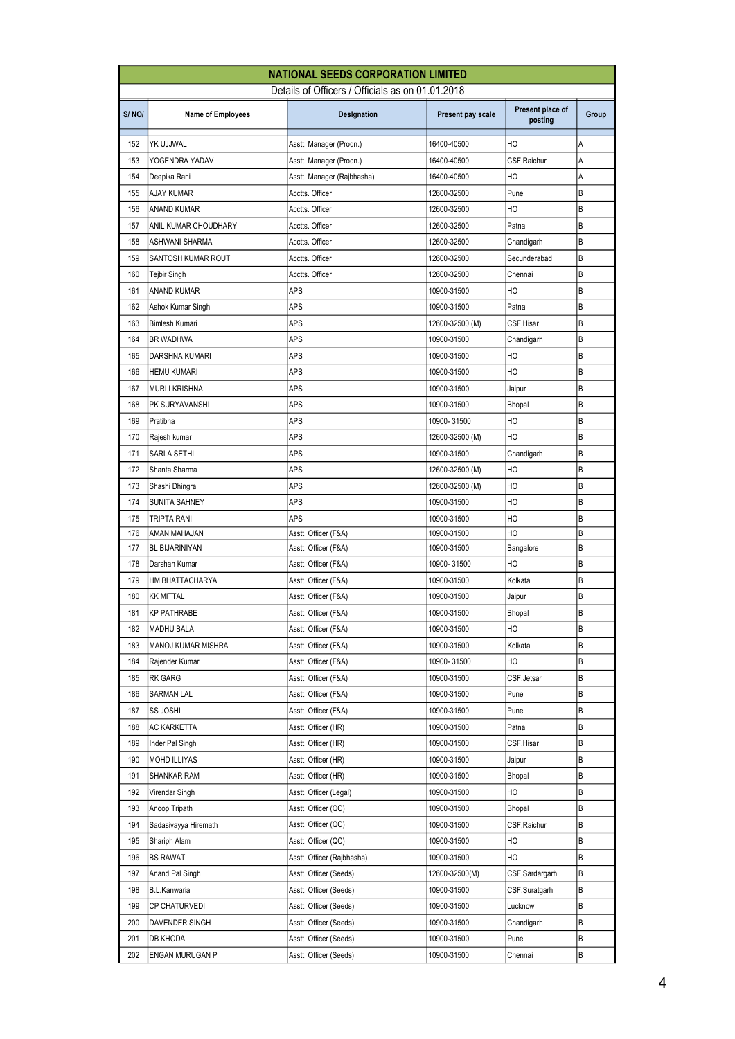**NATIONAL SEEDS CORPORATION LIMITED**

Details of Officers / Officials as on 01.01.2018

| S/ NO/ | Name of Employees | Designation | Present pay scale | Present place of posting | Group |
|---|---|---|---|---|---|
| 152 | YK UJJWAL | Asstt. Manager (Prodn.) | 16400-40500 | HO | A |
| 153 | YOGENDRA YADAV | Asstt. Manager (Prodn.) | 16400-40500 | CSF,Raichur | A |
| 154 | Deepika Rani | Asstt. Manager (Rajbhasha) | 16400-40500 | HO | A |
| 155 | AJAY KUMAR | Acctts. Officer | 12600-32500 | Pune | B |
| 156 | ANAND KUMAR | Acctts. Officer | 12600-32500 | HO | B |
| 157 | ANIL KUMAR CHOUDHARY | Acctts. Officer | 12600-32500 | Patna | B |
| 158 | ASHWANI SHARMA | Acctts. Officer | 12600-32500 | Chandigarh | B |
| 159 | SANTOSH KUMAR ROUT | Acctts. Officer | 12600-32500 | Secunderabad | B |
| 160 | Tejbir Singh | Acctts. Officer | 12600-32500 | Chennai | B |
| 161 | ANAND KUMAR | APS | 10900-31500 | HO | B |
| 162 | Ashok Kumar Singh | APS | 10900-31500 | Patna | B |
| 163 | Bimlesh Kumari | APS | 12600-32500 (M) | CSF,Hisar | B |
| 164 | BR WADHWA | APS | 10900-31500 | Chandigarh | B |
| 165 | DARSHNA KUMARI | APS | 10900-31500 | HO | B |
| 166 | HEMU KUMARI | APS | 10900-31500 | HO | B |
| 167 | MURLI KRISHNA | APS | 10900-31500 | Jaipur | B |
| 168 | PK SURYAVANSHI | APS | 10900-31500 | Bhopal | B |
| 169 | Pratibha | APS | 10900- 31500 | HO | B |
| 170 | Rajesh kumar | APS | 12600-32500 (M) | HO | B |
| 171 | SARLA SETHI | APS | 10900-31500 | Chandigarh | B |
| 172 | Shanta Sharma | APS | 12600-32500 (M) | HO | B |
| 173 | Shashi Dhingra | APS | 12600-32500 (M) | HO | B |
| 174 | SUNITA SAHNEY | APS | 10900-31500 | HO | B |
| 175 | TRIPTA RANI | APS | 10900-31500 | HO | B |
| 176 | AMAN MAHAJAN | Asstt. Officer (F&A) | 10900-31500 | HO | B |
| 177 | BL BIJARINIYAN | Asstt. Officer (F&A) | 10900-31500 | Bangalore | B |
| 178 | Darshan Kumar | Asstt. Officer (F&A) | 10900- 31500 | HO | B |
| 179 | HM BHATTACHARYA | Asstt. Officer (F&A) | 10900-31500 | Kolkata | B |
| 180 | KK MITTAL | Asstt. Officer (F&A) | 10900-31500 | Jaipur | B |
| 181 | KP PATHRABE | Asstt. Officer (F&A) | 10900-31500 | Bhopal | B |
| 182 | MADHU BALA | Asstt. Officer (F&A) | 10900-31500 | HO | B |
| 183 | MANOJ KUMAR MISHRA | Asstt. Officer (F&A) | 10900-31500 | Kolkata | B |
| 184 | Rajender Kumar | Asstt. Officer (F&A) | 10900- 31500 | HO | B |
| 185 | RK GARG | Asstt. Officer (F&A) | 10900-31500 | CSF,Jetsar | B |
| 186 | SARMAN LAL | Asstt. Officer (F&A) | 10900-31500 | Pune | B |
| 187 | SS JOSHI | Asstt. Officer (F&A) | 10900-31500 | Pune | B |
| 188 | AC KARKETTA | Asstt. Officer (HR) | 10900-31500 | Patna | B |
| 189 | Inder Pal Singh | Asstt. Officer (HR) | 10900-31500 | CSF,Hisar | B |
| 190 | MOHD ILLIYAS | Asstt. Officer (HR) | 10900-31500 | Jaipur | B |
| 191 | SHANKAR RAM | Asstt. Officer (HR) | 10900-31500 | Bhopal | B |
| 192 | Virendar Singh | Asstt. Officer (Legal) | 10900-31500 | HO | B |
| 193 | Anoop Tripath | Asstt. Officer (QC) | 10900-31500 | Bhopal | B |
| 194 | Sadasivayya Hiremath | Asstt. Officer (QC) | 10900-31500 | CSF,Raichur | B |
| 195 | Shariph Alam | Asstt. Officer (QC) | 10900-31500 | HO | B |
| 196 | BS RAWAT | Asstt. Officer (Rajbhasha) | 10900-31500 | HO | B |
| 197 | Anand Pal Singh | Asstt. Officer (Seeds) | 12600-32500(M) | CSF,Sardargarh | B |
| 198 | B.L.Kanwaria | Asstt. Officer (Seeds) | 10900-31500 | CSF,Suratgarh | B |
| 199 | CP CHATURVEDI | Asstt. Officer (Seeds) | 10900-31500 | Lucknow | B |
| 200 | DAVENDER SINGH | Asstt. Officer (Seeds) | 10900-31500 | Chandigarh | B |
| 201 | DB KHODA | Asstt. Officer (Seeds) | 10900-31500 | Pune | B |
| 202 | ENGAN MURUGAN P | Asstt. Officer (Seeds) | 10900-31500 | Chennai | B |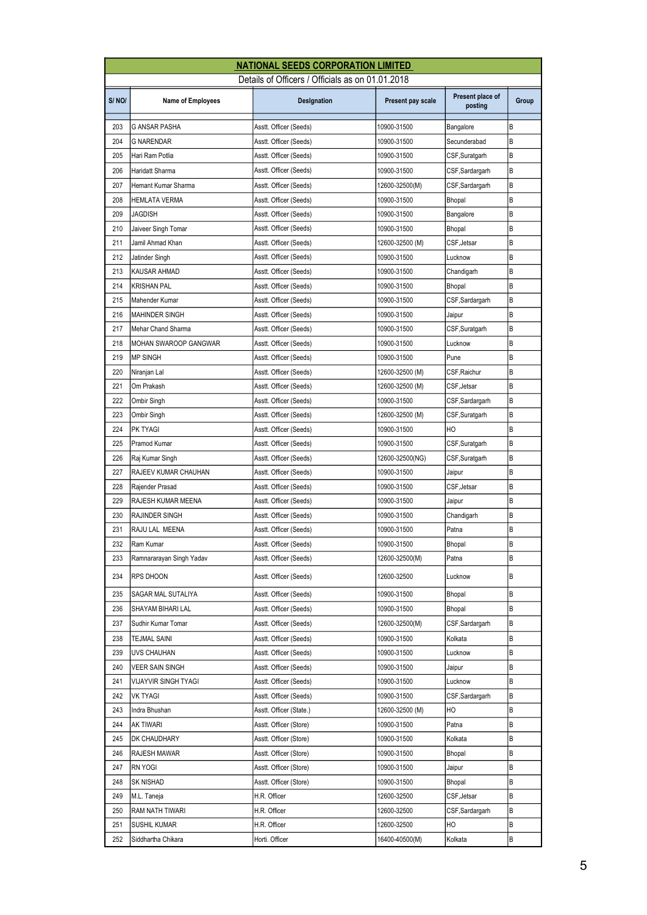## NATIONAL SEEDS CORPORATION LIMITED

Details of Officers / Officials as on 01.01.2018

| S/ NO/ | Name of Employees | Designation | Present pay scale | Present place of posting | Group |
|---|---|---|---|---|---|
| 203 | G ANSAR PASHA | Asstt. Officer (Seeds) | 10900-31500 | Bangalore | B |
| 204 | G NARENDAR | Asstt. Officer (Seeds) | 10900-31500 | Secunderabad | B |
| 205 | Hari Ram Potlia | Asstt. Officer (Seeds) | 10900-31500 | CSF,Suratgarh | B |
| 206 | Haridatt Sharma | Asstt. Officer (Seeds) | 10900-31500 | CSF,Sardargarh | B |
| 207 | Hemant Kumar Sharma | Asstt. Officer (Seeds) | 12600-32500(M) | CSF,Sardargarh | B |
| 208 | HEMLATA VERMA | Asstt. Officer (Seeds) | 10900-31500 | Bhopal | B |
| 209 | JAGDISH | Asstt. Officer (Seeds) | 10900-31500 | Bangalore | B |
| 210 | Jaiveer Singh Tomar | Asstt. Officer (Seeds) | 10900-31500 | Bhopal | B |
| 211 | Jamil Ahmad Khan | Asstt. Officer (Seeds) | 12600-32500 (M) | CSF,Jetsar | B |
| 212 | Jatinder Singh | Asstt. Officer (Seeds) | 10900-31500 | Lucknow | B |
| 213 | KAUSAR AHMAD | Asstt. Officer (Seeds) | 10900-31500 | Chandigarh | B |
| 214 | KRISHAN PAL | Asstt. Officer (Seeds) | 10900-31500 | Bhopal | B |
| 215 | Mahender Kumar | Asstt. Officer (Seeds) | 10900-31500 | CSF,Sardargarh | B |
| 216 | MAHINDER SINGH | Asstt. Officer (Seeds) | 10900-31500 | Jaipur | B |
| 217 | Mehar Chand Sharma | Asstt. Officer (Seeds) | 10900-31500 | CSF,Suratgarh | B |
| 218 | MOHAN SWAROOP GANGWAR | Asstt. Officer (Seeds) | 10900-31500 | Lucknow | B |
| 219 | MP SINGH | Asstt. Officer (Seeds) | 10900-31500 | Pune | B |
| 220 | Niranjan Lal | Asstt. Officer (Seeds) | 12600-32500 (M) | CSF,Raichur | B |
| 221 | Om Prakash | Asstt. Officer (Seeds) | 12600-32500 (M) | CSF,Jetsar | B |
| 222 | Ombir Singh | Asstt. Officer (Seeds) | 10900-31500 | CSF,Sardargarh | B |
| 223 | Ombir Singh | Asstt. Officer (Seeds) | 12600-32500 (M) | CSF,Suratgarh | B |
| 224 | PK TYAGI | Asstt. Officer (Seeds) | 10900-31500 | HO | B |
| 225 | Pramod Kumar | Asstt. Officer (Seeds) | 10900-31500 | CSF,Suratgarh | B |
| 226 | Raj Kumar Singh | Asstt. Officer (Seeds) | 12600-32500(NG) | CSF,Suratgarh | B |
| 227 | RAJEEV KUMAR CHAUHAN | Asstt. Officer (Seeds) | 10900-31500 | Jaipur | B |
| 228 | Rajender Prasad | Asstt. Officer (Seeds) | 10900-31500 | CSF,Jetsar | B |
| 229 | RAJESH KUMAR MEENA | Asstt. Officer (Seeds) | 10900-31500 | Jaipur | B |
| 230 | RAJINDER SINGH | Asstt. Officer (Seeds) | 10900-31500 | Chandigarh | B |
| 231 | RAJU LAL MEENA | Asstt. Officer (Seeds) | 10900-31500 | Patna | B |
| 232 | Ram Kumar | Asstt. Officer (Seeds) | 10900-31500 | Bhopal | B |
| 233 | Ramnararayan Singh Yadav | Asstt. Officer (Seeds) | 12600-32500(M) | Patna | B |
| 234 | RPS DHOON | Asstt. Officer (Seeds) | 12600-32500 | Lucknow | B |
| 235 | SAGAR MAL SUTALIYA | Asstt. Officer (Seeds) | 10900-31500 | Bhopal | B |
| 236 | SHAYAM BIHARI LAL | Asstt. Officer (Seeds) | 10900-31500 | Bhopal | B |
| 237 | Sudhir Kumar Tomar | Asstt. Officer (Seeds) | 12600-32500(M) | CSF,Sardargarh | B |
| 238 | TEJMAL SAINI | Asstt. Officer (Seeds) | 10900-31500 | Kolkata | B |
| 239 | UVS CHAUHAN | Asstt. Officer (Seeds) | 10900-31500 | Lucknow | B |
| 240 | VEER SAIN SINGH | Asstt. Officer (Seeds) | 10900-31500 | Jaipur | B |
| 241 | VIJAYVIR SINGH TYAGI | Asstt. Officer (Seeds) | 10900-31500 | Lucknow | B |
| 242 | VK TYAGI | Asstt. Officer (Seeds) | 10900-31500 | CSF,Sardargarh | B |
| 243 | Indra Bhushan | Asstt. Officer (State.) | 12600-32500 (M) | HO | B |
| 244 | AK TIWARI | Asstt. Officer (Store) | 10900-31500 | Patna | B |
| 245 | DK CHAUDHARY | Asstt. Officer (Store) | 10900-31500 | Kolkata | B |
| 246 | RAJESH MAWAR | Asstt. Officer (Store) | 10900-31500 | Bhopal | B |
| 247 | RN YOGI | Asstt. Officer (Store) | 10900-31500 | Jaipur | B |
| 248 | SK NISHAD | Asstt. Officer (Store) | 10900-31500 | Bhopal | B |
| 249 | M.L. Taneja | H.R. Officer | 12600-32500 | CSF,Jetsar | B |
| 250 | RAM NATH TIWARI | H.R. Officer | 12600-32500 | CSF,Sardargarh | B |
| 251 | SUSHIL KUMAR | H.R. Officer | 12600-32500 | HO | B |
| 252 | Siddhartha Chikara | Horti. Officer | 16400-40500(M) | Kolkata | B |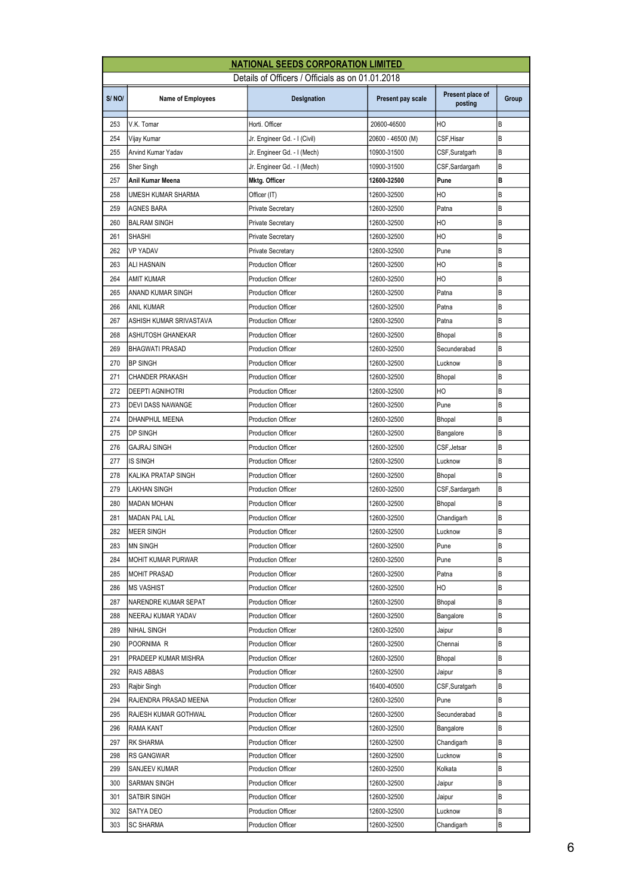# NATIONAL SEEDS CORPORATION LIMITED

Details of Officers / Officials as on 01.01.2018

| S/ NO/ | Name of Employees | Designation | Present pay scale | Present place of posting | Group |
|---|---|---|---|---|---|
| 253 | V.K. Tomar | Horti. Officer | 20600-46500 | HO | B |
| 254 | Vijay Kumar | Jr. Engineer Gd. - I (Civil) | 20600 - 46500 (M) | CSF,Hisar | B |
| 255 | Arvind Kumar Yadav | Jr. Engineer Gd. - I (Mech) | 10900-31500 | CSF,Suratgarh | B |
| 256 | Sher Singh | Jr. Engineer Gd. - I (Mech) | 10900-31500 | CSF,Sardargarh | B |
| 257 | **Anil Kumar Meena** | **Mktg. Officer** | **12600-32500** | **Pune** | **B** |
| 258 | UMESH KUMAR SHARMA | Officer (IT) | 12600-32500 | HO | B |
| 259 | AGNES BARA | Private Secretary | 12600-32500 | Patna | B |
| 260 | BALRAM SINGH | Private Secretary | 12600-32500 | HO | B |
| 261 | SHASHI | Private Secretary | 12600-32500 | HO | B |
| 262 | VP YADAV | Private Secretary | 12600-32500 | Pune | B |
| 263 | ALI HASNAIN | Production Officer | 12600-32500 | HO | B |
| 264 | AMIT KUMAR | Production Officer | 12600-32500 | HO | B |
| 265 | ANAND KUMAR SINGH | Production Officer | 12600-32500 | Patna | B |
| 266 | ANIL KUMAR | Production Officer | 12600-32500 | Patna | B |
| 267 | ASHISH KUMAR SRIVASTAVA | Production Officer | 12600-32500 | Patna | B |
| 268 | ASHUTOSH GHANEKAR | Production Officer | 12600-32500 | Bhopal | B |
| 269 | BHAGWATI PRASAD | Production Officer | 12600-32500 | Secunderabad | B |
| 270 | BP SINGH | Production Officer | 12600-32500 | Lucknow | B |
| 271 | CHANDER PRAKASH | Production Officer | 12600-32500 | Bhopal | B |
| 272 | DEEPTI AGNIHOTRI | Production Officer | 12600-32500 | HO | B |
| 273 | DEVI DASS NAWANGE | Production Officer | 12600-32500 | Pune | B |
| 274 | DHANPHUL MEENA | Production Officer | 12600-32500 | Bhopal | B |
| 275 | DP SINGH | Production Officer | 12600-32500 | Bangalore | B |
| 276 | GAJRAJ SINGH | Production Officer | 12600-32500 | CSF,Jetsar | B |
| 277 | IS SINGH | Production Officer | 12600-32500 | Lucknow | B |
| 278 | KALIKA PRATAP SINGH | Production Officer | 12600-32500 | Bhopal | B |
| 279 | LAKHAN SINGH | Production Officer | 12600-32500 | CSF,Sardargarh | B |
| 280 | MADAN MOHAN | Production Officer | 12600-32500 | Bhopal | B |
| 281 | MADAN PAL LAL | Production Officer | 12600-32500 | Chandigarh | B |
| 282 | MEER SINGH | Production Officer | 12600-32500 | Lucknow | B |
| 283 | MN SINGH | Production Officer | 12600-32500 | Pune | B |
| 284 | MOHIT KUMAR PURWAR | Production Officer | 12600-32500 | Pune | B |
| 285 | MOHIT PRASAD | Production Officer | 12600-32500 | Patna | B |
| 286 | MS VASHIST | Production Officer | 12600-32500 | HO | B |
| 287 | NARENDRE KUMAR SEPAT | Production Officer | 12600-32500 | Bhopal | B |
| 288 | NEERAJ KUMAR YADAV | Production Officer | 12600-32500 | Bangalore | B |
| 289 | NIHAL SINGH | Production Officer | 12600-32500 | Jaipur | B |
| 290 | POORNIMA R | Production Officer | 12600-32500 | Chennai | B |
| 291 | PRADEEP KUMAR MISHRA | Production Officer | 12600-32500 | Bhopal | B |
| 292 | RAIS ABBAS | Production Officer | 12600-32500 | Jaipur | B |
| 293 | Rajbir Singh | Production Officer | 16400-40500 | CSF,Suratgarh | B |
| 294 | RAJENDRA PRASAD MEENA | Production Officer | 12600-32500 | Pune | B |
| 295 | RAJESH KUMAR GOTHWAL | Production Officer | 12600-32500 | Secunderabad | B |
| 296 | RAMA KANT | Production Officer | 12600-32500 | Bangalore | B |
| 297 | RK SHARMA | Production Officer | 12600-32500 | Chandigarh | B |
| 298 | RS GANGWAR | Production Officer | 12600-32500 | Lucknow | B |
| 299 | SANJEEV KUMAR | Production Officer | 12600-32500 | Kolkata | B |
| 300 | SARMAN SINGH | Production Officer | 12600-32500 | Jaipur | B |
| 301 | SATBIR SINGH | Production Officer | 12600-32500 | Jaipur | B |
| 302 | SATYA DEO | Production Officer | 12600-32500 | Lucknow | B |
| 303 | SC SHARMA | Production Officer | 12600-32500 | Chandigarh | B |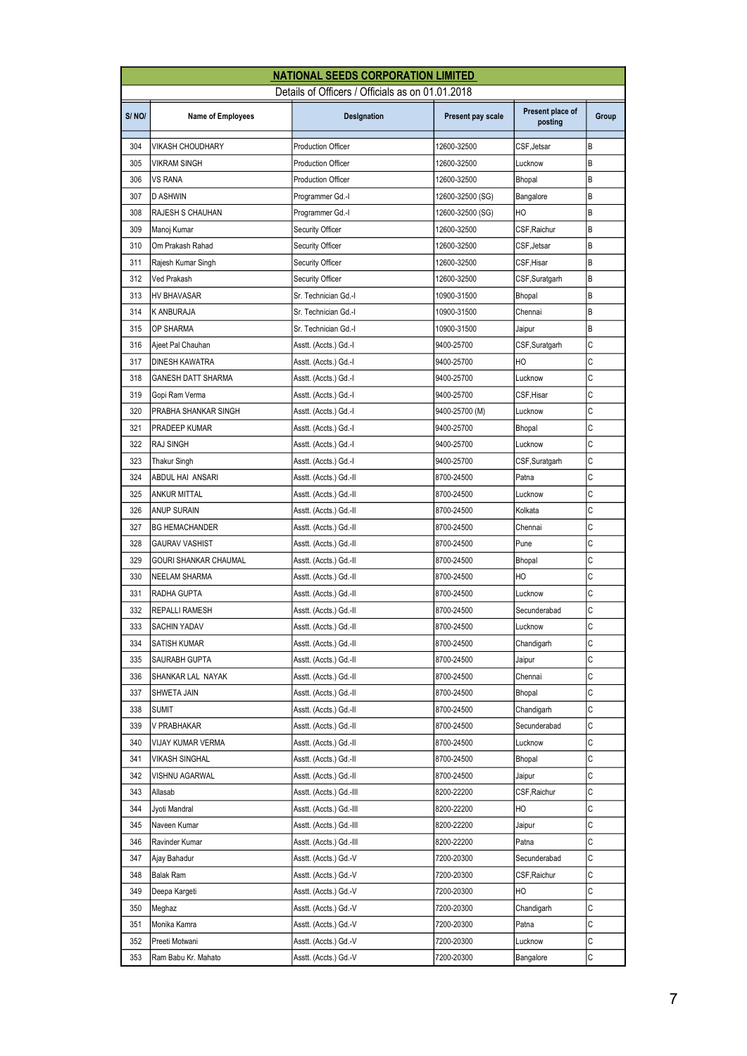| NATIONAL SEEDS CORPORATION LIMITED | | | | | |
|---|---|---|---|---|---|
| Details of Officers / Officials as on 01.01.2018 | | | | | |
| S/ NO/ | Name of Employees | Designation | Present pay scale | Present place of posting | Group |
| 304 | VIKASH CHOUDHARY | Production Officer | 12600-32500 | CSF,Jetsar | B |
| 305 | VIKRAM SINGH | Production Officer | 12600-32500 | Lucknow | B |
| 306 | VS RANA | Production Officer | 12600-32500 | Bhopal | B |
| 307 | D ASHWIN | Programmer Gd.-I | 12600-32500 (SG) | Bangalore | B |
| 308 | RAJESH S CHAUHAN | Programmer Gd.-I | 12600-32500 (SG) | HO | B |
| 309 | Manoj Kumar | Security Officer | 12600-32500 | CSF,Raichur | B |
| 310 | Om Prakash Rahad | Security Officer | 12600-32500 | CSF,Jetsar | B |
| 311 | Rajesh Kumar Singh | Security Officer | 12600-32500 | CSF,Hisar | B |
| 312 | Ved Prakash | Security Officer | 12600-32500 | CSF,Suratgarh | B |
| 313 | HV BHAVASAR | Sr. Technician Gd.-I | 10900-31500 | Bhopal | B |
| 314 | K ANBURAJA | Sr. Technician Gd.-I | 10900-31500 | Chennai | B |
| 315 | OP SHARMA | Sr. Technician Gd.-I | 10900-31500 | Jaipur | B |
| 316 | Ajeet Pal Chauhan | Asstt. (Accts.) Gd.-I | 9400-25700 | CSF,Suratgarh | C |
| 317 | DINESH KAWATRA | Asstt. (Accts.) Gd.-I | 9400-25700 | HO | C |
| 318 | GANESH DATT SHARMA | Asstt. (Accts.) Gd.-I | 9400-25700 | Lucknow | C |
| 319 | Gopi Ram Verma | Asstt. (Accts.) Gd.-I | 9400-25700 | CSF,Hisar | C |
| 320 | PRABHA SHANKAR SINGH | Asstt. (Accts.) Gd.-I | 9400-25700 (M) | Lucknow | C |
| 321 | PRADEEP KUMAR | Asstt. (Accts.) Gd.-I | 9400-25700 | Bhopal | C |
| 322 | RAJ SINGH | Asstt. (Accts.) Gd.-I | 9400-25700 | Lucknow | C |
| 323 | Thakur Singh | Asstt. (Accts.) Gd.-I | 9400-25700 | CSF,Suratgarh | C |
| 324 | ABDUL HAI ANSARI | Asstt. (Accts.) Gd.-II | 8700-24500 | Patna | C |
| 325 | ANKUR MITTAL | Asstt. (Accts.) Gd.-II | 8700-24500 | Lucknow | C |
| 326 | ANUP SURAIN | Asstt. (Accts.) Gd.-II | 8700-24500 | Kolkata | C |
| 327 | BG HEMACHANDER | Asstt. (Accts.) Gd.-II | 8700-24500 | Chennai | C |
| 328 | GAURAV VASHIST | Asstt. (Accts.) Gd.-II | 8700-24500 | Pune | C |
| 329 | GOURI SHANKAR CHAUMAL | Asstt. (Accts.) Gd.-II | 8700-24500 | Bhopal | C |
| 330 | NEELAM SHARMA | Asstt. (Accts.) Gd.-II | 8700-24500 | HO | C |
| 331 | RADHA GUPTA | Asstt. (Accts.) Gd.-II | 8700-24500 | Lucknow | C |
| 332 | REPALLI RAMESH | Asstt. (Accts.) Gd.-II | 8700-24500 | Secunderabad | C |
| 333 | SACHIN YADAV | Asstt. (Accts.) Gd.-II | 8700-24500 | Lucknow | C |
| 334 | SATISH KUMAR | Asstt. (Accts.) Gd.-II | 8700-24500 | Chandigarh | C |
| 335 | SAURABH GUPTA | Asstt. (Accts.) Gd.-II | 8700-24500 | Jaipur | C |
| 336 | SHANKAR LAL NAYAK | Asstt. (Accts.) Gd.-II | 8700-24500 | Chennai | C |
| 337 | SHWETA JAIN | Asstt. (Accts.) Gd.-II | 8700-24500 | Bhopal | C |
| 338 | SUMIT | Asstt. (Accts.) Gd.-II | 8700-24500 | Chandigarh | C |
| 339 | V PRABHAKAR | Asstt. (Accts.) Gd.-II | 8700-24500 | Secunderabad | C |
| 340 | VIJAY KUMAR VERMA | Asstt. (Accts.) Gd.-II | 8700-24500 | Lucknow | C |
| 341 | VIKASH SINGHAL | Asstt. (Accts.) Gd.-II | 8700-24500 | Bhopal | C |
| 342 | VISHNU AGARWAL | Asstt. (Accts.) Gd.-II | 8700-24500 | Jaipur | C |
| 343 | Allasab | Asstt. (Accts.) Gd.-III | 8200-22200 | CSF,Raichur | C |
| 344 | Jyoti Mandral | Asstt. (Accts.) Gd.-III | 8200-22200 | HO | C |
| 345 | Naveen Kumar | Asstt. (Accts.) Gd.-III | 8200-22200 | Jaipur | C |
| 346 | Ravinder Kumar | Asstt. (Accts.) Gd.-III | 8200-22200 | Patna | C |
| 347 | Ajay Bahadur | Asstt. (Accts.) Gd.-V | 7200-20300 | Secunderabad | C |
| 348 | Balak Ram | Asstt. (Accts.) Gd.-V | 7200-20300 | CSF,Raichur | C |
| 349 | Deepa Kargeti | Asstt. (Accts.) Gd.-V | 7200-20300 | HO | C |
| 350 | Meghaz | Asstt. (Accts.) Gd.-V | 7200-20300 | Chandigarh | C |
| 351 | Monika Kamra | Asstt. (Accts.) Gd.-V | 7200-20300 | Patna | C |
| 352 | Preeti Motwani | Asstt. (Accts.) Gd.-V | 7200-20300 | Lucknow | C |
| 353 | Ram Babu Kr. Mahato | Asstt. (Accts.) Gd.-V | 7200-20300 | Bangalore | C |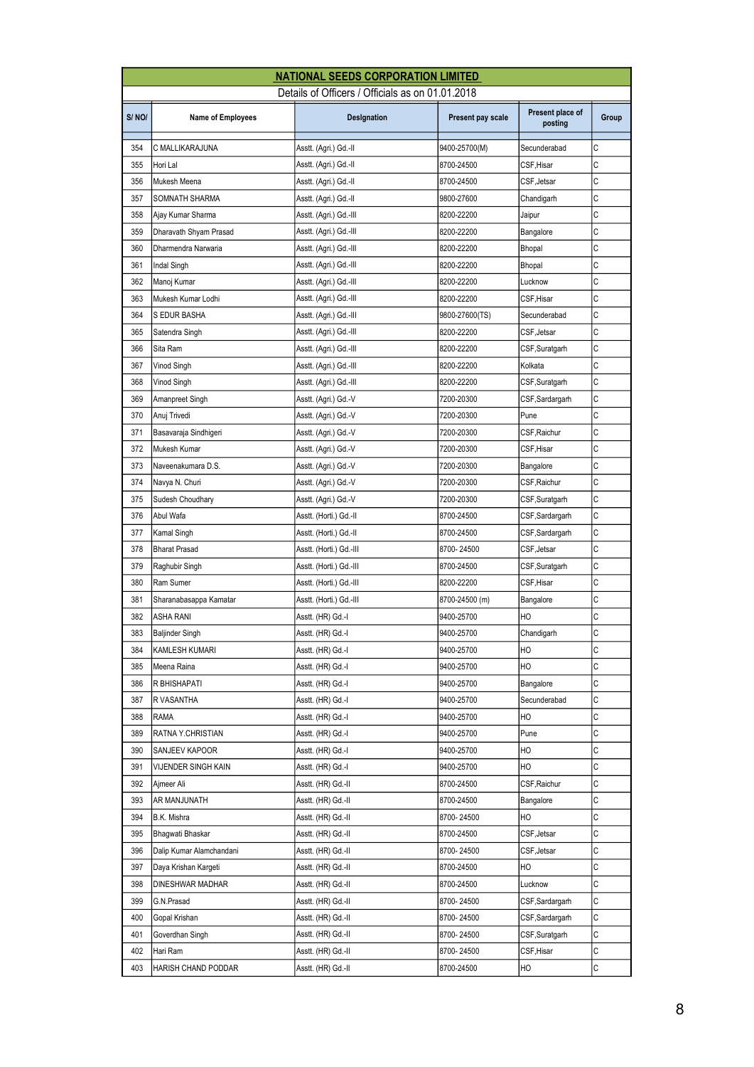## NATIONAL SEEDS CORPORATION LIMITED

Details of Officers / Officials as on 01.01.2018

| S/ NO/ | Name of Employees | Designation | Present pay scale | Present place of posting | Group |
|---|---|---|---|---|---|
| 354 | C MALLIKARAJUNA | Asstt. (Agri.) Gd.-II | 9400-25700(M) | Secunderabad | C |
| 355 | Hori Lal | Asstt. (Agri.) Gd.-II | 8700-24500 | CSF,Hisar | C |
| 356 | Mukesh Meena | Asstt. (Agri.) Gd.-II | 8700-24500 | CSF,Jetsar | C |
| 357 | SOMNATH SHARMA | Asstt. (Agri.) Gd.-II | 9800-27600 | Chandigarh | C |
| 358 | Ajay Kumar Sharma | Asstt. (Agri.) Gd.-III | 8200-22200 | Jaipur | C |
| 359 | Dharavath Shyam Prasad | Asstt. (Agri.) Gd.-III | 8200-22200 | Bangalore | C |
| 360 | Dharmendra Narwaria | Asstt. (Agri.) Gd.-III | 8200-22200 | Bhopal | C |
| 361 | Indal Singh | Asstt. (Agri.) Gd.-III | 8200-22200 | Bhopal | C |
| 362 | Manoj Kumar | Asstt. (Agri.) Gd.-III | 8200-22200 | Lucknow | C |
| 363 | Mukesh Kumar Lodhi | Asstt. (Agri.) Gd.-III | 8200-22200 | CSF,Hisar | C |
| 364 | S EDUR BASHA | Asstt. (Agri.) Gd.-III | 9800-27600(TS) | Secunderabad | C |
| 365 | Satendra Singh | Asstt. (Agri.) Gd.-III | 8200-22200 | CSF,Jetsar | C |
| 366 | Sita Ram | Asstt. (Agri.) Gd.-III | 8200-22200 | CSF,Suratgarh | C |
| 367 | Vinod Singh | Asstt. (Agri.) Gd.-III | 8200-22200 | Kolkata | C |
| 368 | Vinod Singh | Asstt. (Agri.) Gd.-III | 8200-22200 | CSF,Suratgarh | C |
| 369 | Amanpreet Singh | Asstt. (Agri.) Gd.-V | 7200-20300 | CSF,Sardargarh | C |
| 370 | Anuj Trivedi | Asstt. (Agri.) Gd.-V | 7200-20300 | Pune | C |
| 371 | Basavaraja Sindhigeri | Asstt. (Agri.) Gd.-V | 7200-20300 | CSF,Raichur | C |
| 372 | Mukesh Kumar | Asstt. (Agri.) Gd.-V | 7200-20300 | CSF,Hisar | C |
| 373 | Naveenakumara D.S. | Asstt. (Agri.) Gd.-V | 7200-20300 | Bangalore | C |
| 374 | Navya N. Churi | Asstt. (Agri.) Gd.-V | 7200-20300 | CSF,Raichur | C |
| 375 | Sudesh Choudhary | Asstt. (Agri.) Gd.-V | 7200-20300 | CSF,Suratgarh | C |
| 376 | Abul Wafa | Asstt. (Horti.) Gd.-II | 8700-24500 | CSF,Sardargarh | C |
| 377 | Kamal Singh | Asstt. (Horti.) Gd.-II | 8700-24500 | CSF,Sardargarh | C |
| 378 | Bharat Prasad | Asstt. (Horti.) Gd.-III | 8700- 24500 | CSF,Jetsar | C |
| 379 | Raghubir Singh | Asstt. (Horti.) Gd.-III | 8700-24500 | CSF,Suratgarh | C |
| 380 | Ram Sumer | Asstt. (Horti.) Gd.-III | 8200-22200 | CSF,Hisar | C |
| 381 | Sharanabasappa Kamatar | Asstt. (Horti.) Gd.-III | 8700-24500 (m) | Bangalore | C |
| 382 | ASHA RANI | Asstt. (HR) Gd.-I | 9400-25700 | HO | C |
| 383 | Baljinder Singh | Asstt. (HR) Gd.-I | 9400-25700 | Chandigarh | C |
| 384 | KAMLESH KUMARI | Asstt. (HR) Gd.-I | 9400-25700 | HO | C |
| 385 | Meena Raina | Asstt. (HR) Gd.-I | 9400-25700 | HO | C |
| 386 | R BHISHAPATI | Asstt. (HR) Gd.-I | 9400-25700 | Bangalore | C |
| 387 | R VASANTHA | Asstt. (HR) Gd.-I | 9400-25700 | Secunderabad | C |
| 388 | RAMA | Asstt. (HR) Gd.-I | 9400-25700 | HO | C |
| 389 | RATNA Y.CHRISTIAN | Asstt. (HR) Gd.-I | 9400-25700 | Pune | C |
| 390 | SANJEEV KAPOOR | Asstt. (HR) Gd.-I | 9400-25700 | HO | C |
| 391 | VIJENDER SINGH KAIN | Asstt. (HR) Gd.-I | 9400-25700 | HO | C |
| 392 | Ajmeer Ali | Asstt. (HR) Gd.-II | 8700-24500 | CSF,Raichur | C |
| 393 | AR MANJUNATH | Asstt. (HR) Gd.-II | 8700-24500 | Bangalore | C |
| 394 | B.K. Mishra | Asstt. (HR) Gd.-II | 8700- 24500 | HO | C |
| 395 | Bhagwati Bhaskar | Asstt. (HR) Gd.-II | 8700-24500 | CSF,Jetsar | C |
| 396 | Dalip Kumar Alamchandani | Asstt. (HR) Gd.-II | 8700- 24500 | CSF,Jetsar | C |
| 397 | Daya Krishan Kargeti | Asstt. (HR) Gd.-II | 8700-24500 | HO | C |
| 398 | DINESHWAR MADHAR | Asstt. (HR) Gd.-II | 8700-24500 | Lucknow | C |
| 399 | G.N.Prasad | Asstt. (HR) Gd.-II | 8700- 24500 | CSF,Sardargarh | C |
| 400 | Gopal Krishan | Asstt. (HR) Gd.-II | 8700- 24500 | CSF,Sardargarh | C |
| 401 | Goverdhan Singh | Asstt. (HR) Gd.-II | 8700- 24500 | CSF,Suratgarh | C |
| 402 | Hari Ram | Asstt. (HR) Gd.-II | 8700- 24500 | CSF,Hisar | C |
| 403 | HARISH CHAND PODDAR | Asstt. (HR) Gd.-II | 8700-24500 | HO | C |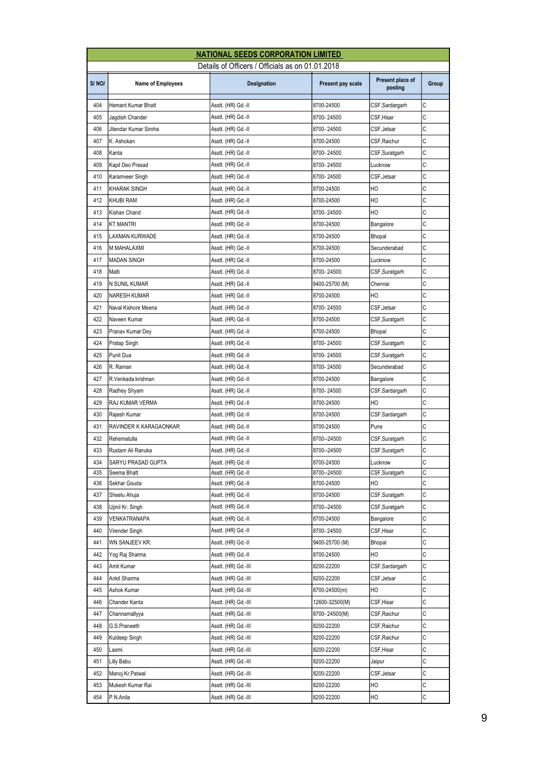**NATIONAL SEEDS CORPORATION LIMITED**

Details of Officers / Officials as on 01.01.2018

| S/ NO/ | Name of Employees | Designation | Present pay scale | Present place of posting | Group |
|---|---|---|---|---|---|
| 404 | Hemant Kumar Bhatt | Asstt. (HR) Gd.-II | 8700-24500 | CSF,Sardargarh | C |
| 405 | Jagdish Chander | Asstt. (HR) Gd.-II | 8700- 24500 | CSF,Hisar | C |
| 406 | Jitendar Kumar Siroha | Asstt. (HR) Gd.-II | 8700- 24500 | CSF,Jetsar | C |
| 407 | K. Ashokan | Asstt. (HR) Gd.-II | 8700-24500 | CSF,Raichur | C |
| 408 | Kanta | Asstt. (HR) Gd.-II | 8700- 24500 | CSF,Suratgarh | C |
| 409 | Kapil Deo Prasad | Asstt. (HR) Gd.-II | 8700- 24500 | Lucknow | C |
| 410 | Karamveer Singh | Asstt. (HR) Gd.-II | 8700- 24500 | CSF,Jetsar | C |
| 411 | KHARAK SINGH | Asstt. (HR) Gd.-II | 8700-24500 | HO | C |
| 412 | KHUBI RAM | Asstt. (HR) Gd.-II | 8700-24500 | HO | C |
| 413 | Kishan Chand | Asstt. (HR) Gd.-II | 8700- 24500 | HO | C |
| 414 | KT MANTRI | Asstt. (HR) Gd.-II | 8700-24500 | Bangalore | C |
| 415 | LAXMAN KURWADE | Asstt. (HR) Gd.-II | 8700-24500 | Bhopal | C |
| 416 | M MAHALAXMI | Asstt. (HR) Gd.-II | 8700-24500 | Secunderabad | C |
| 417 | MADAN SINGH | Asstt. (HR) Gd.-II | 8700-24500 | Lucknow | C |
| 418 | Malti | Asstt. (HR) Gd.-II | 8700- 24500 | CSF,Suratgarh | C |
| 419 | N SUNIL KUMAR | Asstt. (HR) Gd.-II | 9400-25700 (M) | Chennai | C |
| 420 | NARESH KUMAR | Asstt. (HR) Gd.-II | 8700-24500 | HO | C |
| 421 | Naval Kishore Meena | Asstt. (HR) Gd.-II | 8700- 24500 | CSF,Jetsar | C |
| 422 | Naveen Kumar | Asstt. (HR) Gd.-II | 8700-24500 | CSF,Suratgarh | C |
| 423 | Pranav Kumar Dey | Asstt. (HR) Gd.-II | 8700-24500 | Bhopal | C |
| 424 | Pratap Singh | Asstt. (HR) Gd.-II | 8700- 24500 | CSF,Suratgarh | C |
| 425 | Punit Dua | Asstt. (HR) Gd.-II | 8700- 24500 | CSF,Suratgarh | C |
| 426 | R. Raman | Asstt. (HR) Gd.-II | 8700- 24500 | Secunderabad | C |
| 427 | R.Venkada krishnan | Asstt. (HR) Gd.-II | 8700-24500 | Bangalore | C |
| 428 | Radhey Shyam | Asstt. (HR) Gd.-II | 8700- 24500 | CSF,Sardargarh | C |
| 429 | RAJ KUMAR VERMA | Asstt. (HR) Gd.-II | 8700-24500 | HO | C |
| 430 | Rajesh Kumar | Asstt. (HR) Gd.-II | 8700-24500 | CSF,Sardargarh | C |
| 431 | RAVINDER K KARAGAONKAR | Asstt. (HR) Gd.-II | 8700-24500 | Pune | C |
| 432 | Rehematulla | Asstt. (HR) Gd.-II | 8700--24500 | CSF,Suratgarh | C |
| 433 | Rustam Ali Ranuka | Asstt. (HR) Gd.-II | 8700--24500 | CSF,Suratgarh | C |
| 434 | SARYU PRASAD GUPTA | Asstt. (HR) Gd.-II | 8700-24500 | Lucknow | C |
| 435 | Seema Bhatt | Asstt. (HR) Gd.-II | 8700--24500 | CSF,Suratgarh | C |
| 436 | Sekhar Gouda | Asstt. (HR) Gd.-II | 8700-24500 | HO | C |
| 437 | Sheelu Ahuja | Asstt. (HR) Gd.-II | 8700-24500 | CSF,Suratgarh | C |
| 438 | Upnil Kr. Singh | Asstt. (HR) Gd.-II | 8700--24500 | CSF,Suratgarh | C |
| 439 | VENKATRANAPA | Asstt. (HR) Gd.-II | 8700-24500 | Bangalore | C |
| 440 | Virender Singh | Asstt. (HR) Gd.-II | 8700- 24500 | CSF,Hisar | C |
| 441 | WN SANJEEV KR. | Asstt. (HR) Gd.-II | 9400-25700 (M) | Bhopal | C |
| 442 | Yog Raj Sharma | Asstt. (HR) Gd.-II | 8700-24500 | HO | C |
| 443 | Amit Kumar | Asstt. (HR) Gd.-III | 8200-22200 | CSF,Sardargarh | C |
| 444 | Ankit Sharma | Asstt. (HR) Gd.-III | 8200-22200 | CSF,Jetsar | C |
| 445 | Ashok Kumar | Asstt. (HR) Gd.-III | 8700-24500(m) | HO | C |
| 446 | Chander Kanta | Asstt. (HR) Gd.-III | 12600-32500(M) | CSF,Hisar | C |
| 447 | Channamallyya | Asstt. (HR) Gd.-III | 8700- 24500(M) | CSF,Raichur | C |
| 448 | G.S.Praneeth | Asstt. (HR) Gd.-III | 8200-22200 | CSF,Raichur | C |
| 449 | Kuldeep Singh | Asstt. (HR) Gd.-III | 8200-22200 | CSF,Raichur | C |
| 450 | Laxmi | Asstt. (HR) Gd.-III | 8200-22200 | CSF,Hisar | C |
| 451 | Lilly Babu | Asstt. (HR) Gd.-III | 8200-22200 | Jaipur | C |
| 452 | Manoj Kr.Patwal | Asstt. (HR) Gd.-III | 8200-22200 | CSF,Jetsar | C |
| 453 | Mukesh Kumar Rai | Asstt. (HR) Gd.-III | 8200-22200 | HO | C |
| 454 | P.N.Anila | Asstt. (HR) Gd.-III | 8200-22200 | HO | C |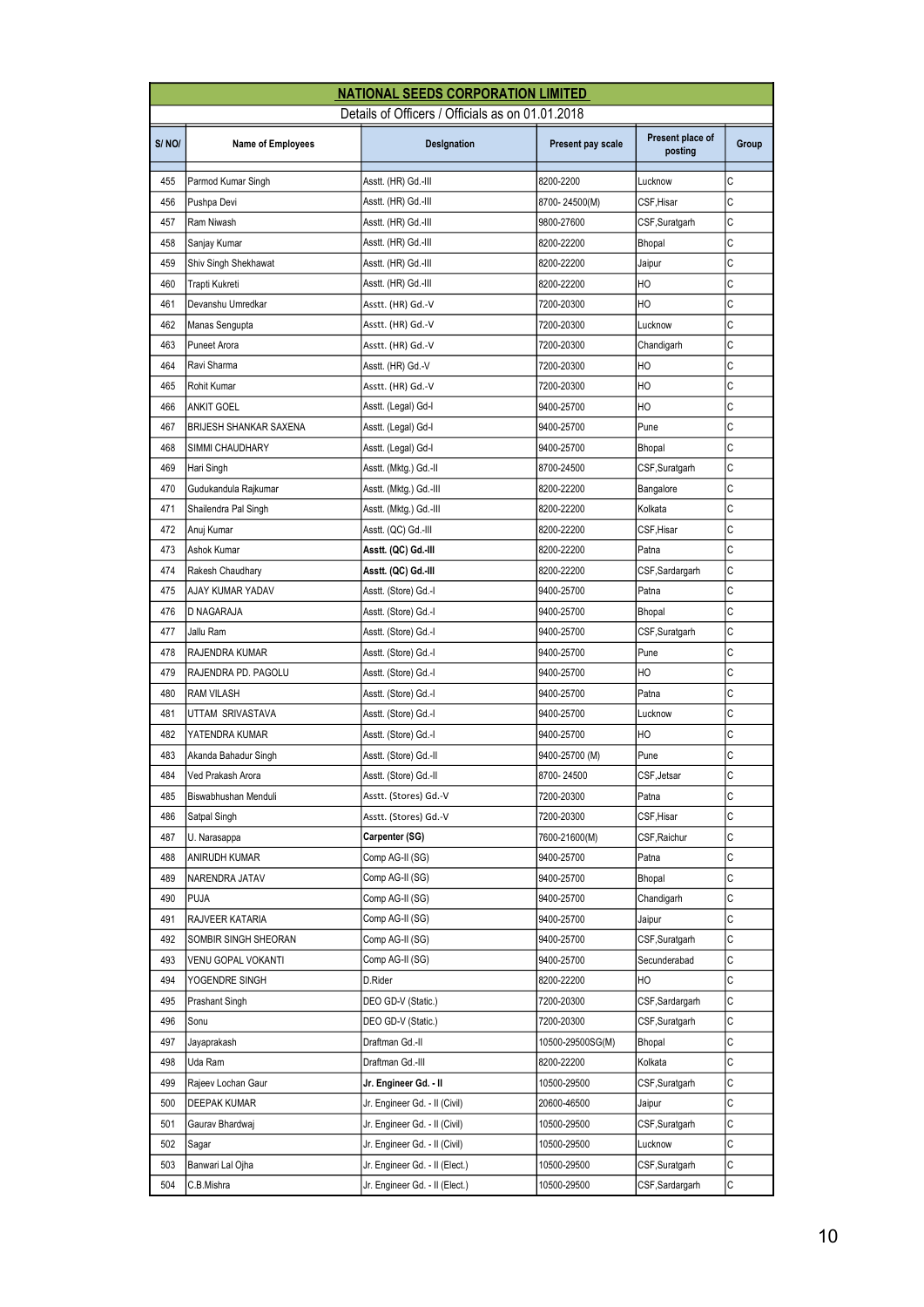## NATIONAL SEEDS CORPORATION LIMITED

Details of Officers / Officials as on 01.01.2018

| S/ NO/ | Name of Employees | Designation | Present pay scale | Present place of posting | Group |
|---|---|---|---|---|---|
| 455 | Parmod Kumar Singh | Asstt. (HR) Gd.-III | 8200-2200 | Lucknow | C |
| 456 | Pushpa Devi | Asstt. (HR) Gd.-III | 8700- 24500(M) | CSF,Hisar | C |
| 457 | Ram Niwash | Asstt. (HR) Gd.-III | 9800-27600 | CSF,Suratgarh | C |
| 458 | Sanjay Kumar | Asstt. (HR) Gd.-III | 8200-22200 | Bhopal | C |
| 459 | Shiv Singh Shekhawat | Asstt. (HR) Gd.-III | 8200-22200 | Jaipur | C |
| 460 | Trapti Kukreti | Asstt. (HR) Gd.-III | 8200-22200 | HO | C |
| 461 | Devanshu Umredkar | Asstt. (HR) Gd.-V | 7200-20300 | HO | C |
| 462 | Manas Sengupta | Asstt. (HR) Gd.-V | 7200-20300 | Lucknow | C |
| 463 | Puneet Arora | Asstt. (HR) Gd.-V | 7200-20300 | Chandigarh | C |
| 464 | Ravi Sharma | Asstt. (HR) Gd.-V | 7200-20300 | HO | C |
| 465 | Rohit Kumar | Asstt. (HR) Gd.-V | 7200-20300 | HO | C |
| 466 | ANKIT GOEL | Asstt. (Legal) Gd-I | 9400-25700 | HO | C |
| 467 | BRIJESH SHANKAR SAXENA | Asstt. (Legal) Gd-I | 9400-25700 | Pune | C |
| 468 | SIMMI CHAUDHARY | Asstt. (Legal) Gd-I | 9400-25700 | Bhopal | C |
| 469 | Hari Singh | Asstt. (Mktg.) Gd.-II | 8700-24500 | CSF,Suratgarh | C |
| 470 | Gudukandula Rajkumar | Asstt. (Mktg.) Gd.-III | 8200-22200 | Bangalore | C |
| 471 | Shailendra Pal Singh | Asstt. (Mktg.) Gd.-III | 8200-22200 | Kolkata | C |
| 472 | Anuj Kumar | Asstt. (QC) Gd.-III | 8200-22200 | CSF,Hisar | C |
| 473 | Ashok Kumar | **Asstt. (QC) Gd.-III** | 8200-22200 | Patna | C |
| 474 | Rakesh Chaudhary | **Asstt. (QC) Gd.-III** | 8200-22200 | CSF,Sardargarh | C |
| 475 | AJAY KUMAR YADAV | Asstt. (Store) Gd.-I | 9400-25700 | Patna | C |
| 476 | D NAGARAJA | Asstt. (Store) Gd.-I | 9400-25700 | Bhopal | C |
| 477 | Jallu Ram | Asstt. (Store) Gd.-I | 9400-25700 | CSF,Suratgarh | C |
| 478 | RAJENDRA KUMAR | Asstt. (Store) Gd.-I | 9400-25700 | Pune | C |
| 479 | RAJENDRA PD. PAGOLU | Asstt. (Store) Gd.-I | 9400-25700 | HO | C |
| 480 | RAM VILASH | Asstt. (Store) Gd.-I | 9400-25700 | Patna | C |
| 481 | UTTAM SRIVASTAVA | Asstt. (Store) Gd.-I | 9400-25700 | Lucknow | C |
| 482 | YATENDRA KUMAR | Asstt. (Store) Gd.-I | 9400-25700 | HO | C |
| 483 | Akanda Bahadur Singh | Asstt. (Store) Gd.-II | 9400-25700 (M) | Pune | C |
| 484 | Ved Prakash Arora | Asstt. (Store) Gd.-II | 8700- 24500 | CSF,Jetsar | C |
| 485 | Biswabhushan Menduli | Asstt. (Stores) Gd.-V | 7200-20300 | Patna | C |
| 486 | Satpal Singh | Asstt. (Stores) Gd.-V | 7200-20300 | CSF,Hisar | C |
| 487 | U. Narasappa | **Carpenter (SG)** | 7600-21600(M) | CSF,Raichur | C |
| 488 | ANIRUDH KUMAR | Comp AG-II (SG) | 9400-25700 | Patna | C |
| 489 | NARENDRA JATAV | Comp AG-II (SG) | 9400-25700 | Bhopal | C |
| 490 | PUJA | Comp AG-II (SG) | 9400-25700 | Chandigarh | C |
| 491 | RAJVEER KATARIA | Comp AG-II (SG) | 9400-25700 | Jaipur | C |
| 492 | SOMBIR SINGH SHEORAN | Comp AG-II (SG) | 9400-25700 | CSF,Suratgarh | C |
| 493 | VENU GOPAL VOKANTI | Comp AG-II (SG) | 9400-25700 | Secunderabad | C |
| 494 | YOGENDRE SINGH | D.Rider | 8200-22200 | HO | C |
| 495 | Prashant Singh | DEO GD-V (Static.) | 7200-20300 | CSF,Sardargarh | C |
| 496 | Sonu | DEO GD-V (Static.) | 7200-20300 | CSF,Suratgarh | C |
| 497 | Jayaprakash | Draftman Gd.-II | 10500-29500SG(M) | Bhopal | C |
| 498 | Uda Ram | Draftman Gd.-III | 8200-22200 | Kolkata | C |
| 499 | Rajeev Lochan Gaur | **Jr. Engineer Gd. - II** | 10500-29500 | CSF,Suratgarh | C |
| 500 | DEEPAK KUMAR | Jr. Engineer Gd. - II (Civil) | 20600-46500 | Jaipur | C |
| 501 | Gaurav Bhardwaj | Jr. Engineer Gd. - II (Civil) | 10500-29500 | CSF,Suratgarh | C |
| 502 | Sagar | Jr. Engineer Gd. - II (Civil) | 10500-29500 | Lucknow | C |
| 503 | Banwari Lal Ojha | Jr. Engineer Gd. - II (Elect.) | 10500-29500 | CSF,Suratgarh | C |
| 504 | C.B.Mishra | Jr. Engineer Gd. - II (Elect.) | 10500-29500 | CSF,Sardargarh | C |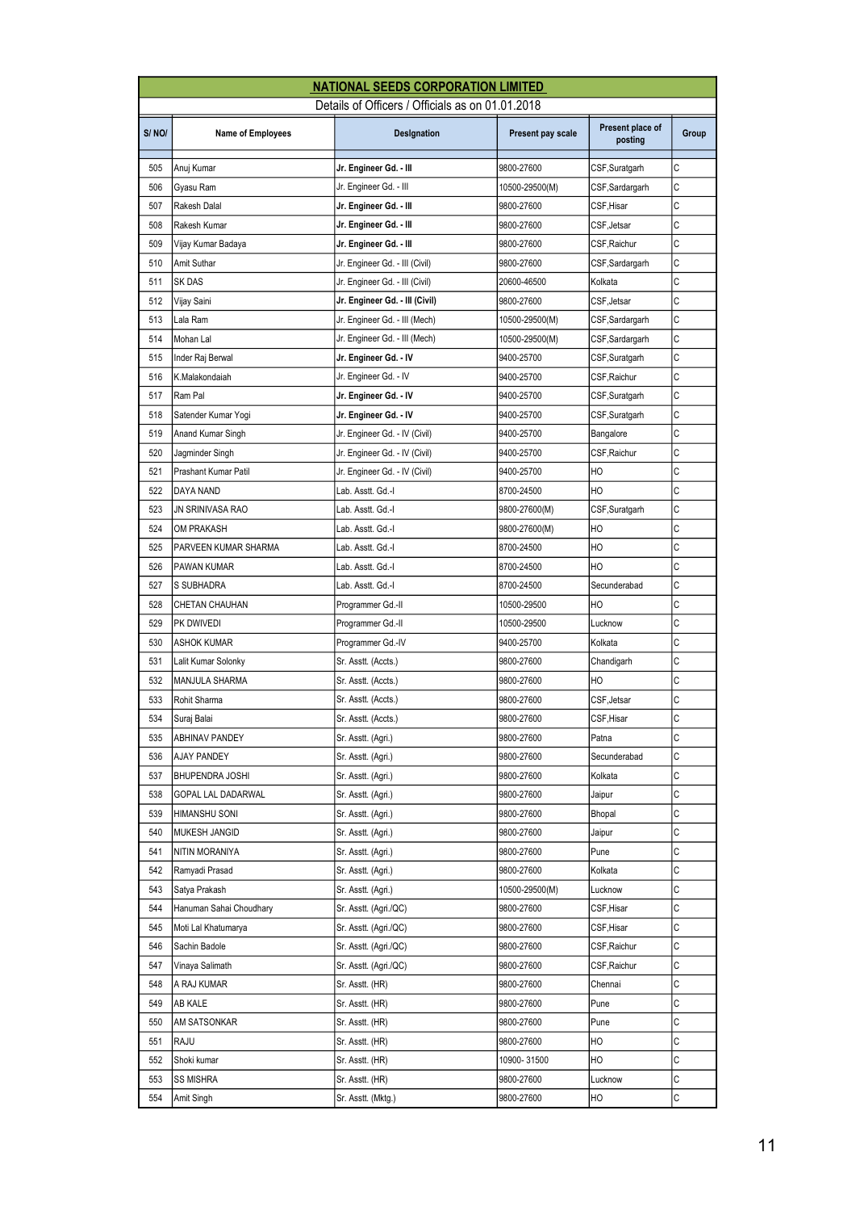## NATIONAL SEEDS CORPORATION LIMITED

Details of Officers / Officials as on 01.01.2018

| S/ NO/ | Name of Employees | Designation | Present pay scale | Present place of posting | Group |
|---|---|---|---|---|---|
| 505 | Anuj Kumar | **Jr. Engineer Gd. - III** | 9800-27600 | CSF,Suratgarh | C |
| 506 | Gyasu Ram | Jr. Engineer Gd. - III | 10500-29500(M) | CSF,Sardargarh | C |
| 507 | Rakesh Dalal | **Jr. Engineer Gd. - III** | 9800-27600 | CSF,Hisar | C |
| 508 | Rakesh Kumar | **Jr. Engineer Gd. - III** | 9800-27600 | CSF,Jetsar | C |
| 509 | Vijay Kumar Badaya | **Jr. Engineer Gd. - III** | 9800-27600 | CSF,Raichur | C |
| 510 | Amit Suthar | Jr. Engineer Gd. - III (Civil) | 9800-27600 | CSF,Sardargarh | C |
| 511 | SK DAS | Jr. Engineer Gd. - III (Civil) | 20600-46500 | Kolkata | C |
| 512 | Vijay Saini | **Jr. Engineer Gd. - III (Civil)** | 9800-27600 | CSF,Jetsar | C |
| 513 | Lala Ram | Jr. Engineer Gd. - III (Mech) | 10500-29500(M) | CSF,Sardargarh | C |
| 514 | Mohan Lal | Jr. Engineer Gd. - III (Mech) | 10500-29500(M) | CSF,Sardargarh | C |
| 515 | Inder Raj Berwal | **Jr. Engineer Gd. - IV** | 9400-25700 | CSF,Suratgarh | C |
| 516 | K.Malakondaiah | Jr. Engineer Gd. - IV | 9400-25700 | CSF,Raichur | C |
| 517 | Ram Pal | **Jr. Engineer Gd. - IV** | 9400-25700 | CSF,Suratgarh | C |
| 518 | Satender Kumar Yogi | **Jr. Engineer Gd. - IV** | 9400-25700 | CSF,Suratgarh | C |
| 519 | Anand Kumar Singh | Jr. Engineer Gd. - IV (Civil) | 9400-25700 | Bangalore | C |
| 520 | Jagminder Singh | Jr. Engineer Gd. - IV (Civil) | 9400-25700 | CSF,Raichur | C |
| 521 | Prashant Kumar Patil | Jr. Engineer Gd. - IV (Civil) | 9400-25700 | HO | C |
| 522 | DAYA NAND | Lab. Asstt. Gd.-I | 8700-24500 | HO | C |
| 523 | JN SRINIVASA RAO | Lab. Asstt. Gd.-I | 9800-27600(M) | CSF,Suratgarh | C |
| 524 | OM PRAKASH | Lab. Asstt. Gd.-I | 9800-27600(M) | HO | C |
| 525 | PARVEEN KUMAR SHARMA | Lab. Asstt. Gd.-I | 8700-24500 | HO | C |
| 526 | PAWAN KUMAR | Lab. Asstt. Gd.-I | 8700-24500 | HO | C |
| 527 | S SUBHADRA | Lab. Asstt. Gd.-I | 8700-24500 | Secunderabad | C |
| 528 | CHETAN CHAUHAN | Programmer Gd.-II | 10500-29500 | HO | C |
| 529 | PK DWIVEDI | Programmer Gd.-II | 10500-29500 | Lucknow | C |
| 530 | ASHOK KUMAR | Programmer Gd.-IV | 9400-25700 | Kolkata | C |
| 531 | Lalit Kumar Solonky | Sr. Asstt. (Accts.) | 9800-27600 | Chandigarh | C |
| 532 | MANJULA SHARMA | Sr. Asstt. (Accts.) | 9800-27600 | HO | C |
| 533 | Rohit Sharma | Sr. Asstt. (Accts.) | 9800-27600 | CSF,Jetsar | C |
| 534 | Suraj Balai | Sr. Asstt. (Accts.) | 9800-27600 | CSF,Hisar | C |
| 535 | ABHINAV PANDEY | Sr. Asstt. (Agri.) | 9800-27600 | Patna | C |
| 536 | AJAY PANDEY | Sr. Asstt. (Agri.) | 9800-27600 | Secunderabad | C |
| 537 | BHUPENDRA JOSHI | Sr. Asstt. (Agri.) | 9800-27600 | Kolkata | C |
| 538 | GOPAL LAL DADARWAL | Sr. Asstt. (Agri.) | 9800-27600 | Jaipur | C |
| 539 | HIMANSHU SONI | Sr. Asstt. (Agri.) | 9800-27600 | Bhopal | C |
| 540 | MUKESH JANGID | Sr. Asstt. (Agri.) | 9800-27600 | Jaipur | C |
| 541 | NITIN MORANIYA | Sr. Asstt. (Agri.) | 9800-27600 | Pune | C |
| 542 | Ramyadi Prasad | Sr. Asstt. (Agri.) | 9800-27600 | Kolkata | C |
| 543 | Satya Prakash | Sr. Asstt. (Agri.) | 10500-29500(M) | Lucknow | C |
| 544 | Hanuman Sahai Choudhary | Sr. Asstt. (Agri./QC) | 9800-27600 | CSF,Hisar | C |
| 545 | Moti Lal Khatumarya | Sr. Asstt. (Agri./QC) | 9800-27600 | CSF,Hisar | C |
| 546 | Sachin Badole | Sr. Asstt. (Agri./QC) | 9800-27600 | CSF,Raichur | C |
| 547 | Vinaya Salimath | Sr. Asstt. (Agri./QC) | 9800-27600 | CSF,Raichur | C |
| 548 | A RAJ KUMAR | Sr. Asstt. (HR) | 9800-27600 | Chennai | C |
| 549 | AB KALE | Sr. Asstt. (HR) | 9800-27600 | Pune | C |
| 550 | AM SATSONKAR | Sr. Asstt. (HR) | 9800-27600 | Pune | C |
| 551 | RAJU | Sr. Asstt. (HR) | 9800-27600 | HO | C |
| 552 | Shoki kumar | Sr. Asstt. (HR) | 10900- 31500 | HO | C |
| 553 | SS MISHRA | Sr. Asstt. (HR) | 9800-27600 | Lucknow | C |
| 554 | Amit Singh | Sr. Asstt. (Mktg.) | 9800-27600 | HO | C |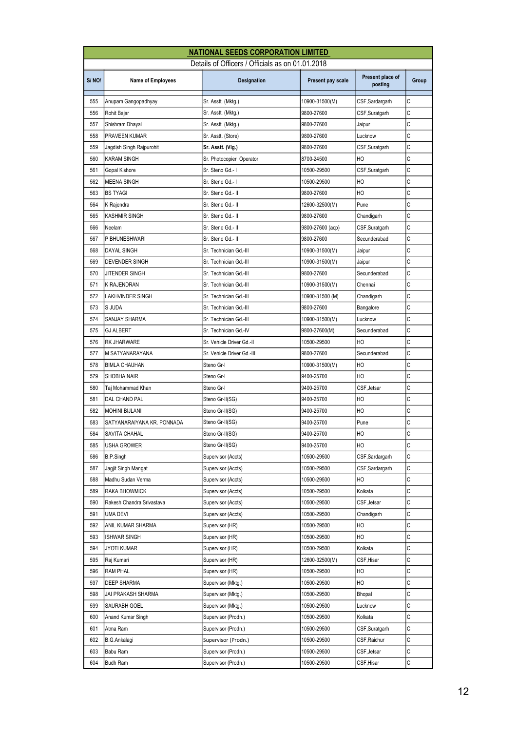**NATIONAL SEEDS CORPORATION LIMITED**

Details of Officers / Officials as on 01.01.2018

| S/ NO/ | Name of Employees | Designation | Present pay scale | Present place of posting | Group |
|---|---|---|---|---|---|
| 555 | Anupam Gangopadhyay | Sr. Asstt. (Mktg.) | 10900-31500(M) | CSF,Sardargarh | C |
| 556 | Rohit Bajar | Sr. Asstt. (Mktg.) | 9800-27600 | CSF,Suratgarh | C |
| 557 | Shishram Dhayal | Sr. Asstt. (Mktg.) | 9800-27600 | Jaipur | C |
| 558 | PRAVEEN KUMAR | Sr. Asstt. (Store) | 9800-27600 | Lucknow | C |
| 559 | Jagdish Singh Rajpurohit | **Sr. Asstt. (Vig.)** | 9800-27600 | CSF,Suratgarh | C |
| 560 | KARAM SINGH | Sr. Photocopier Operator | 8700-24500 | HO | C |
| 561 | Gopal Kishore | Sr. Steno Gd.- I | 10500-29500 | CSF,Suratgarh | C |
| 562 | MEENA SINGH | Sr. Steno Gd.- I | 10500-29500 | HO | C |
| 563 | BS TYAGI | Sr. Steno Gd.- II | 9800-27600 | HO | C |
| 564 | K Rajendra | Sr. Steno Gd.- II | 12600-32500(M) | Pune | C |
| 565 | KASHMIR SINGH | Sr. Steno Gd.- II | 9800-27600 | Chandigarh | C |
| 566 | Neelam | Sr. Steno Gd.- II | 9800-27600 (acp) | CSF,Suratgarh | C |
| 567 | P BHUNESHWARI | Sr. Steno Gd.- II | 9800-27600 | Secunderabad | C |
| 568 | DAYAL SINGH | Sr. Technician Gd.-III | 10900-31500(M) | Jaipur | C |
| 569 | DEVENDER SINGH | Sr. Technician Gd.-III | 10900-31500(M) | Jaipur | C |
| 570 | JITENDER SINGH | Sr. Technician Gd.-III | 9800-27600 | Secunderabad | C |
| 571 | K RAJENDRAN | Sr. Technician Gd.-III | 10900-31500(M) | Chennai | C |
| 572 | LAKHVINDER SINGH | Sr. Technician Gd.-III | 10900-31500 (M) | Chandigarh | C |
| 573 | S JUDA | Sr. Technician Gd.-III | 9800-27600 | Bangalore | C |
| 574 | SANJAY SHARMA | Sr. Technician Gd.-III | 10900-31500(M) | Lucknow | C |
| 575 | GJ ALBERT | Sr. Technician Gd.-IV | 9800-27600(M) | Secunderabad | C |
| 576 | RK JHARWARE | Sr. Vehicle Driver Gd.-II | 10500-29500 | HO | C |
| 577 | M SATYANARAYANA | Sr. Vehicle Driver Gd.-III | 9800-27600 | Secunderabad | C |
| 578 | BIMLA CHAUHAN | Steno Gr-I | 10900-31500(M) | HO | C |
| 579 | SHOBHA NAIR | Steno Gr-I | 9400-25700 | HO | C |
| 580 | Taj Mohammad Khan | Steno Gr-I | 9400-25700 | CSF,Jetsar | C |
| 581 | DAL CHAND PAL | Steno Gr-II(SG) | 9400-25700 | HO | C |
| 582 | MOHINI BIJLANI | Steno Gr-II(SG) | 9400-25700 | HO | C |
| 583 | SATYANARAIYANA KR. PONNADA | Steno Gr-II(SG) | 9400-25700 | Pune | C |
| 584 | SAVITA CHAHAL | Steno Gr-II(SG) | 9400-25700 | HO | C |
| 585 | USHA GROWER | Steno Gr-II(SG) | 9400-25700 | HO | C |
| 586 | B.P.Singh | Supervisor (Accts) | 10500-29500 | CSF,Sardargarh | C |
| 587 | Jagjit Singh Mangat | Supervisor (Accts) | 10500-29500 | CSF,Sardargarh | C |
| 588 | Madhu Sudan Verma | Supervisor (Accts) | 10500-29500 | HO | C |
| 589 | RAKA BHOWMICK | Supervisor (Accts) | 10500-29500 | Kolkata | C |
| 590 | Rakesh Chandra Srivastava | Supervisor (Accts) | 10500-29500 | CSF,Jetsar | C |
| 591 | UMA DEVI | Supervisor (Accts) | 10500-29500 | Chandigarh | C |
| 592 | ANIL KUMAR SHARMA | Supervisor (HR) | 10500-29500 | HO | C |
| 593 | ISHWAR SINGH | Supervisor (HR) | 10500-29500 | HO | C |
| 594 | JYOTI KUMAR | Supervisor (HR) | 10500-29500 | Kolkata | C |
| 595 | Raj Kumari | Supervisor (HR) | 12600-32500(M) | CSF,Hisar | C |
| 596 | RAM PHAL | Supervisor (HR) | 10500-29500 | HO | C |
| 597 | DEEP SHARMA | Supervisor (Mktg.) | 10500-29500 | HO | C |
| 598 | JAI PRAKASH SHARMA | Supervisor (Mktg.) | 10500-29500 | Bhopal | C |
| 599 | SAURABH GOEL | Supervisor (Mktg.) | 10500-29500 | Lucknow | C |
| 600 | Anand Kumar Singh | Supervisor (Prodn.) | 10500-29500 | Kolkata | C |
| 601 | Atma Ram | Supervisor (Prodn.) | 10500-29500 | CSF,Suratgarh | C |
| 602 | B.G.Ankalagi | Supervisor (Prodn.) | 10500-29500 | CSF,Raichur | C |
| 603 | Babu Ram | Supervisor (Prodn.) | 10500-29500 | CSF,Jetsar | C |
| 604 | Budh Ram | Supervisor (Prodn.) | 10500-29500 | CSF,Hisar | C |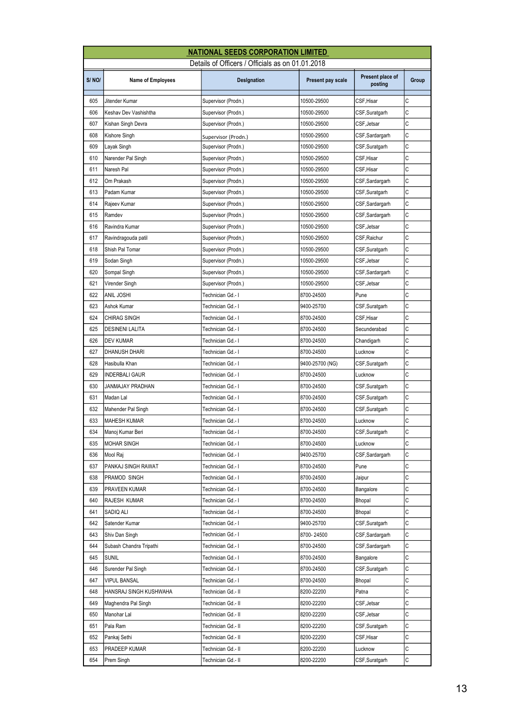# NATIONAL SEEDS CORPORATION LIMITED

Details of Officers / Officials as on 01.01.2018

| S/ NO/ | Name of Employees | Designation | Present pay scale | Present place of posting | Group |
|---|---|---|---|---|---|
| 605 | Jitender Kumar | Supervisor (Prodn.) | 10500-29500 | CSF,Hisar | C |
| 606 | Keshav Dev Vashishtha | Supervisor (Prodn.) | 10500-29500 | CSF,Suratgarh | C |
| 607 | Kishan Singh Devra | Supervisor (Prodn.) | 10500-29500 | CSF,Jetsar | C |
| 608 | Kishore Singh | Supervisor (Prodn.) | 10500-29500 | CSF,Sardargarh | C |
| 609 | Layak Singh | Supervisor (Prodn.) | 10500-29500 | CSF,Suratgarh | C |
| 610 | Narender Pal Singh | Supervisor (Prodn.) | 10500-29500 | CSF,Hisar | C |
| 611 | Naresh Pal | Supervisor (Prodn.) | 10500-29500 | CSF,Hisar | C |
| 612 | Om Prakash | Supervisor (Prodn.) | 10500-29500 | CSF,Sardargarh | C |
| 613 | Padam Kumar | Supervisor (Prodn.) | 10500-29500 | CSF,Suratgarh | C |
| 614 | Rajeev Kumar | Supervisor (Prodn.) | 10500-29500 | CSF,Sardargarh | C |
| 615 | Ramdev | Supervisor (Prodn.) | 10500-29500 | CSF,Sardargarh | C |
| 616 | Ravindra Kumar | Supervisor (Prodn.) | 10500-29500 | CSF,Jetsar | C |
| 617 | Ravindragouda patil | Supervisor (Prodn.) | 10500-29500 | CSF,Raichur | C |
| 618 | Shish Pal Tomar | Supervisor (Prodn.) | 10500-29500 | CSF,Suratgarh | C |
| 619 | Sodan Singh | Supervisor (Prodn.) | 10500-29500 | CSF,Jetsar | C |
| 620 | Sompal Singh | Supervisor (Prodn.) | 10500-29500 | CSF,Sardargarh | C |
| 621 | Virender Singh | Supervisor (Prodn.) | 10500-29500 | CSF,Jetsar | C |
| 622 | ANIL JOSHI | Technician Gd.- I | 8700-24500 | Pune | C |
| 623 | Ashok Kumar | Technician Gd.- I | 9400-25700 | CSF,Suratgarh | C |
| 624 | CHIRAG SINGH | Technician Gd.- I | 8700-24500 | CSF,Hisar | C |
| 625 | DESINENI LALITA | Technician Gd.- I | 8700-24500 | Secunderabad | C |
| 626 | DEV KUMAR | Technician Gd.- I | 8700-24500 | Chandigarh | C |
| 627 | DHANUSH DHARI | Technician Gd.- I | 8700-24500 | Lucknow | C |
| 628 | Hasibulla Khan | Technician Gd.- I | 9400-25700 (NG) | CSF,Suratgarh | C |
| 629 | INDERBALI GAUR | Technician Gd.- I | 8700-24500 | Lucknow | C |
| 630 | JANMAJAY PRADHAN | Technician Gd.- I | 8700-24500 | CSF,Suratgarh | C |
| 631 | Madan Lal | Technician Gd.- I | 8700-24500 | CSF,Suratgarh | C |
| 632 | Mahender Pal Singh | Technician Gd.- I | 8700-24500 | CSF,Suratgarh | C |
| 633 | MAHESH KUMAR | Technician Gd.- I | 8700-24500 | Lucknow | C |
| 634 | Manoj Kumar Beri | Technician Gd.- I | 8700-24500 | CSF,Suratgarh | C |
| 635 | MOHAR SINGH | Technician Gd.- I | 8700-24500 | Lucknow | C |
| 636 | Mool Raj | Technician Gd.- I | 9400-25700 | CSF,Sardargarh | C |
| 637 | PANKAJ SINGH RAWAT | Technician Gd.- I | 8700-24500 | Pune | C |
| 638 | PRAMOD SINGH | Technician Gd.- I | 8700-24500 | Jaipur | C |
| 639 | PRAVEEN KUMAR | Technician Gd.- I | 8700-24500 | Bangalore | C |
| 640 | RAJESH KUMAR | Technician Gd.- I | 8700-24500 | Bhopal | C |
| 641 | SADIQ ALI | Technician Gd.- I | 8700-24500 | Bhopal | C |
| 642 | Satender Kumar | Technician Gd.- I | 9400-25700 | CSF,Suratgarh | C |
| 643 | Shiv Dan Singh | Technician Gd.- I | 8700- 24500 | CSF,Sardargarh | C |
| 644 | Subash Chandra Tripathi | Technician Gd.- I | 8700-24500 | CSF,Sardargarh | C |
| 645 | SUNIL | Technician Gd.- I | 8700-24500 | Bangalore | C |
| 646 | Surender Pal Singh | Technician Gd.- I | 8700-24500 | CSF,Suratgarh | C |
| 647 | VIPUL BANSAL | Technician Gd.- I | 8700-24500 | Bhopal | C |
| 648 | HANSRAJ SINGH KUSHWAHA | Technician Gd.- II | 8200-22200 | Patna | C |
| 649 | Maghendra Pal Singh | Technician Gd.- II | 8200-22200 | CSF,Jetsar | C |
| 650 | Manohar Lal | Technician Gd.- II | 8200-22200 | CSF,Jetsar | C |
| 651 | Pala Ram | Technician Gd.- II | 8200-22200 | CSF,Suratgarh | C |
| 652 | Pankaj Sethi | Technician Gd.- II | 8200-22200 | CSF,Hisar | C |
| 653 | PRADEEP KUMAR | Technician Gd.- II | 8200-22200 | Lucknow | C |
| 654 | Prem Singh | Technician Gd.- II | 8200-22200 | CSF,Suratgarh | C |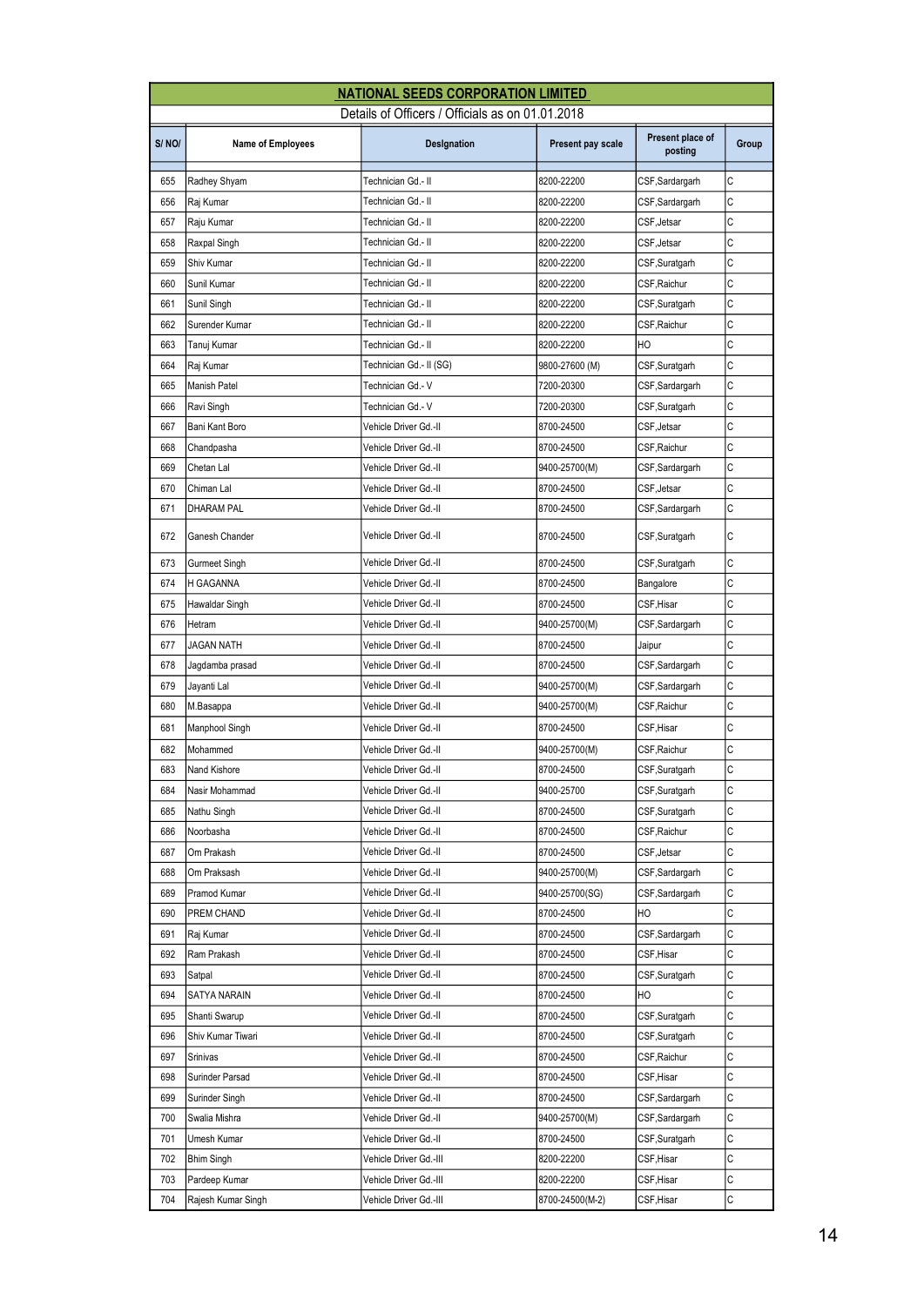| NATIONAL SEEDS CORPORATION LIMITED | | | | | |
|---|---|---|---|---|---|
| Details of Officers / Officials as on 01.01.2018 | | | | | |
| S/ NO/ | Name of Employees | Designation | Present pay scale | Present place of posting | Group |
| 655 | Radhey Shyam | Technician Gd.- II | 8200-22200 | CSF,Sardargarh | C |
| 656 | Raj Kumar | Technician Gd.- II | 8200-22200 | CSF,Sardargarh | C |
| 657 | Raju Kumar | Technician Gd.- II | 8200-22200 | CSF,Jetsar | C |
| 658 | Raxpal Singh | Technician Gd.- II | 8200-22200 | CSF,Jetsar | C |
| 659 | Shiv Kumar | Technician Gd.- II | 8200-22200 | CSF,Suratgarh | C |
| 660 | Sunil Kumar | Technician Gd.- II | 8200-22200 | CSF,Raichur | C |
| 661 | Sunil Singh | Technician Gd.- II | 8200-22200 | CSF,Suratgarh | C |
| 662 | Surender Kumar | Technician Gd.- II | 8200-22200 | CSF,Raichur | C |
| 663 | Tanuj Kumar | Technician Gd.- II | 8200-22200 | HO | C |
| 664 | Raj Kumar | Technician Gd.- II (SG) | 9800-27600 (M) | CSF,Suratgarh | C |
| 665 | Manish Patel | Technician Gd.- V | 7200-20300 | CSF,Sardargarh | C |
| 666 | Ravi Singh | Technician Gd.- V | 7200-20300 | CSF,Suratgarh | C |
| 667 | Bani Kant Boro | Vehicle Driver Gd.-II | 8700-24500 | CSF,Jetsar | C |
| 668 | Chandpasha | Vehicle Driver Gd.-II | 8700-24500 | CSF,Raichur | C |
| 669 | Chetan Lal | Vehicle Driver Gd.-II | 9400-25700(M) | CSF,Sardargarh | C |
| 670 | Chiman Lal | Vehicle Driver Gd.-II | 8700-24500 | CSF,Jetsar | C |
| 671 | DHARAM PAL | Vehicle Driver Gd.-II | 8700-24500 | CSF,Sardargarh | C |
| 672 | Ganesh Chander | Vehicle Driver Gd.-II | 8700-24500 | CSF,Suratgarh | C |
| 673 | Gurmeet Singh | Vehicle Driver Gd.-II | 8700-24500 | CSF,Suratgarh | C |
| 674 | H GAGANNA | Vehicle Driver Gd.-II | 8700-24500 | Bangalore | C |
| 675 | Hawaldar Singh | Vehicle Driver Gd.-II | 8700-24500 | CSF,Hisar | C |
| 676 | Hetram | Vehicle Driver Gd.-II | 9400-25700(M) | CSF,Sardargarh | C |
| 677 | JAGAN NATH | Vehicle Driver Gd.-II | 8700-24500 | Jaipur | C |
| 678 | Jagdamba prasad | Vehicle Driver Gd.-II | 8700-24500 | CSF,Sardargarh | C |
| 679 | Jayanti Lal | Vehicle Driver Gd.-II | 9400-25700(M) | CSF,Sardargarh | C |
| 680 | M.Basappa | Vehicle Driver Gd.-II | 9400-25700(M) | CSF,Raichur | C |
| 681 | Manphool Singh | Vehicle Driver Gd.-II | 8700-24500 | CSF,Hisar | C |
| 682 | Mohammed | Vehicle Driver Gd.-II | 9400-25700(M) | CSF,Raichur | C |
| 683 | Nand Kishore | Vehicle Driver Gd.-II | 8700-24500 | CSF,Suratgarh | C |
| 684 | Nasir Mohammad | Vehicle Driver Gd.-II | 9400-25700 | CSF,Suratgarh | C |
| 685 | Nathu Singh | Vehicle Driver Gd.-II | 8700-24500 | CSF,Suratgarh | C |
| 686 | Noorbasha | Vehicle Driver Gd.-II | 8700-24500 | CSF,Raichur | C |
| 687 | Om Prakash | Vehicle Driver Gd.-II | 8700-24500 | CSF,Jetsar | C |
| 688 | Om Praksash | Vehicle Driver Gd.-II | 9400-25700(M) | CSF,Sardargarh | C |
| 689 | Pramod Kumar | Vehicle Driver Gd.-II | 9400-25700(SG) | CSF,Sardargarh | C |
| 690 | PREM CHAND | Vehicle Driver Gd.-II | 8700-24500 | HO | C |
| 691 | Raj Kumar | Vehicle Driver Gd.-II | 8700-24500 | CSF,Sardargarh | C |
| 692 | Ram Prakash | Vehicle Driver Gd.-II | 8700-24500 | CSF,Hisar | C |
| 693 | Satpal | Vehicle Driver Gd.-II | 8700-24500 | CSF,Suratgarh | C |
| 694 | SATYA NARAIN | Vehicle Driver Gd.-II | 8700-24500 | HO | C |
| 695 | Shanti Swarup | Vehicle Driver Gd.-II | 8700-24500 | CSF,Suratgarh | C |
| 696 | Shiv Kumar Tiwari | Vehicle Driver Gd.-II | 8700-24500 | CSF,Suratgarh | C |
| 697 | Srinivas | Vehicle Driver Gd.-II | 8700-24500 | CSF,Raichur | C |
| 698 | Surinder Parsad | Vehicle Driver Gd.-II | 8700-24500 | CSF,Hisar | C |
| 699 | Surinder Singh | Vehicle Driver Gd.-II | 8700-24500 | CSF,Sardargarh | C |
| 700 | Swalia Mishra | Vehicle Driver Gd.-II | 9400-25700(M) | CSF,Sardargarh | C |
| 701 | Umesh Kumar | Vehicle Driver Gd.-II | 8700-24500 | CSF,Suratgarh | C |
| 702 | Bhim Singh | Vehicle Driver Gd.-III | 8200-22200 | CSF,Hisar | C |
| 703 | Pardeep Kumar | Vehicle Driver Gd.-III | 8200-22200 | CSF,Hisar | C |
| 704 | Rajesh Kumar Singh | Vehicle Driver Gd.-III | 8700-24500(M-2) | CSF,Hisar | C |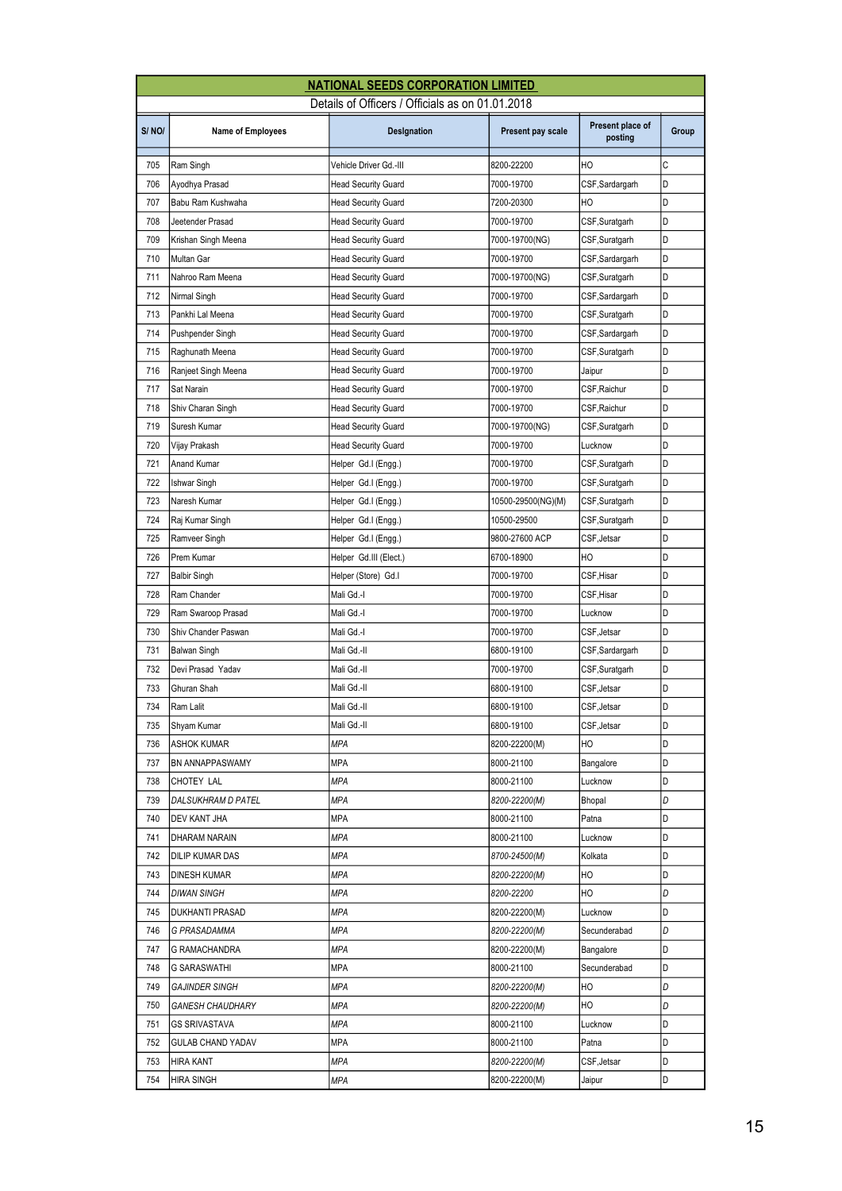# NATIONAL SEEDS CORPORATION LIMITED

Details of Officers / Officials as on 01.01.2018

| S/ NO/ | Name of Employees | Designation | Present pay scale | Present place of posting | Group |
|---|---|---|---|---|---|
| 705 | Ram Singh | Vehicle Driver Gd.-III | 8200-22200 | HO | C |
| 706 | Ayodhya Prasad | Head Security Guard | 7000-19700 | CSF,Sardargarh | D |
| 707 | Babu Ram Kushwaha | Head Security Guard | 7200-20300 | HO | D |
| 708 | Jeetender Prasad | Head Security Guard | 7000-19700 | CSF,Suratgarh | D |
| 709 | Krishan Singh Meena | Head Security Guard | 7000-19700(NG) | CSF,Suratgarh | D |
| 710 | Multan Gar | Head Security Guard | 7000-19700 | CSF,Sardargarh | D |
| 711 | Nahroo Ram Meena | Head Security Guard | 7000-19700(NG) | CSF,Suratgarh | D |
| 712 | Nirmal Singh | Head Security Guard | 7000-19700 | CSF,Sardargarh | D |
| 713 | Pankhi Lal Meena | Head Security Guard | 7000-19700 | CSF,Suratgarh | D |
| 714 | Pushpender Singh | Head Security Guard | 7000-19700 | CSF,Sardargarh | D |
| 715 | Raghunath Meena | Head Security Guard | 7000-19700 | CSF,Suratgarh | D |
| 716 | Ranjeet Singh Meena | Head Security Guard | 7000-19700 | Jaipur | D |
| 717 | Sat Narain | Head Security Guard | 7000-19700 | CSF,Raichur | D |
| 718 | Shiv Charan Singh | Head Security Guard | 7000-19700 | CSF,Raichur | D |
| 719 | Suresh Kumar | Head Security Guard | 7000-19700(NG) | CSF,Suratgarh | D |
| 720 | Vijay Prakash | Head Security Guard | 7000-19700 | Lucknow | D |
| 721 | Anand Kumar | Helper Gd.I (Engg.) | 7000-19700 | CSF,Suratgarh | D |
| 722 | Ishwar Singh | Helper Gd.I (Engg.) | 7000-19700 | CSF,Suratgarh | D |
| 723 | Naresh Kumar | Helper Gd.I (Engg.) | 10500-29500(NG)(M) | CSF,Suratgarh | D |
| 724 | Raj Kumar Singh | Helper Gd.I (Engg.) | 10500-29500 | CSF,Suratgarh | D |
| 725 | Ramveer Singh | Helper Gd.I (Engg.) | 9800-27600 ACP | CSF,Jetsar | D |
| 726 | Prem Kumar | Helper Gd.III (Elect.) | 6700-18900 | HO | D |
| 727 | Balbir Singh | Helper (Store) Gd.I | 7000-19700 | CSF,Hisar | D |
| 728 | Ram Chander | Mali Gd.-I | 7000-19700 | CSF,Hisar | D |
| 729 | Ram Swaroop Prasad | Mali Gd.-I | 7000-19700 | Lucknow | D |
| 730 | Shiv Chander Paswan | Mali Gd.-I | 7000-19700 | CSF,Jetsar | D |
| 731 | Balwan Singh | Mali Gd.-II | 6800-19100 | CSF,Sardargarh | D |
| 732 | Devi Prasad Yadav | Mali Gd.-II | 7000-19700 | CSF,Suratgarh | D |
| 733 | Ghuran Shah | Mali Gd.-II | 6800-19100 | CSF,Jetsar | D |
| 734 | Ram Lalit | Mali Gd.-II | 6800-19100 | CSF,Jetsar | D |
| 735 | Shyam Kumar | Mali Gd.-II | 6800-19100 | CSF,Jetsar | D |
| 736 | ASHOK KUMAR | *MPA* | 8200-22200(M) | HO | D |
| 737 | BN ANNAPPASWAMY | MPA | 8000-21100 | Bangalore | D |
| 738 | CHOTEY LAL | *MPA* | 8000-21100 | Lucknow | D |
| 739 | *DALSUKHRAM D PATEL* | *MPA* | *8200-22200(M)* | Bhopal | *D* |
| 740 | DEV KANT JHA | MPA | 8000-21100 | Patna | D |
| 741 | DHARAM NARAIN | *MPA* | 8000-21100 | Lucknow | D |
| 742 | DILIP KUMAR DAS | *MPA* | *8700-24500(M)* | Kolkata | D |
| 743 | DINESH KUMAR | *MPA* | *8200-22200(M)* | HO | D |
| 744 | *DIWAN SINGH* | *MPA* | *8200-22200* | HO | *D* |
| 745 | DUKHANTI PRASAD | *MPA* | 8200-22200(M) | Lucknow | D |
| 746 | *G PRASADAMMA* | *MPA* | *8200-22200(M)* | Secunderabad | *D* |
| 747 | G RAMACHANDRA | *MPA* | 8200-22200(M) | Bangalore | D |
| 748 | G SARASWATHI | MPA | 8000-21100 | Secunderabad | D |
| 749 | *GAJINDER SINGH* | *MPA* | *8200-22200(M)* | HO | *D* |
| 750 | *GANESH CHAUDHARY* | *MPA* | *8200-22200(M)* | HO | *D* |
| 751 | GS SRIVASTAVA | *MPA* | 8000-21100 | Lucknow | D |
| 752 | GULAB CHAND YADAV | MPA | 8000-21100 | Patna | D |
| 753 | HIRA KANT | *MPA* | *8200-22200(M)* | CSF,Jetsar | D |
| 754 | HIRA SINGH | *MPA* | 8200-22200(M) | Jaipur | D |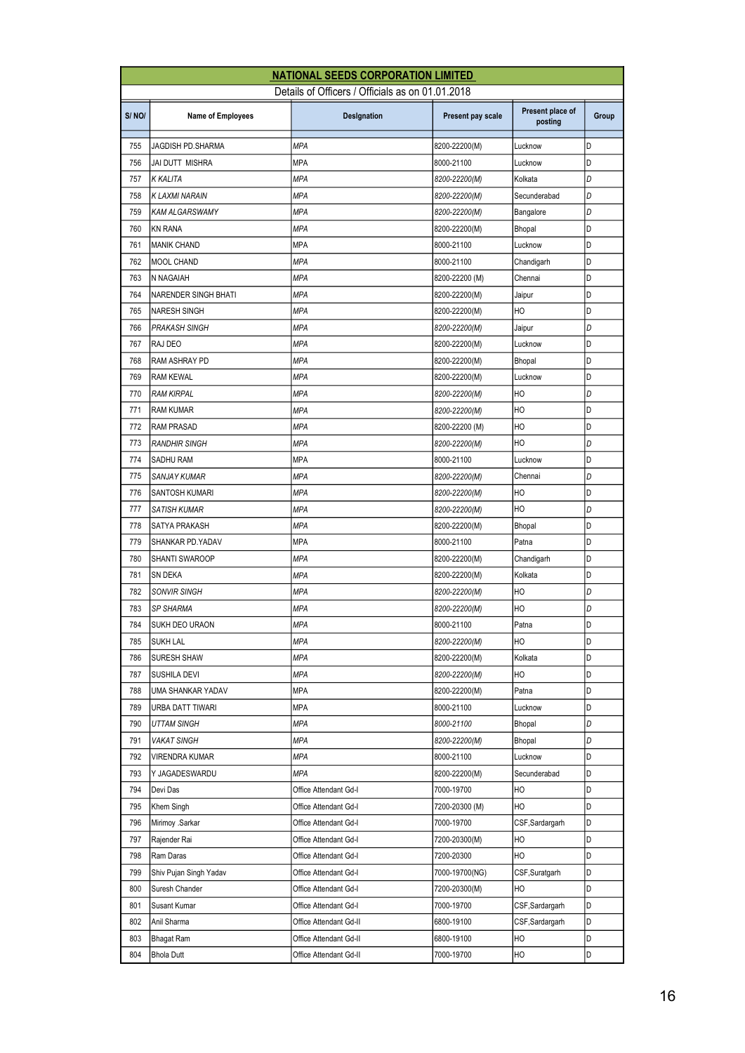**NATIONAL SEEDS CORPORATION LIMITED**

Details of Officers / Officials as on 01.01.2018

| S/ NO/ | Name of Employees | Designation | Present pay scale | Present place of posting | Group |
|---|---|---|---|---|---|
| 755 | JAGDISH PD.SHARMA | MPA | 8200-22200(M) | Lucknow | D |
| 756 | JAI DUTT MISHRA | MPA | 8000-21100 | Lucknow | D |
| 757 | K KALITA | MPA | 8200-22200(M) | Kolkata | D |
| 758 | K LAXMI NARAIN | MPA | 8200-22200(M) | Secunderabad | D |
| 759 | KAM ALGARSWAMY | MPA | 8200-22200(M) | Bangalore | D |
| 760 | KN RANA | MPA | 8200-22200(M) | Bhopal | D |
| 761 | MANIK CHAND | MPA | 8000-21100 | Lucknow | D |
| 762 | MOOL CHAND | MPA | 8000-21100 | Chandigarh | D |
| 763 | N NAGAIAH | MPA | 8200-22200 (M) | Chennai | D |
| 764 | NARENDER SINGH BHATI | MPA | 8200-22200(M) | Jaipur | D |
| 765 | NARESH SINGH | MPA | 8200-22200(M) | HO | D |
| 766 | PRAKASH SINGH | MPA | 8200-22200(M) | Jaipur | D |
| 767 | RAJ DEO | MPA | 8200-22200(M) | Lucknow | D |
| 768 | RAM ASHRAY PD | MPA | 8200-22200(M) | Bhopal | D |
| 769 | RAM KEWAL | MPA | 8200-22200(M) | Lucknow | D |
| 770 | RAM KIRPAL | MPA | 8200-22200(M) | HO | D |
| 771 | RAM KUMAR | MPA | 8200-22200(M) | HO | D |
| 772 | RAM PRASAD | MPA | 8200-22200 (M) | HO | D |
| 773 | RANDHIR SINGH | MPA | 8200-22200(M) | HO | D |
| 774 | SADHU RAM | MPA | 8000-21100 | Lucknow | D |
| 775 | SANJAY KUMAR | MPA | 8200-22200(M) | Chennai | D |
| 776 | SANTOSH KUMARI | MPA | 8200-22200(M) | HO | D |
| 777 | SATISH KUMAR | MPA | 8200-22200(M) | HO | D |
| 778 | SATYA PRAKASH | MPA | 8200-22200(M) | Bhopal | D |
| 779 | SHANKAR PD.YADAV | MPA | 8000-21100 | Patna | D |
| 780 | SHANTI SWAROOP | MPA | 8200-22200(M) | Chandigarh | D |
| 781 | SN DEKA | MPA | 8200-22200(M) | Kolkata | D |
| 782 | SONVIR SINGH | MPA | 8200-22200(M) | HO | D |
| 783 | SP SHARMA | MPA | 8200-22200(M) | HO | D |
| 784 | SUKH DEO URAON | MPA | 8000-21100 | Patna | D |
| 785 | SUKH LAL | MPA | 8200-22200(M) | HO | D |
| 786 | SURESH SHAW | MPA | 8200-22200(M) | Kolkata | D |
| 787 | SUSHILA DEVI | MPA | 8200-22200(M) | HO | D |
| 788 | UMA SHANKAR YADAV | MPA | 8200-22200(M) | Patna | D |
| 789 | URBA DATT TIWARI | MPA | 8000-21100 | Lucknow | D |
| 790 | UTTAM SINGH | MPA | 8000-21100 | Bhopal | D |
| 791 | VAKAT SINGH | MPA | 8200-22200(M) | Bhopal | D |
| 792 | VIRENDRA KUMAR | MPA | 8000-21100 | Lucknow | D |
| 793 | Y JAGADESWARDU | MPA | 8200-22200(M) | Secunderabad | D |
| 794 | Devi Das | Office Attendant Gd-I | 7000-19700 | HO | D |
| 795 | Khem Singh | Office Attendant Gd-I | 7200-20300 (M) | HO | D |
| 796 | Mirimoy .Sarkar | Office Attendant Gd-I | 7000-19700 | CSF,Sardargarh | D |
| 797 | Rajender Rai | Office Attendant Gd-I | 7200-20300(M) | HO | D |
| 798 | Ram Daras | Office Attendant Gd-I | 7200-20300 | HO | D |
| 799 | Shiv Pujan Singh Yadav | Office Attendant Gd-I | 7000-19700(NG) | CSF,Suratgarh | D |
| 800 | Suresh Chander | Office Attendant Gd-I | 7200-20300(M) | HO | D |
| 801 | Susant Kumar | Office Attendant Gd-I | 7000-19700 | CSF,Sardargarh | D |
| 802 | Anil Sharma | Office Attendant Gd-II | 6800-19100 | CSF,Sardargarh | D |
| 803 | Bhagat Ram | Office Attendant Gd-II | 6800-19100 | HO | D |
| 804 | Bhola Dutt | Office Attendant Gd-II | 7000-19700 | HO | D |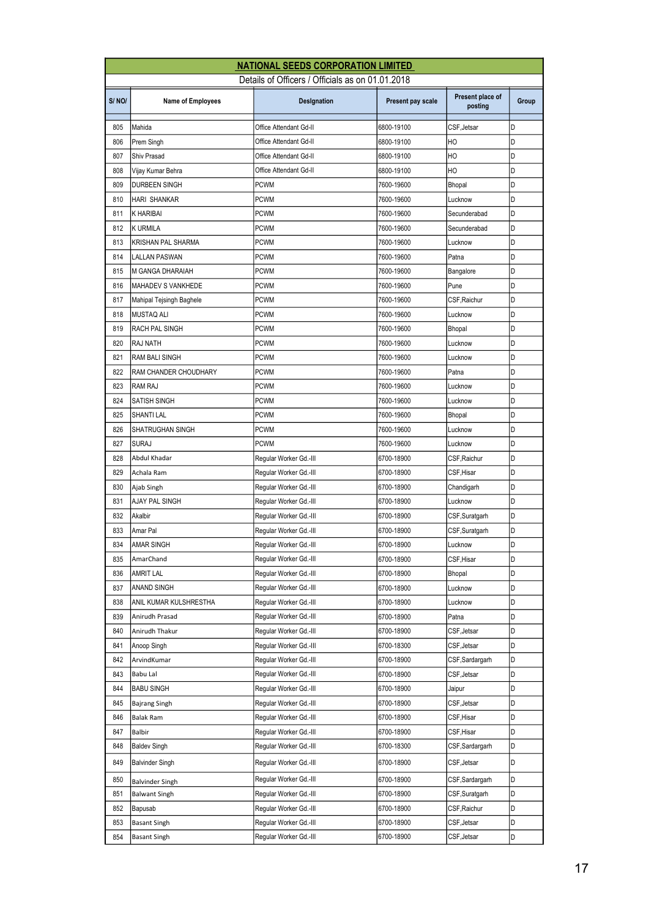## NATIONAL SEEDS CORPORATION LIMITED

Details of Officers / Officials as on 01.01.2018

| S/ NO/ | Name of Employees | Designation | Present pay scale | Present place of posting | Group |
|---|---|---|---|---|---|
| 805 | Mahida | Office Attendant Gd-II | 6800-19100 | CSF,Jetsar | D |
| 806 | Prem Singh | Office Attendant Gd-II | 6800-19100 | HO | D |
| 807 | Shiv Prasad | Office Attendant Gd-II | 6800-19100 | HO | D |
| 808 | Vijay Kumar Behra | Office Attendant Gd-II | 6800-19100 | HO | D |
| 809 | DURBEEN SINGH | PCWM | 7600-19600 | Bhopal | D |
| 810 | HARI SHANKAR | PCWM | 7600-19600 | Lucknow | D |
| 811 | K HARIBAI | PCWM | 7600-19600 | Secunderabad | D |
| 812 | K URMILA | PCWM | 7600-19600 | Secunderabad | D |
| 813 | KRISHAN PAL SHARMA | PCWM | 7600-19600 | Lucknow | D |
| 814 | LALLAN PASWAN | PCWM | 7600-19600 | Patna | D |
| 815 | M GANGA DHARAIAH | PCWM | 7600-19600 | Bangalore | D |
| 816 | MAHADEV S VANKHEDE | PCWM | 7600-19600 | Pune | D |
| 817 | Mahipal Tejsingh Baghele | PCWM | 7600-19600 | CSF,Raichur | D |
| 818 | MUSTAQ ALI | PCWM | 7600-19600 | Lucknow | D |
| 819 | RACH PAL SINGH | PCWM | 7600-19600 | Bhopal | D |
| 820 | RAJ NATH | PCWM | 7600-19600 | Lucknow | D |
| 821 | RAM BALI SINGH | PCWM | 7600-19600 | Lucknow | D |
| 822 | RAM CHANDER CHOUDHARY | PCWM | 7600-19600 | Patna | D |
| 823 | RAM RAJ | PCWM | 7600-19600 | Lucknow | D |
| 824 | SATISH SINGH | PCWM | 7600-19600 | Lucknow | D |
| 825 | SHANTI LAL | PCWM | 7600-19600 | Bhopal | D |
| 826 | SHATRUGHAN SINGH | PCWM | 7600-19600 | Lucknow | D |
| 827 | SURAJ | PCWM | 7600-19600 | Lucknow | D |
| 828 | Abdul Khadar | Regular Worker Gd.-III | 6700-18900 | CSF,Raichur | D |
| 829 | Achala Ram | Regular Worker Gd.-III | 6700-18900 | CSF,Hisar | D |
| 830 | Ajab Singh | Regular Worker Gd.-III | 6700-18900 | Chandigarh | D |
| 831 | AJAY PAL SINGH | Regular Worker Gd.-III | 6700-18900 | Lucknow | D |
| 832 | Akalbir | Regular Worker Gd.-III | 6700-18900 | CSF,Suratgarh | D |
| 833 | Amar Pal | Regular Worker Gd.-III | 6700-18900 | CSF,Suratgarh | D |
| 834 | AMAR SINGH | Regular Worker Gd.-III | 6700-18900 | Lucknow | D |
| 835 | AmarChand | Regular Worker Gd.-III | 6700-18900 | CSF,Hisar | D |
| 836 | AMRIT LAL | Regular Worker Gd.-III | 6700-18900 | Bhopal | D |
| 837 | ANAND SINGH | Regular Worker Gd.-III | 6700-18900 | Lucknow | D |
| 838 | ANIL KUMAR KULSHRESTHA | Regular Worker Gd.-III | 6700-18900 | Lucknow | D |
| 839 | Anirudh Prasad | Regular Worker Gd.-III | 6700-18900 | Patna | D |
| 840 | Anirudh Thakur | Regular Worker Gd.-III | 6700-18900 | CSF,Jetsar | D |
| 841 | Anoop Singh | Regular Worker Gd.-III | 6700-18300 | CSF,Jetsar | D |
| 842 | ArvindKumar | Regular Worker Gd.-III | 6700-18900 | CSF,Sardargarh | D |
| 843 | Babu Lal | Regular Worker Gd.-III | 6700-18900 | CSF,Jetsar | D |
| 844 | BABU SINGH | Regular Worker Gd.-III | 6700-18900 | Jaipur | D |
| 845 | Bajrang Singh | Regular Worker Gd.-III | 6700-18900 | CSF,Jetsar | D |
| 846 | Balak Ram | Regular Worker Gd.-III | 6700-18900 | CSF,Hisar | D |
| 847 | Balbir | Regular Worker Gd.-III | 6700-18900 | CSF,Hisar | D |
| 848 | Baldev Singh | Regular Worker Gd.-III | 6700-18300 | CSF,Sardargarh | D |
| 849 | Balvinder Singh | Regular Worker Gd.-III | 6700-18900 | CSF,Jetsar | D |
| 850 | Balvinder Singh | Regular Worker Gd.-III | 6700-18900 | CSF,Sardargarh | D |
| 851 | Balwant Singh | Regular Worker Gd.-III | 6700-18900 | CSF,Suratgarh | D |
| 852 | Bapusab | Regular Worker Gd.-III | 6700-18900 | CSF,Raichur | D |
| 853 | Basant Singh | Regular Worker Gd.-III | 6700-18900 | CSF,Jetsar | D |
| 854 | Basant Singh | Regular Worker Gd.-III | 6700-18900 | CSF,Jetsar | D |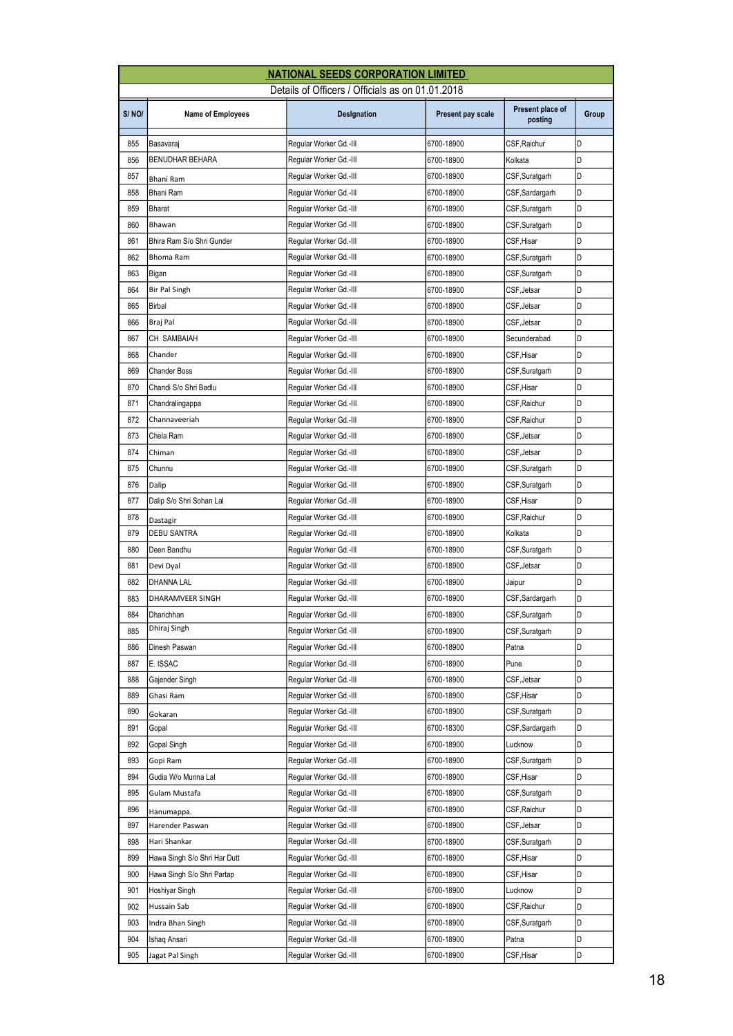## NATIONAL SEEDS CORPORATION LIMITED

Details of Officers / Officials as on 01.01.2018

| S/ NO/ | Name of Employees | Designation | Present pay scale | Present place of posting | Group |
|---|---|---|---|---|---|
| 855 | Basavaraj | Regular Worker Gd.-III | 6700-18900 | CSF,Raichur | D |
| 856 | BENUDHAR BEHARA | Regular Worker Gd.-III | 6700-18900 | Kolkata | D |
| 857 | Bhani Ram | Regular Worker Gd.-III | 6700-18900 | CSF,Suratgarh | D |
| 858 | Bhani Ram | Regular Worker Gd.-III | 6700-18900 | CSF,Sardargarh | D |
| 859 | Bharat | Regular Worker Gd.-III | 6700-18900 | CSF,Suratgarh | D |
| 860 | Bhawan | Regular Worker Gd.-III | 6700-18900 | CSF,Suratgarh | D |
| 861 | Bhira Ram S/o Shri Gunder | Regular Worker Gd.-III | 6700-18900 | CSF,Hisar | D |
| 862 | Bhoma Ram | Regular Worker Gd.-III | 6700-18900 | CSF,Suratgarh | D |
| 863 | Bigan | Regular Worker Gd.-III | 6700-18900 | CSF,Suratgarh | D |
| 864 | Bir Pal Singh | Regular Worker Gd.-III | 6700-18900 | CSF,Jetsar | D |
| 865 | Birbal | Regular Worker Gd.-III | 6700-18900 | CSF,Jetsar | D |
| 866 | Braj Pal | Regular Worker Gd.-III | 6700-18900 | CSF,Jetsar | D |
| 867 | CH SAMBAIAH | Regular Worker Gd.-III | 6700-18900 | Secunderabad | D |
| 868 | Chander | Regular Worker Gd.-III | 6700-18900 | CSF,Hisar | D |
| 869 | Chander Boss | Regular Worker Gd.-III | 6700-18900 | CSF,Suratgarh | D |
| 870 | Chandi S/o Shri Badlu | Regular Worker Gd.-III | 6700-18900 | CSF,Hisar | D |
| 871 | Chandralingappa | Regular Worker Gd.-III | 6700-18900 | CSF,Raichur | D |
| 872 | Channaveeriah | Regular Worker Gd.-III | 6700-18900 | CSF,Raichur | D |
| 873 | Chela Ram | Regular Worker Gd.-III | 6700-18900 | CSF,Jetsar | D |
| 874 | Chiman | Regular Worker Gd.-III | 6700-18900 | CSF,Jetsar | D |
| 875 | Chunnu | Regular Worker Gd.-III | 6700-18900 | CSF,Suratgarh | D |
| 876 | Dalip | Regular Worker Gd.-III | 6700-18900 | CSF,Suratgarh | D |
| 877 | Dalip S/o Shri Sohan Lal | Regular Worker Gd.-III | 6700-18900 | CSF,Hisar | D |
| 878 | Dastagir | Regular Worker Gd.-III | 6700-18900 | CSF,Raichur | D |
| 879 | DEBU SANTRA | Regular Worker Gd.-III | 6700-18900 | Kolkata | D |
| 880 | Deen Bandhu | Regular Worker Gd.-III | 6700-18900 | CSF,Suratgarh | D |
| 881 | Devi Dyal | Regular Worker Gd.-III | 6700-18900 | CSF,Jetsar | D |
| 882 | DHANNA LAL | Regular Worker Gd.-III | 6700-18900 | Jaipur | D |
| 883 | DHARAMVEER SINGH | Regular Worker Gd.-III | 6700-18900 | CSF,Sardargarh | D |
| 884 | Dharichhan | Regular Worker Gd.-III | 6700-18900 | CSF,Suratgarh | D |
| 885 | Dhiraj Singh | Regular Worker Gd.-III | 6700-18900 | CSF,Suratgarh | D |
| 886 | Dinesh Paswan | Regular Worker Gd.-III | 6700-18900 | Patna | D |
| 887 | E. ISSAC | Regular Worker Gd.-III | 6700-18900 | Pune | D |
| 888 | Gajender Singh | Regular Worker Gd.-III | 6700-18900 | CSF,Jetsar | D |
| 889 | Ghasi Ram | Regular Worker Gd.-III | 6700-18900 | CSF,Hisar | D |
| 890 | Gokaran | Regular Worker Gd.-III | 6700-18900 | CSF,Suratgarh | D |
| 891 | Gopal | Regular Worker Gd.-III | 6700-18300 | CSF,Sardargarh | D |
| 892 | Gopal Singh | Regular Worker Gd.-III | 6700-18900 | Lucknow | D |
| 893 | Gopi Ram | Regular Worker Gd.-III | 6700-18900 | CSF,Suratgarh | D |
| 894 | Gudia W/o Munna Lal | Regular Worker Gd.-III | 6700-18900 | CSF,Hisar | D |
| 895 | Gulam Mustafa | Regular Worker Gd.-III | 6700-18900 | CSF,Suratgarh | D |
| 896 | Hanumappa. | Regular Worker Gd.-III | 6700-18900 | CSF,Raichur | D |
| 897 | Harender Paswan | Regular Worker Gd.-III | 6700-18900 | CSF,Jetsar | D |
| 898 | Hari Shankar | Regular Worker Gd.-III | 6700-18900 | CSF,Suratgarh | D |
| 899 | Hawa Singh S/o Shri Har Dutt | Regular Worker Gd.-III | 6700-18900 | CSF,Hisar | D |
| 900 | Hawa Singh S/o Shri Partap | Regular Worker Gd.-III | 6700-18900 | CSF,Hisar | D |
| 901 | Hoshiyar Singh | Regular Worker Gd.-III | 6700-18900 | Lucknow | D |
| 902 | Hussain Sab | Regular Worker Gd.-III | 6700-18900 | CSF,Raichur | D |
| 903 | Indra Bhan Singh | Regular Worker Gd.-III | 6700-18900 | CSF,Suratgarh | D |
| 904 | Ishaq Ansari | Regular Worker Gd.-III | 6700-18900 | Patna | D |
| 905 | Jagat Pal Singh | Regular Worker Gd.-III | 6700-18900 | CSF,Hisar | D |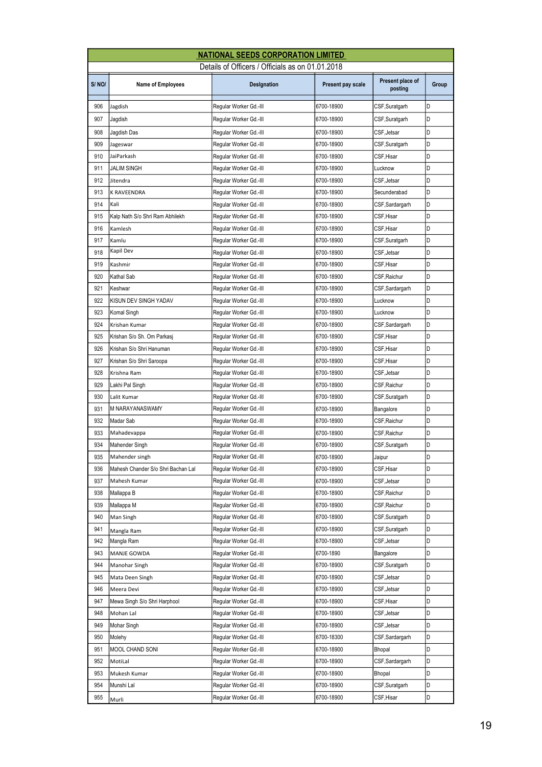## NATIONAL SEEDS CORPORATION LIMITED

Details of Officers / Officials as on 01.01.2018

| S/ NO/ | Name of Employees | Designation | Present pay scale | Present place of posting | Group |
|---|---|---|---|---|---|
| 906 | Jagdish | Regular Worker Gd.-III | 6700-18900 | CSF,Suratgarh | D |
| 907 | Jagdish | Regular Worker Gd.-III | 6700-18900 | CSF,Suratgarh | D |
| 908 | Jagdish Das | Regular Worker Gd.-III | 6700-18900 | CSF,Jetsar | D |
| 909 | Jageswar | Regular Worker Gd.-III | 6700-18900 | CSF,Suratgarh | D |
| 910 | JaiParkash | Regular Worker Gd.-III | 6700-18900 | CSF,Hisar | D |
| 911 | JALIM SINGH | Regular Worker Gd.-III | 6700-18900 | Lucknow | D |
| 912 | Jitendra | Regular Worker Gd.-III | 6700-18900 | CSF,Jetsar | D |
| 913 | K RAVEENDRA | Regular Worker Gd.-III | 6700-18900 | Secunderabad | D |
| 914 | Kali | Regular Worker Gd.-III | 6700-18900 | CSF,Sardargarh | D |
| 915 | Kalp Nath S/o Shri Ram Abhilekh | Regular Worker Gd.-III | 6700-18900 | CSF,Hisar | D |
| 916 | Kamlesh | Regular Worker Gd.-III | 6700-18900 | CSF,Hisar | D |
| 917 | Kamlu | Regular Worker Gd.-III | 6700-18900 | CSF,Suratgarh | D |
| 918 | Kapil Dev | Regular Worker Gd.-III | 6700-18900 | CSF,Jetsar | D |
| 919 | Kashmir | Regular Worker Gd.-III | 6700-18900 | CSF,Hisar | D |
| 920 | Kathal Sab | Regular Worker Gd.-III | 6700-18900 | CSF,Raichur | D |
| 921 | Keshwar | Regular Worker Gd.-III | 6700-18900 | CSF,Sardargarh | D |
| 922 | KISUN DEV SINGH YADAV | Regular Worker Gd.-III | 6700-18900 | Lucknow | D |
| 923 | Komal Singh | Regular Worker Gd.-III | 6700-18900 | Lucknow | D |
| 924 | Krishan Kumar | Regular Worker Gd.-III | 6700-18900 | CSF,Sardargarh | D |
| 925 | Krishan S/o Sh. Om Parkasj | Regular Worker Gd.-III | 6700-18900 | CSF,Hisar | D |
| 926 | Krishan S/o Shri Hanuman | Regular Worker Gd.-III | 6700-18900 | CSF,Hisar | D |
| 927 | Krishan S/o Shri Saroopa | Regular Worker Gd.-III | 6700-18900 | CSF,Hisar | D |
| 928 | Krishna Ram | Regular Worker Gd.-III | 6700-18900 | CSF,Jetsar | D |
| 929 | Lakhi Pal Singh | Regular Worker Gd.-III | 6700-18900 | CSF,Raichur | D |
| 930 | Lalit Kumar | Regular Worker Gd.-III | 6700-18900 | CSF,Suratgarh | D |
| 931 | M NARAYANASWAMY | Regular Worker Gd.-III | 6700-18900 | Bangalore | D |
| 932 | Madar Sab | Regular Worker Gd.-III | 6700-18900 | CSF,Raichur | D |
| 933 | Mahadevappa | Regular Worker Gd.-III | 6700-18900 | CSF,Raichur | D |
| 934 | Mahender Singh | Regular Worker Gd.-III | 6700-18900 | CSF,Suratgarh | D |
| 935 | Mahender singh | Regular Worker Gd.-III | 6700-18900 | Jaipur | D |
| 936 | Mahesh Chander S/o Shri Bachan Lal | Regular Worker Gd.-III | 6700-18900 | CSF,Hisar | D |
| 937 | Mahesh Kumar | Regular Worker Gd.-III | 6700-18900 | CSF,Jetsar | D |
| 938 | Mallappa B | Regular Worker Gd.-III | 6700-18900 | CSF,Raichur | D |
| 939 | Mallappa M | Regular Worker Gd.-III | 6700-18900 | CSF,Raichur | D |
| 940 | Man Singh | Regular Worker Gd.-III | 6700-18900 | CSF,Suratgarh | D |
| 941 | Mangla Ram | Regular Worker Gd.-III | 6700-18900 | CSF,Suratgarh | D |
| 942 | Mangla Ram | Regular Worker Gd.-III | 6700-18900 | CSF,Jetsar | D |
| 943 | MANJE GOWDA | Regular Worker Gd.-III | 6700-1890 | Bangalore | D |
| 944 | Manohar Singh | Regular Worker Gd.-III | 6700-18900 | CSF,Suratgarh | D |
| 945 | Mata Deen Singh | Regular Worker Gd.-III | 6700-18900 | CSF,Jetsar | D |
| 946 | Meera Devi | Regular Worker Gd.-III | 6700-18900 | CSF,Jetsar | D |
| 947 | Mewa Singh S/o Shri Harphool | Regular Worker Gd.-III | 6700-18900 | CSF,Hisar | D |
| 948 | Mohan Lal | Regular Worker Gd.-III | 6700-18900 | CSF,Jetsar | D |
| 949 | Mohar Singh | Regular Worker Gd.-III | 6700-18900 | CSF,Jetsar | D |
| 950 | Molehy | Regular Worker Gd.-III | 6700-18300 | CSF,Sardargarh | D |
| 951 | MOOL CHAND SONI | Regular Worker Gd.-III | 6700-18900 | Bhopal | D |
| 952 | MotiLal | Regular Worker Gd.-III | 6700-18900 | CSF,Sardargarh | D |
| 953 | Mukesh Kumar | Regular Worker Gd.-III | 6700-18900 | Bhopal | D |
| 954 | Munshi Lal | Regular Worker Gd.-III | 6700-18900 | CSF,Suratgarh | D |
| 955 | Murli | Regular Worker Gd.-III | 6700-18900 | CSF,Hisar | D |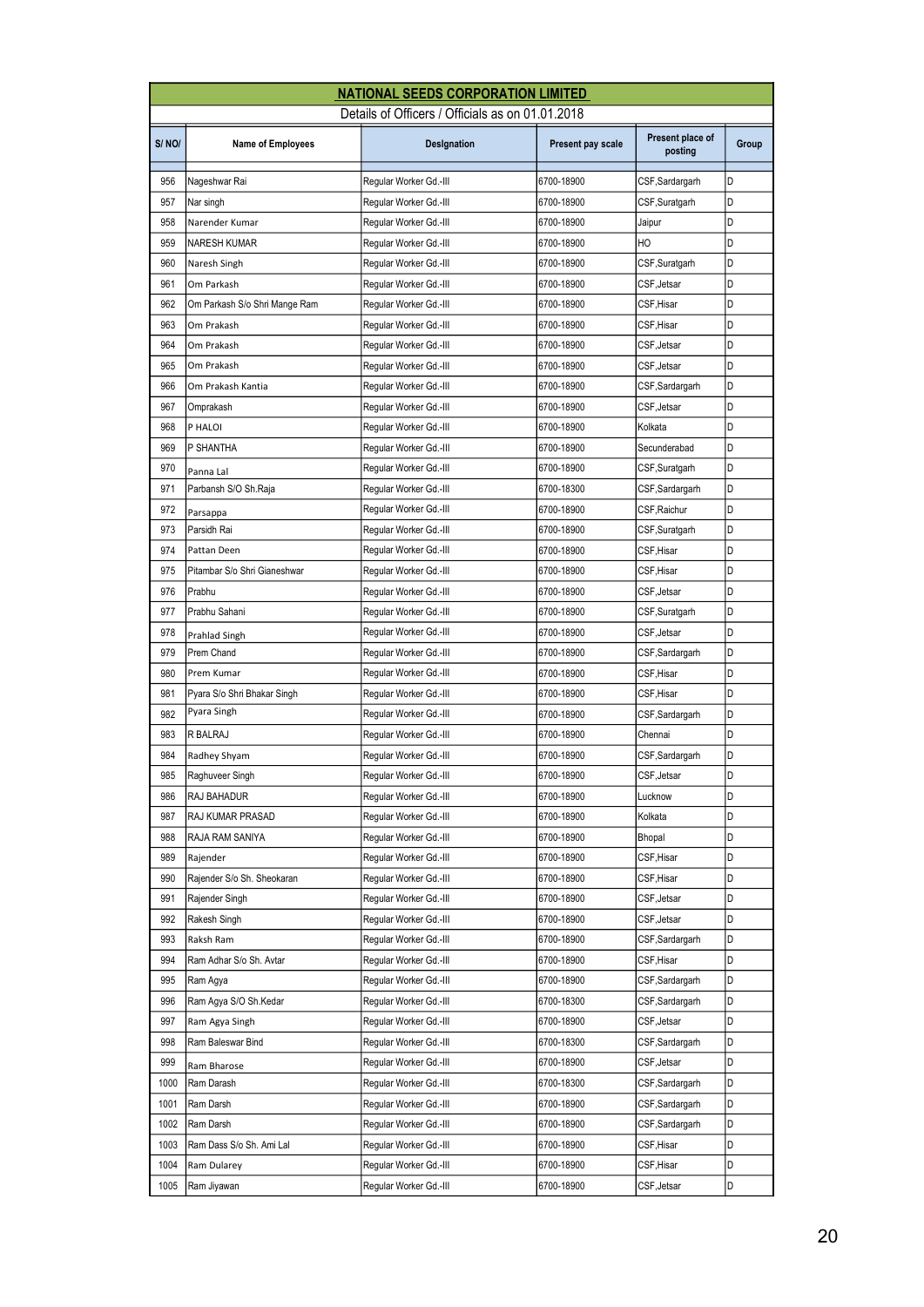| NATIONAL SEEDS CORPORATION LIMITED | | | | | |
|---|---|---|---|---|---|
| Details of Officers / Officials as on 01.01.2018 | | | | | |
| S/ NO/ | Name of Employees | Designation | Present pay scale | Present place of posting | Group |
| 956 | Nageshwar Rai | Regular Worker Gd.-III | 6700-18900 | CSF,Sardargarh | D |
| 957 | Nar singh | Regular Worker Gd.-III | 6700-18900 | CSF,Suratgarh | D |
| 958 | Narender Kumar | Regular Worker Gd.-III | 6700-18900 | Jaipur | D |
| 959 | NARESH KUMAR | Regular Worker Gd.-III | 6700-18900 | HO | D |
| 960 | Naresh Singh | Regular Worker Gd.-III | 6700-18900 | CSF,Suratgarh | D |
| 961 | Om Parkash | Regular Worker Gd.-III | 6700-18900 | CSF,Jetsar | D |
| 962 | Om Parkash S/o Shri Mange Ram | Regular Worker Gd.-III | 6700-18900 | CSF,Hisar | D |
| 963 | Om Prakash | Regular Worker Gd.-III | 6700-18900 | CSF,Hisar | D |
| 964 | Om Prakash | Regular Worker Gd.-III | 6700-18900 | CSF,Jetsar | D |
| 965 | Om Prakash | Regular Worker Gd.-III | 6700-18900 | CSF,Jetsar | D |
| 966 | Om Prakash Kantia | Regular Worker Gd.-III | 6700-18900 | CSF,Sardargarh | D |
| 967 | Omprakash | Regular Worker Gd.-III | 6700-18900 | CSF,Jetsar | D |
| 968 | P HALOI | Regular Worker Gd.-III | 6700-18900 | Kolkata | D |
| 969 | P SHANTHA | Regular Worker Gd.-III | 6700-18900 | Secunderabad | D |
| 970 | Panna Lal | Regular Worker Gd.-III | 6700-18900 | CSF,Suratgarh | D |
| 971 | Parbansh S/O Sh.Raja | Regular Worker Gd.-III | 6700-18300 | CSF,Sardargarh | D |
| 972 | Parsappa | Regular Worker Gd.-III | 6700-18900 | CSF,Raichur | D |
| 973 | Parsidh Rai | Regular Worker Gd.-III | 6700-18900 | CSF,Suratgarh | D |
| 974 | Pattan Deen | Regular Worker Gd.-III | 6700-18900 | CSF,Hisar | D |
| 975 | Pitambar S/o Shri Gianeshwar | Regular Worker Gd.-III | 6700-18900 | CSF,Hisar | D |
| 976 | Prabhu | Regular Worker Gd.-III | 6700-18900 | CSF,Jetsar | D |
| 977 | Prabhu Sahani | Regular Worker Gd.-III | 6700-18900 | CSF,Suratgarh | D |
| 978 | Prahlad Singh | Regular Worker Gd.-III | 6700-18900 | CSF,Jetsar | D |
| 979 | Prem Chand | Regular Worker Gd.-III | 6700-18900 | CSF,Sardargarh | D |
| 980 | Prem Kumar | Regular Worker Gd.-III | 6700-18900 | CSF,Hisar | D |
| 981 | Pyara S/o Shri Bhakar Singh | Regular Worker Gd.-III | 6700-18900 | CSF,Hisar | D |
| 982 | Pyara Singh | Regular Worker Gd.-III | 6700-18900 | CSF,Sardargarh | D |
| 983 | R BALRAJ | Regular Worker Gd.-III | 6700-18900 | Chennai | D |
| 984 | Radhey Shyam | Regular Worker Gd.-III | 6700-18900 | CSF,Sardargarh | D |
| 985 | Raghuveer Singh | Regular Worker Gd.-III | 6700-18900 | CSF,Jetsar | D |
| 986 | RAJ BAHADUR | Regular Worker Gd.-III | 6700-18900 | Lucknow | D |
| 987 | RAJ KUMAR PRASAD | Regular Worker Gd.-III | 6700-18900 | Kolkata | D |
| 988 | RAJA RAM SANIYA | Regular Worker Gd.-III | 6700-18900 | Bhopal | D |
| 989 | Rajender | Regular Worker Gd.-III | 6700-18900 | CSF,Hisar | D |
| 990 | Rajender S/o Sh. Sheokaran | Regular Worker Gd.-III | 6700-18900 | CSF,Hisar | D |
| 991 | Rajender Singh | Regular Worker Gd.-III | 6700-18900 | CSF,Jetsar | D |
| 992 | Rakesh Singh | Regular Worker Gd.-III | 6700-18900 | CSF,Jetsar | D |
| 993 | Raksh Ram | Regular Worker Gd.-III | 6700-18900 | CSF,Sardargarh | D |
| 994 | Ram Adhar S/o Sh. Avtar | Regular Worker Gd.-III | 6700-18900 | CSF,Hisar | D |
| 995 | Ram Agya | Regular Worker Gd.-III | 6700-18900 | CSF,Sardargarh | D |
| 996 | Ram Agya S/O Sh.Kedar | Regular Worker Gd.-III | 6700-18300 | CSF,Sardargarh | D |
| 997 | Ram Agya Singh | Regular Worker Gd.-III | 6700-18900 | CSF,Jetsar | D |
| 998 | Ram Baleswar Bind | Regular Worker Gd.-III | 6700-18300 | CSF,Sardargarh | D |
| 999 | Ram Bharose | Regular Worker Gd.-III | 6700-18900 | CSF,Jetsar | D |
| 1000 | Ram Darash | Regular Worker Gd.-III | 6700-18300 | CSF,Sardargarh | D |
| 1001 | Ram Darsh | Regular Worker Gd.-III | 6700-18900 | CSF,Sardargarh | D |
| 1002 | Ram Darsh | Regular Worker Gd.-III | 6700-18900 | CSF,Sardargarh | D |
| 1003 | Ram Dass S/o Sh. Ami Lal | Regular Worker Gd.-III | 6700-18900 | CSF,Hisar | D |
| 1004 | Ram Dularey | Regular Worker Gd.-III | 6700-18900 | CSF,Hisar | D |
| 1005 | Ram Jiyawan | Regular Worker Gd.-III | 6700-18900 | CSF,Jetsar | D |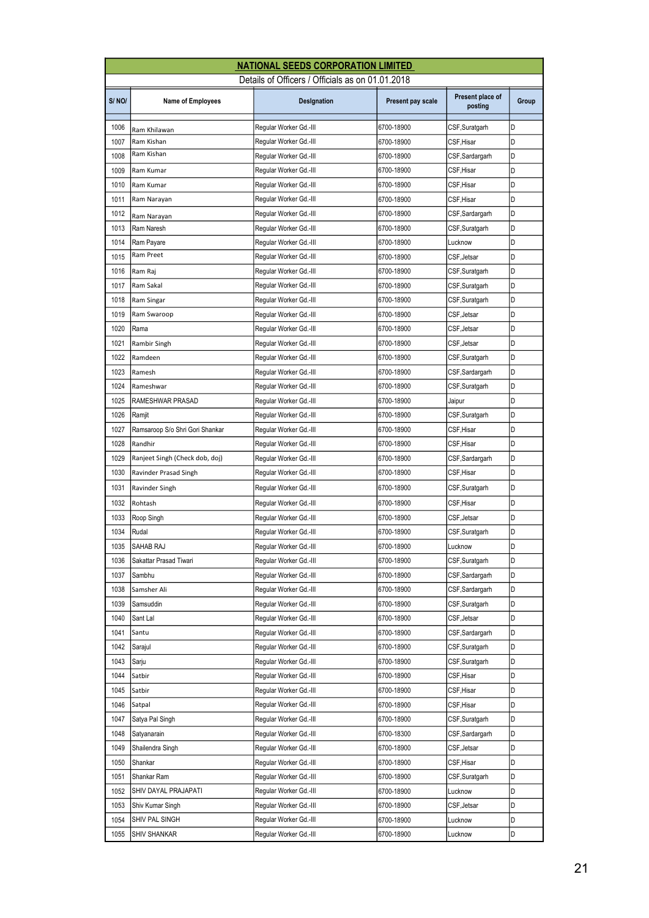# NATIONAL SEEDS CORPORATION LIMITED

Details of Officers / Officials as on 01.01.2018

| S/ NO/ | Name of Employees | Designation | Present pay scale | Present place of posting | Group |
|---|---|---|---|---|---|
| 1006 | Ram Khilawan | Regular Worker Gd.-III | 6700-18900 | CSF,Suratgarh | D |
| 1007 | Ram Kishan | Regular Worker Gd.-III | 6700-18900 | CSF,Hisar | D |
| 1008 | Ram Kishan | Regular Worker Gd.-III | 6700-18900 | CSF,Sardargarh | D |
| 1009 | Ram Kumar | Regular Worker Gd.-III | 6700-18900 | CSF,Hisar | D |
| 1010 | Ram Kumar | Regular Worker Gd.-III | 6700-18900 | CSF,Hisar | D |
| 1011 | Ram Narayan | Regular Worker Gd.-III | 6700-18900 | CSF,Hisar | D |
| 1012 | Ram Narayan | Regular Worker Gd.-III | 6700-18900 | CSF,Sardargarh | D |
| 1013 | Ram Naresh | Regular Worker Gd.-III | 6700-18900 | CSF,Suratgarh | D |
| 1014 | Ram Payare | Regular Worker Gd.-III | 6700-18900 | Lucknow | D |
| 1015 | Ram Preet | Regular Worker Gd.-III | 6700-18900 | CSF,Jetsar | D |
| 1016 | Ram Raj | Regular Worker Gd.-III | 6700-18900 | CSF,Suratgarh | D |
| 1017 | Ram Sakal | Regular Worker Gd.-III | 6700-18900 | CSF,Suratgarh | D |
| 1018 | Ram Singar | Regular Worker Gd.-III | 6700-18900 | CSF,Suratgarh | D |
| 1019 | Ram Swaroop | Regular Worker Gd.-III | 6700-18900 | CSF,Jetsar | D |
| 1020 | Rama | Regular Worker Gd.-III | 6700-18900 | CSF,Jetsar | D |
| 1021 | Rambir Singh | Regular Worker Gd.-III | 6700-18900 | CSF,Jetsar | D |
| 1022 | Ramdeen | Regular Worker Gd.-III | 6700-18900 | CSF,Suratgarh | D |
| 1023 | Ramesh | Regular Worker Gd.-III | 6700-18900 | CSF,Sardargarh | D |
| 1024 | Rameshwar | Regular Worker Gd.-III | 6700-18900 | CSF,Suratgarh | D |
| 1025 | RAMESHWAR PRASAD | Regular Worker Gd.-III | 6700-18900 | Jaipur | D |
| 1026 | Ramjit | Regular Worker Gd.-III | 6700-18900 | CSF,Suratgarh | D |
| 1027 | Ramsaroop S/o Shri Gori Shankar | Regular Worker Gd.-III | 6700-18900 | CSF,Hisar | D |
| 1028 | Randhir | Regular Worker Gd.-III | 6700-18900 | CSF,Hisar | D |
| 1029 | Ranjeet Singh (Check dob, doj) | Regular Worker Gd.-III | 6700-18900 | CSF,Sardargarh | D |
| 1030 | Ravinder Prasad Singh | Regular Worker Gd.-III | 6700-18900 | CSF,Hisar | D |
| 1031 | Ravinder Singh | Regular Worker Gd.-III | 6700-18900 | CSF,Suratgarh | D |
| 1032 | Rohtash | Regular Worker Gd.-III | 6700-18900 | CSF,Hisar | D |
| 1033 | Roop Singh | Regular Worker Gd.-III | 6700-18900 | CSF,Jetsar | D |
| 1034 | Rudal | Regular Worker Gd.-III | 6700-18900 | CSF,Suratgarh | D |
| 1035 | SAHAB RAJ | Regular Worker Gd.-III | 6700-18900 | Lucknow | D |
| 1036 | Sakattar Prasad Tiwari | Regular Worker Gd.-III | 6700-18900 | CSF,Suratgarh | D |
| 1037 | Sambhu | Regular Worker Gd.-III | 6700-18900 | CSF,Sardargarh | D |
| 1038 | Samsher Ali | Regular Worker Gd.-III | 6700-18900 | CSF,Sardargarh | D |
| 1039 | Samsuddin | Regular Worker Gd.-III | 6700-18900 | CSF,Suratgarh | D |
| 1040 | Sant Lal | Regular Worker Gd.-III | 6700-18900 | CSF,Jetsar | D |
| 1041 | Santu | Regular Worker Gd.-III | 6700-18900 | CSF,Sardargarh | D |
| 1042 | Sarajul | Regular Worker Gd.-III | 6700-18900 | CSF,Suratgarh | D |
| 1043 | Sarju | Regular Worker Gd.-III | 6700-18900 | CSF,Suratgarh | D |
| 1044 | Satbir | Regular Worker Gd.-III | 6700-18900 | CSF,Hisar | D |
| 1045 | Satbir | Regular Worker Gd.-III | 6700-18900 | CSF,Hisar | D |
| 1046 | Satpal | Regular Worker Gd.-III | 6700-18900 | CSF,Hisar | D |
| 1047 | Satya Pal Singh | Regular Worker Gd.-III | 6700-18900 | CSF,Suratgarh | D |
| 1048 | Satyanarain | Regular Worker Gd.-III | 6700-18300 | CSF,Sardargarh | D |
| 1049 | Shailendra Singh | Regular Worker Gd.-III | 6700-18900 | CSF,Jetsar | D |
| 1050 | Shankar | Regular Worker Gd.-III | 6700-18900 | CSF,Hisar | D |
| 1051 | Shankar Ram | Regular Worker Gd.-III | 6700-18900 | CSF,Suratgarh | D |
| 1052 | SHIV DAYAL PRAJAPATI | Regular Worker Gd.-III | 6700-18900 | Lucknow | D |
| 1053 | Shiv Kumar Singh | Regular Worker Gd.-III | 6700-18900 | CSF,Jetsar | D |
| 1054 | SHIV PAL SINGH | Regular Worker Gd.-III | 6700-18900 | Lucknow | D |
| 1055 | SHIV SHANKAR | Regular Worker Gd.-III | 6700-18900 | Lucknow | D |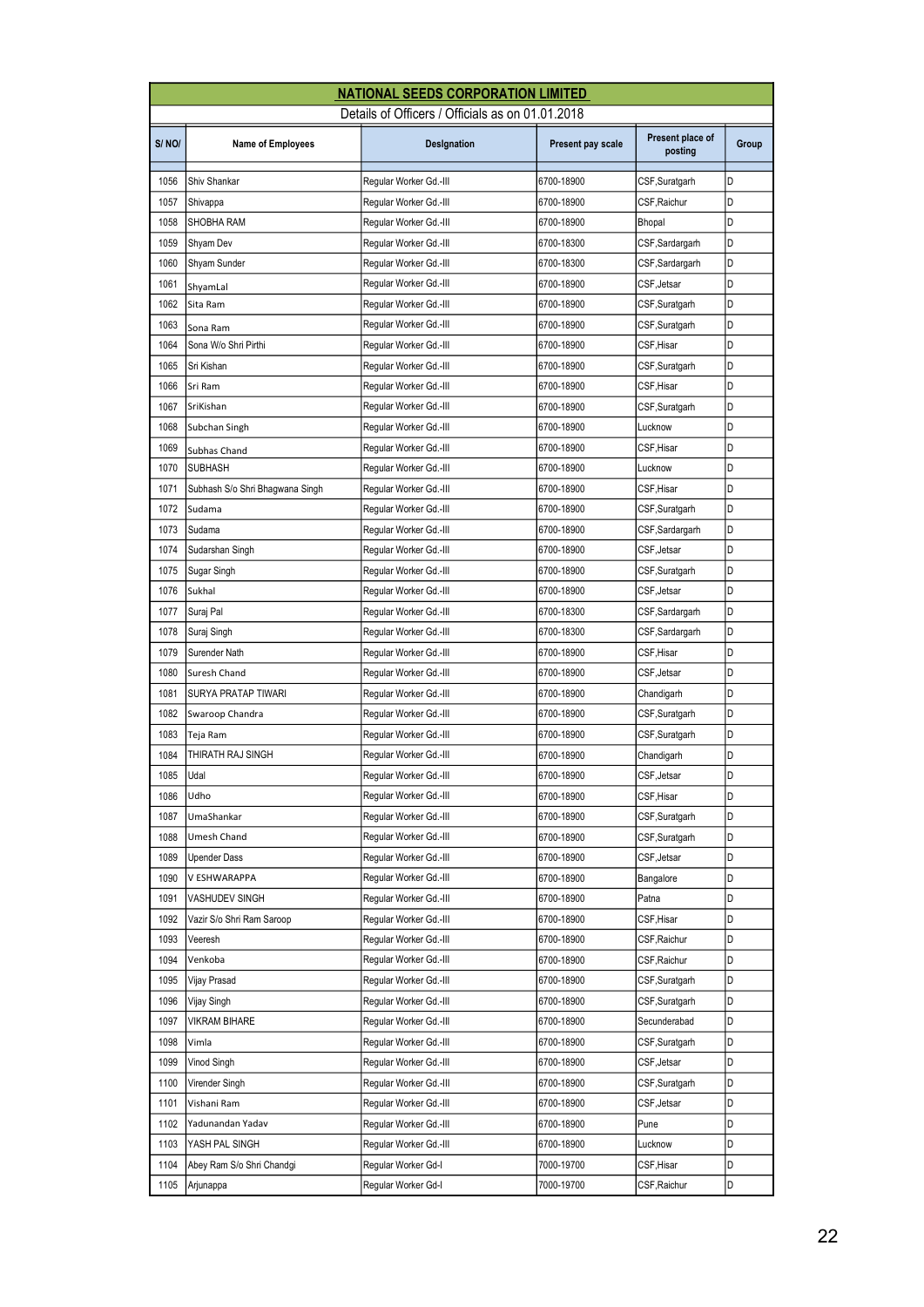| NATIONAL SEEDS CORPORATION LIMITED | | | | | |
|---|---|---|---|---|---|
| Details of Officers / Officials as on 01.01.2018 | | | | | |
| S/ NO/ | Name of Employees | Designation | Present pay scale | Present place of posting | Group |
| 1056 | Shiv Shankar | Regular Worker Gd.-III | 6700-18900 | CSF,Suratgarh | D |
| 1057 | Shivappa | Regular Worker Gd.-III | 6700-18900 | CSF,Raichur | D |
| 1058 | SHOBHA RAM | Regular Worker Gd.-III | 6700-18900 | Bhopal | D |
| 1059 | Shyam Dev | Regular Worker Gd.-III | 6700-18300 | CSF,Sardargarh | D |
| 1060 | Shyam Sunder | Regular Worker Gd.-III | 6700-18300 | CSF,Sardargarh | D |
| 1061 | ShyamLal | Regular Worker Gd.-III | 6700-18900 | CSF,Jetsar | D |
| 1062 | Sita Ram | Regular Worker Gd.-III | 6700-18900 | CSF,Suratgarh | D |
| 1063 | Sona Ram | Regular Worker Gd.-III | 6700-18900 | CSF,Suratgarh | D |
| 1064 | Sona W/o Shri Pirthi | Regular Worker Gd.-III | 6700-18900 | CSF,Hisar | D |
| 1065 | Sri Kishan | Regular Worker Gd.-III | 6700-18900 | CSF,Suratgarh | D |
| 1066 | Sri Ram | Regular Worker Gd.-III | 6700-18900 | CSF,Hisar | D |
| 1067 | SriKishan | Regular Worker Gd.-III | 6700-18900 | CSF,Suratgarh | D |
| 1068 | Subchan Singh | Regular Worker Gd.-III | 6700-18900 | Lucknow | D |
| 1069 | Subhas Chand | Regular Worker Gd.-III | 6700-18900 | CSF,Hisar | D |
| 1070 | SUBHASH | Regular Worker Gd.-III | 6700-18900 | Lucknow | D |
| 1071 | Subhash S/o Shri Bhagwana Singh | Regular Worker Gd.-III | 6700-18900 | CSF,Hisar | D |
| 1072 | Sudama | Regular Worker Gd.-III | 6700-18900 | CSF,Suratgarh | D |
| 1073 | Sudama | Regular Worker Gd.-III | 6700-18900 | CSF,Sardargarh | D |
| 1074 | Sudarshan Singh | Regular Worker Gd.-III | 6700-18900 | CSF,Jetsar | D |
| 1075 | Sugar Singh | Regular Worker Gd.-III | 6700-18900 | CSF,Suratgarh | D |
| 1076 | Sukhal | Regular Worker Gd.-III | 6700-18900 | CSF,Jetsar | D |
| 1077 | Suraj Pal | Regular Worker Gd.-III | 6700-18300 | CSF,Sardargarh | D |
| 1078 | Suraj Singh | Regular Worker Gd.-III | 6700-18300 | CSF,Sardargarh | D |
| 1079 | Surender Nath | Regular Worker Gd.-III | 6700-18900 | CSF,Hisar | D |
| 1080 | Suresh Chand | Regular Worker Gd.-III | 6700-18900 | CSF,Jetsar | D |
| 1081 | SURYA PRATAP TIWARI | Regular Worker Gd.-III | 6700-18900 | Chandigarh | D |
| 1082 | Swaroop Chandra | Regular Worker Gd.-III | 6700-18900 | CSF,Suratgarh | D |
| 1083 | Teja Ram | Regular Worker Gd.-III | 6700-18900 | CSF,Suratgarh | D |
| 1084 | THIRATH RAJ SINGH | Regular Worker Gd.-III | 6700-18900 | Chandigarh | D |
| 1085 | Udal | Regular Worker Gd.-III | 6700-18900 | CSF,Jetsar | D |
| 1086 | Udho | Regular Worker Gd.-III | 6700-18900 | CSF,Hisar | D |
| 1087 | UmaShankar | Regular Worker Gd.-III | 6700-18900 | CSF,Suratgarh | D |
| 1088 | Umesh Chand | Regular Worker Gd.-III | 6700-18900 | CSF,Suratgarh | D |
| 1089 | Upender Dass | Regular Worker Gd.-III | 6700-18900 | CSF,Jetsar | D |
| 1090 | V ESHWARAPPA | Regular Worker Gd.-III | 6700-18900 | Bangalore | D |
| 1091 | VASHUDEV SINGH | Regular Worker Gd.-III | 6700-18900 | Patna | D |
| 1092 | Vazir S/o Shri Ram Saroop | Regular Worker Gd.-III | 6700-18900 | CSF,Hisar | D |
| 1093 | Veeresh | Regular Worker Gd.-III | 6700-18900 | CSF,Raichur | D |
| 1094 | Venkoba | Regular Worker Gd.-III | 6700-18900 | CSF,Raichur | D |
| 1095 | Vijay Prasad | Regular Worker Gd.-III | 6700-18900 | CSF,Suratgarh | D |
| 1096 | Vijay Singh | Regular Worker Gd.-III | 6700-18900 | CSF,Suratgarh | D |
| 1097 | VIKRAM BIHARE | Regular Worker Gd.-III | 6700-18900 | Secunderabad | D |
| 1098 | Vimla | Regular Worker Gd.-III | 6700-18900 | CSF,Suratgarh | D |
| 1099 | Vinod Singh | Regular Worker Gd.-III | 6700-18900 | CSF,Jetsar | D |
| 1100 | Virender Singh | Regular Worker Gd.-III | 6700-18900 | CSF,Suratgarh | D |
| 1101 | Vishani Ram | Regular Worker Gd.-III | 6700-18900 | CSF,Jetsar | D |
| 1102 | Yadunandan Yadav | Regular Worker Gd.-III | 6700-18900 | Pune | D |
| 1103 | YASH PAL SINGH | Regular Worker Gd.-III | 6700-18900 | Lucknow | D |
| 1104 | Abey Ram S/o Shri Chandgi | Regular Worker Gd-I | 7000-19700 | CSF,Hisar | D |
| 1105 | Arjunappa | Regular Worker Gd-I | 7000-19700 | CSF,Raichur | D |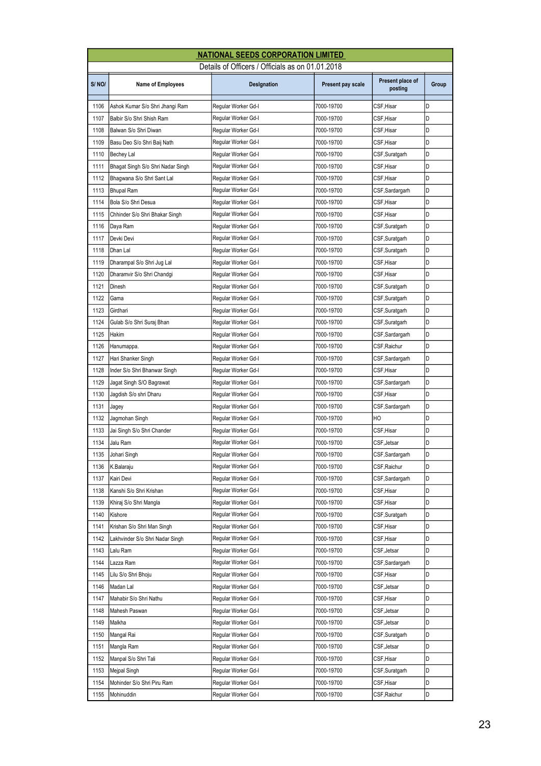## NATIONAL SEEDS CORPORATION LIMITED

Details of Officers / Officials as on 01.01.2018

| S/ NO/ | Name of Employees | Designation | Present pay scale | Present place of posting | Group |
|---|---|---|---|---|---|
| 1106 | Ashok Kumar S/o Shri Jhangi Ram | Regular Worker Gd-I | 7000-19700 | CSF,Hisar | D |
| 1107 | Balbir S/o Shri Shish Ram | Regular Worker Gd-I | 7000-19700 | CSF,Hisar | D |
| 1108 | Balwan S/o Shri Diwan | Regular Worker Gd-I | 7000-19700 | CSF,Hisar | D |
| 1109 | Basu Deo S/o Shri Baij Nath | Regular Worker Gd-I | 7000-19700 | CSF,Hisar | D |
| 1110 | Bechey Lal | Regular Worker Gd-I | 7000-19700 | CSF,Suratgarh | D |
| 1111 | Bhagat Singh S/o Shri Nadar Singh | Regular Worker Gd-I | 7000-19700 | CSF,Hisar | D |
| 1112 | Bhagwana S/o Shri Sant Lal | Regular Worker Gd-I | 7000-19700 | CSF,Hisar | D |
| 1113 | Bhupal Ram | Regular Worker Gd-I | 7000-19700 | CSF,Sardargarh | D |
| 1114 | Bola S/o Shri Desua | Regular Worker Gd-I | 7000-19700 | CSF,Hisar | D |
| 1115 | Chhinder S/o Shri Bhakar Singh | Regular Worker Gd-I | 7000-19700 | CSF,Hisar | D |
| 1116 | Daya Ram | Regular Worker Gd-I | 7000-19700 | CSF,Suratgarh | D |
| 1117 | Devki Devi | Regular Worker Gd-I | 7000-19700 | CSF,Suratgarh | D |
| 1118 | Dhan Lal | Regular Worker Gd-I | 7000-19700 | CSF,Suratgarh | D |
| 1119 | Dharampal S/o Shri Jug Lal | Regular Worker Gd-I | 7000-19700 | CSF,Hisar | D |
| 1120 | Dharamvir S/o Shri Chandgi | Regular Worker Gd-I | 7000-19700 | CSF,Hisar | D |
| 1121 | Dinesh | Regular Worker Gd-I | 7000-19700 | CSF,Suratgarh | D |
| 1122 | Gama | Regular Worker Gd-I | 7000-19700 | CSF,Suratgarh | D |
| 1123 | Girdhari | Regular Worker Gd-I | 7000-19700 | CSF,Suratgarh | D |
| 1124 | Gulab S/o Shri Suraj Bhan | Regular Worker Gd-I | 7000-19700 | CSF,Suratgarh | D |
| 1125 | Hakim | Regular Worker Gd-I | 7000-19700 | CSF,Sardargarh | D |
| 1126 | Hanumappa. | Regular Worker Gd-I | 7000-19700 | CSF,Raichur | D |
| 1127 | Hari Shanker Singh | Regular Worker Gd-I | 7000-19700 | CSF,Sardargarh | D |
| 1128 | Inder S/o Shri Bhanwar Singh | Regular Worker Gd-I | 7000-19700 | CSF,Hisar | D |
| 1129 | Jagat Singh S/O Bagrawat | Regular Worker Gd-I | 7000-19700 | CSF,Sardargarh | D |
| 1130 | Jagdish S/o shri Dharu | Regular Worker Gd-I | 7000-19700 | CSF,Hisar | D |
| 1131 | Jagey | Regular Worker Gd-I | 7000-19700 | CSF,Sardargarh | D |
| 1132 | Jagmohan Singh | Regular Worker Gd-I | 7000-19700 | HO | D |
| 1133 | Jai Singh S/o Shri Chander | Regular Worker Gd-I | 7000-19700 | CSF,Hisar | D |
| 1134 | Jalu Ram | Regular Worker Gd-I | 7000-19700 | CSF,Jetsar | D |
| 1135 | Johari Singh | Regular Worker Gd-I | 7000-19700 | CSF,Sardargarh | D |
| 1136 | K.Balaraju | Regular Worker Gd-I | 7000-19700 | CSF,Raichur | D |
| 1137 | Kairi Devi | Regular Worker Gd-I | 7000-19700 | CSF,Sardargarh | D |
| 1138 | Kanshi S/o Shri Krishan | Regular Worker Gd-I | 7000-19700 | CSF,Hisar | D |
| 1139 | Khiraj S/o Shri Mangla | Regular Worker Gd-I | 7000-19700 | CSF,Hisar | D |
| 1140 | Kishore | Regular Worker Gd-I | 7000-19700 | CSF,Suratgarh | D |
| 1141 | Krishan S/o Shri Man Singh | Regular Worker Gd-I | 7000-19700 | CSF,Hisar | D |
| 1142 | Lakhvinder S/o Shri Nadar Singh | Regular Worker Gd-I | 7000-19700 | CSF,Hisar | D |
| 1143 | Lalu Ram | Regular Worker Gd-I | 7000-19700 | CSF,Jetsar | D |
| 1144 | Lazza Ram | Regular Worker Gd-I | 7000-19700 | CSF,Sardargarh | D |
| 1145 | Lilu S/o Shri Bhoju | Regular Worker Gd-I | 7000-19700 | CSF,Hisar | D |
| 1146 | Madan Lal | Regular Worker Gd-I | 7000-19700 | CSF,Jetsar | D |
| 1147 | Mahabir S/o Shri Nathu | Regular Worker Gd-I | 7000-19700 | CSF,Hisar | D |
| 1148 | Mahesh Paswan | Regular Worker Gd-I | 7000-19700 | CSF,Jetsar | D |
| 1149 | Malkha | Regular Worker Gd-I | 7000-19700 | CSF,Jetsar | D |
| 1150 | Mangal Rai | Regular Worker Gd-I | 7000-19700 | CSF,Suratgarh | D |
| 1151 | Mangla Ram | Regular Worker Gd-I | 7000-19700 | CSF,Jetsar | D |
| 1152 | Manpal S/o Shri Tali | Regular Worker Gd-I | 7000-19700 | CSF,Hisar | D |
| 1153 | Mejpal Singh | Regular Worker Gd-I | 7000-19700 | CSF,Suratgarh | D |
| 1154 | Mohinder S/o Shri Piru Ram | Regular Worker Gd-I | 7000-19700 | CSF,Hisar | D |
| 1155 | Mohinuddin | Regular Worker Gd-I | 7000-19700 | CSF,Raichur | D |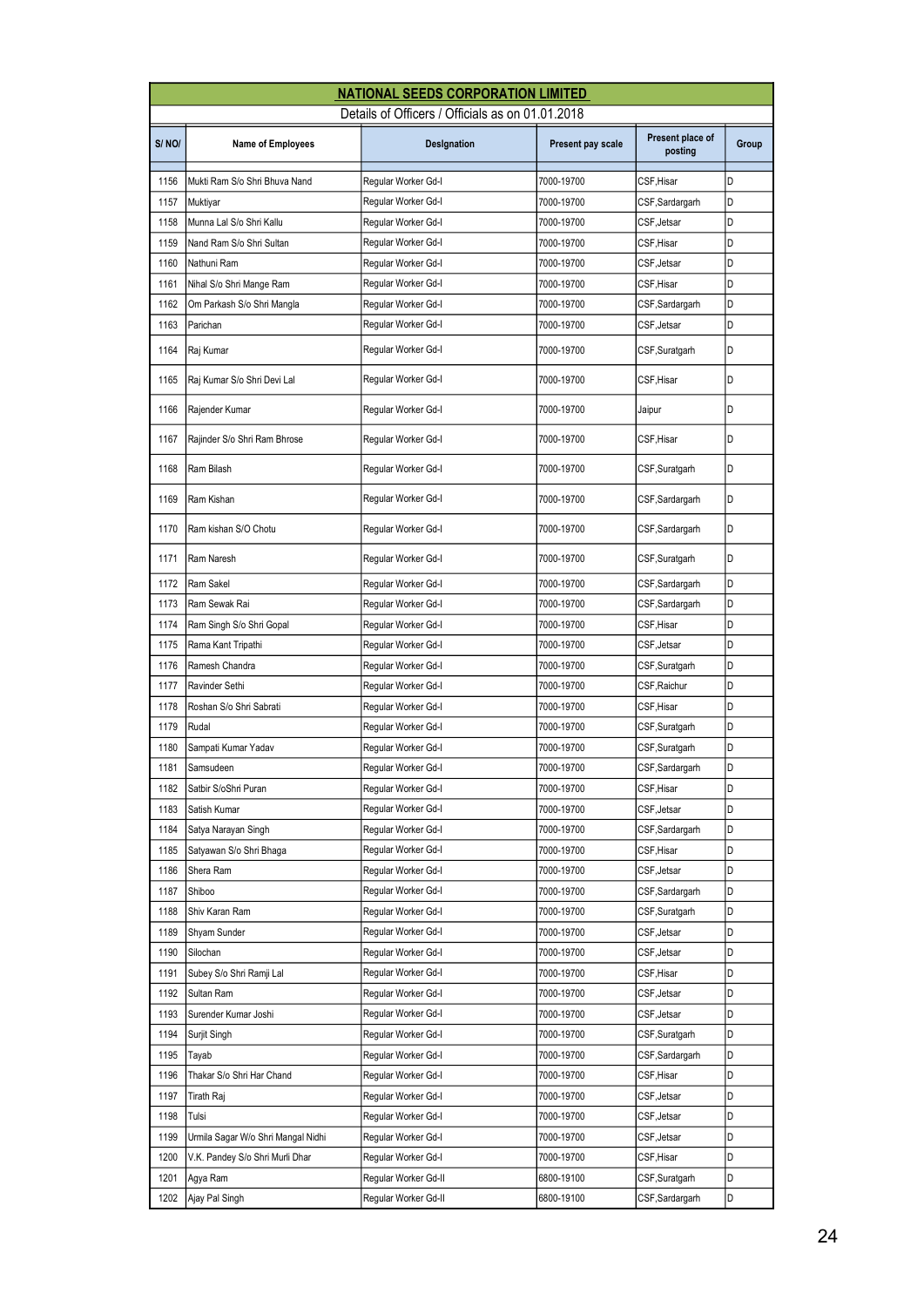## NATIONAL SEEDS CORPORATION LIMITED

Details of Officers / Officials as on 01.01.2018

| S/ NO/ | Name of Employees | Designation | Present pay scale | Present place of posting | Group |
|---|---|---|---|---|---|
| 1156 | Mukti Ram S/o Shri Bhuva Nand | Regular Worker Gd-I | 7000-19700 | CSF,Hisar | D |
| 1157 | Muktiyar | Regular Worker Gd-I | 7000-19700 | CSF,Sardargarh | D |
| 1158 | Munna Lal S/o Shri Kallu | Regular Worker Gd-I | 7000-19700 | CSF,Jetsar | D |
| 1159 | Nand Ram S/o Shri Sultan | Regular Worker Gd-I | 7000-19700 | CSF,Hisar | D |
| 1160 | Nathuni Ram | Regular Worker Gd-I | 7000-19700 | CSF,Jetsar | D |
| 1161 | Nihal S/o Shri Mange Ram | Regular Worker Gd-I | 7000-19700 | CSF,Hisar | D |
| 1162 | Om Parkash S/o Shri Mangla | Regular Worker Gd-I | 7000-19700 | CSF,Sardargarh | D |
| 1163 | Parichan | Regular Worker Gd-I | 7000-19700 | CSF,Jetsar | D |
| 1164 | Raj Kumar | Regular Worker Gd-I | 7000-19700 | CSF,Suratgarh | D |
| 1165 | Raj Kumar S/o Shri Devi Lal | Regular Worker Gd-I | 7000-19700 | CSF,Hisar | D |
| 1166 | Rajender Kumar | Regular Worker Gd-I | 7000-19700 | Jaipur | D |
| 1167 | Rajinder S/o Shri Ram Bhrose | Regular Worker Gd-I | 7000-19700 | CSF,Hisar | D |
| 1168 | Ram Bilash | Regular Worker Gd-I | 7000-19700 | CSF,Suratgarh | D |
| 1169 | Ram Kishan | Regular Worker Gd-I | 7000-19700 | CSF,Sardargarh | D |
| 1170 | Ram kishan S/O Chotu | Regular Worker Gd-I | 7000-19700 | CSF,Sardargarh | D |
| 1171 | Ram Naresh | Regular Worker Gd-I | 7000-19700 | CSF,Suratgarh | D |
| 1172 | Ram Sakel | Regular Worker Gd-I | 7000-19700 | CSF,Sardargarh | D |
| 1173 | Ram Sewak Rai | Regular Worker Gd-I | 7000-19700 | CSF,Sardargarh | D |
| 1174 | Ram Singh S/o Shri Gopal | Regular Worker Gd-I | 7000-19700 | CSF,Hisar | D |
| 1175 | Rama Kant Tripathi | Regular Worker Gd-I | 7000-19700 | CSF,Jetsar | D |
| 1176 | Ramesh Chandra | Regular Worker Gd-I | 7000-19700 | CSF,Suratgarh | D |
| 1177 | Ravinder Sethi | Regular Worker Gd-I | 7000-19700 | CSF,Raichur | D |
| 1178 | Roshan S/o Shri Sabrati | Regular Worker Gd-I | 7000-19700 | CSF,Hisar | D |
| 1179 | Rudal | Regular Worker Gd-I | 7000-19700 | CSF,Suratgarh | D |
| 1180 | Sampati Kumar Yadav | Regular Worker Gd-I | 7000-19700 | CSF,Suratgarh | D |
| 1181 | Samsudeen | Regular Worker Gd-I | 7000-19700 | CSF,Sardargarh | D |
| 1182 | Satbir S/oShri Puran | Regular Worker Gd-I | 7000-19700 | CSF,Hisar | D |
| 1183 | Satish Kumar | Regular Worker Gd-I | 7000-19700 | CSF,Jetsar | D |
| 1184 | Satya Narayan Singh | Regular Worker Gd-I | 7000-19700 | CSF,Sardargarh | D |
| 1185 | Satyawan S/o Shri Bhaga | Regular Worker Gd-I | 7000-19700 | CSF,Hisar | D |
| 1186 | Shera Ram | Regular Worker Gd-I | 7000-19700 | CSF,Jetsar | D |
| 1187 | Shiboo | Regular Worker Gd-I | 7000-19700 | CSF,Sardargarh | D |
| 1188 | Shiv Karan Ram | Regular Worker Gd-I | 7000-19700 | CSF,Suratgarh | D |
| 1189 | Shyam Sunder | Regular Worker Gd-I | 7000-19700 | CSF,Jetsar | D |
| 1190 | Silochan | Regular Worker Gd-I | 7000-19700 | CSF,Jetsar | D |
| 1191 | Subey S/o Shri Ramji Lal | Regular Worker Gd-I | 7000-19700 | CSF,Hisar | D |
| 1192 | Sultan Ram | Regular Worker Gd-I | 7000-19700 | CSF,Jetsar | D |
| 1193 | Surender Kumar Joshi | Regular Worker Gd-I | 7000-19700 | CSF,Jetsar | D |
| 1194 | Surjit Singh | Regular Worker Gd-I | 7000-19700 | CSF,Suratgarh | D |
| 1195 | Tayab | Regular Worker Gd-I | 7000-19700 | CSF,Sardargarh | D |
| 1196 | Thakar S/o Shri Har Chand | Regular Worker Gd-I | 7000-19700 | CSF,Hisar | D |
| 1197 | Tirath Raj | Regular Worker Gd-I | 7000-19700 | CSF,Jetsar | D |
| 1198 | Tulsi | Regular Worker Gd-I | 7000-19700 | CSF,Jetsar | D |
| 1199 | Urmila Sagar W/o Shri Mangal Nidhi | Regular Worker Gd-I | 7000-19700 | CSF,Jetsar | D |
| 1200 | V.K. Pandey S/o Shri Murli Dhar | Regular Worker Gd-I | 7000-19700 | CSF,Hisar | D |
| 1201 | Agya Ram | Regular Worker Gd-II | 6800-19100 | CSF,Suratgarh | D |
| 1202 | Ajay Pal Singh | Regular Worker Gd-II | 6800-19100 | CSF,Sardargarh | D |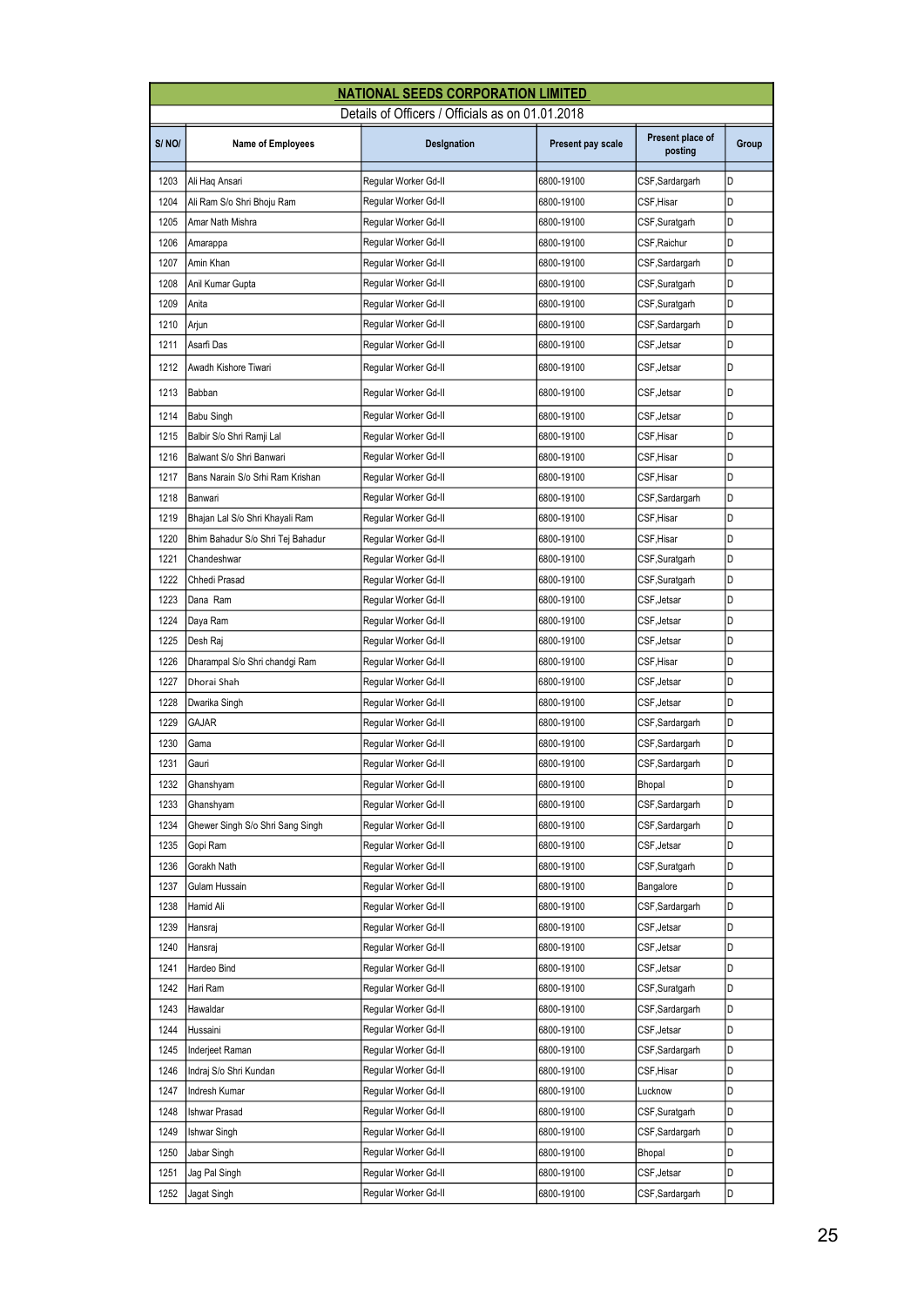## NATIONAL SEEDS CORPORATION LIMITED

Details of Officers / Officials as on 01.01.2018

| S/ NO/ | Name of Employees | Designation | Present pay scale | Present place of posting | Group |
|---|---|---|---|---|---|
| 1203 | Ali Haq Ansari | Regular Worker Gd-II | 6800-19100 | CSF,Sardargarh | D |
| 1204 | Ali Ram S/o Shri Bhoju Ram | Regular Worker Gd-II | 6800-19100 | CSF,Hisar | D |
| 1205 | Amar Nath Mishra | Regular Worker Gd-II | 6800-19100 | CSF,Suratgarh | D |
| 1206 | Amarappa | Regular Worker Gd-II | 6800-19100 | CSF,Raichur | D |
| 1207 | Amin Khan | Regular Worker Gd-II | 6800-19100 | CSF,Sardargarh | D |
| 1208 | Anil Kumar Gupta | Regular Worker Gd-II | 6800-19100 | CSF,Suratgarh | D |
| 1209 | Anita | Regular Worker Gd-II | 6800-19100 | CSF,Suratgarh | D |
| 1210 | Arjun | Regular Worker Gd-II | 6800-19100 | CSF,Sardargarh | D |
| 1211 | Asarfi Das | Regular Worker Gd-II | 6800-19100 | CSF,Jetsar | D |
| 1212 | Awadh Kishore Tiwari | Regular Worker Gd-II | 6800-19100 | CSF,Jetsar | D |
| 1213 | Babban | Regular Worker Gd-II | 6800-19100 | CSF,Jetsar | D |
| 1214 | Babu Singh | Regular Worker Gd-II | 6800-19100 | CSF,Jetsar | D |
| 1215 | Balbir S/o Shri Ramji Lal | Regular Worker Gd-II | 6800-19100 | CSF,Hisar | D |
| 1216 | Balwant S/o Shri Banwari | Regular Worker Gd-II | 6800-19100 | CSF,Hisar | D |
| 1217 | Bans Narain S/o Srhi Ram Krishan | Regular Worker Gd-II | 6800-19100 | CSF,Hisar | D |
| 1218 | Banwari | Regular Worker Gd-II | 6800-19100 | CSF,Sardargarh | D |
| 1219 | Bhajan Lal S/o Shri Khayali Ram | Regular Worker Gd-II | 6800-19100 | CSF,Hisar | D |
| 1220 | Bhim Bahadur S/o Shri Tej Bahadur | Regular Worker Gd-II | 6800-19100 | CSF,Hisar | D |
| 1221 | Chandeshwar | Regular Worker Gd-II | 6800-19100 | CSF,Suratgarh | D |
| 1222 | Chhedi Prasad | Regular Worker Gd-II | 6800-19100 | CSF,Suratgarh | D |
| 1223 | Dana Ram | Regular Worker Gd-II | 6800-19100 | CSF,Jetsar | D |
| 1224 | Daya Ram | Regular Worker Gd-II | 6800-19100 | CSF,Jetsar | D |
| 1225 | Desh Raj | Regular Worker Gd-II | 6800-19100 | CSF,Jetsar | D |
| 1226 | Dharampal S/o Shri chandgi Ram | Regular Worker Gd-II | 6800-19100 | CSF,Hisar | D |
| 1227 | Dhorai Shah | Regular Worker Gd-II | 6800-19100 | CSF,Jetsar | D |
| 1228 | Dwarika Singh | Regular Worker Gd-II | 6800-19100 | CSF,Jetsar | D |
| 1229 | GAJAR | Regular Worker Gd-II | 6800-19100 | CSF,Sardargarh | D |
| 1230 | Gama | Regular Worker Gd-II | 6800-19100 | CSF,Sardargarh | D |
| 1231 | Gauri | Regular Worker Gd-II | 6800-19100 | CSF,Sardargarh | D |
| 1232 | Ghanshyam | Regular Worker Gd-II | 6800-19100 | Bhopal | D |
| 1233 | Ghanshyam | Regular Worker Gd-II | 6800-19100 | CSF,Sardargarh | D |
| 1234 | Ghewer Singh S/o Shri Sang Singh | Regular Worker Gd-II | 6800-19100 | CSF,Sardargarh | D |
| 1235 | Gopi Ram | Regular Worker Gd-II | 6800-19100 | CSF,Jetsar | D |
| 1236 | Gorakh Nath | Regular Worker Gd-II | 6800-19100 | CSF,Suratgarh | D |
| 1237 | Gulam Hussain | Regular Worker Gd-II | 6800-19100 | Bangalore | D |
| 1238 | Hamid Ali | Regular Worker Gd-II | 6800-19100 | CSF,Sardargarh | D |
| 1239 | Hansraj | Regular Worker Gd-II | 6800-19100 | CSF,Jetsar | D |
| 1240 | Hansraj | Regular Worker Gd-II | 6800-19100 | CSF,Jetsar | D |
| 1241 | Hardeo Bind | Regular Worker Gd-II | 6800-19100 | CSF,Jetsar | D |
| 1242 | Hari Ram | Regular Worker Gd-II | 6800-19100 | CSF,Suratgarh | D |
| 1243 | Hawaldar | Regular Worker Gd-II | 6800-19100 | CSF,Sardargarh | D |
| 1244 | Hussaini | Regular Worker Gd-II | 6800-19100 | CSF,Jetsar | D |
| 1245 | Inderjeet Raman | Regular Worker Gd-II | 6800-19100 | CSF,Sardargarh | D |
| 1246 | Indraj S/o Shri Kundan | Regular Worker Gd-II | 6800-19100 | CSF,Hisar | D |
| 1247 | Indresh Kumar | Regular Worker Gd-II | 6800-19100 | Lucknow | D |
| 1248 | Ishwar Prasad | Regular Worker Gd-II | 6800-19100 | CSF,Suratgarh | D |
| 1249 | Ishwar Singh | Regular Worker Gd-II | 6800-19100 | CSF,Sardargarh | D |
| 1250 | Jabar Singh | Regular Worker Gd-II | 6800-19100 | Bhopal | D |
| 1251 | Jag Pal Singh | Regular Worker Gd-II | 6800-19100 | CSF,Jetsar | D |
| 1252 | Jagat Singh | Regular Worker Gd-II | 6800-19100 | CSF,Sardargarh | D |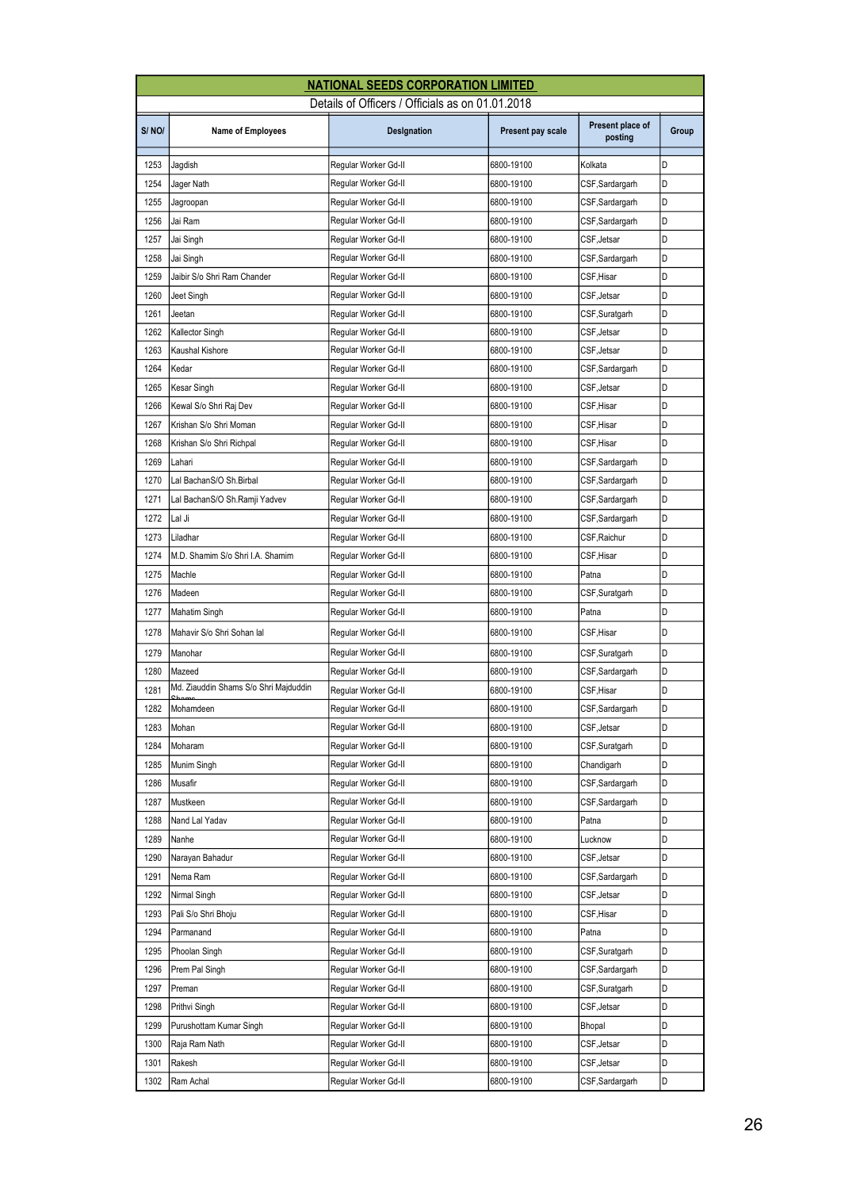**NATIONAL SEEDS CORPORATION LIMITED**

Details of Officers / Officials as on 01.01.2018

| S/ NO/ | Name of Employees | Designation | Present pay scale | Present place of posting | Group |
|---|---|---|---|---|---|
| 1253 | Jagdish | Regular Worker Gd-II | 6800-19100 | Kolkata | D |
| 1254 | Jager Nath | Regular Worker Gd-II | 6800-19100 | CSF,Sardargarh | D |
| 1255 | Jagroopan | Regular Worker Gd-II | 6800-19100 | CSF,Sardargarh | D |
| 1256 | Jai Ram | Regular Worker Gd-II | 6800-19100 | CSF,Sardargarh | D |
| 1257 | Jai Singh | Regular Worker Gd-II | 6800-19100 | CSF,Jetsar | D |
| 1258 | Jai Singh | Regular Worker Gd-II | 6800-19100 | CSF,Sardargarh | D |
| 1259 | Jaibir S/o Shri Ram Chander | Regular Worker Gd-II | 6800-19100 | CSF,Hisar | D |
| 1260 | Jeet Singh | Regular Worker Gd-II | 6800-19100 | CSF,Jetsar | D |
| 1261 | Jeetan | Regular Worker Gd-II | 6800-19100 | CSF,Suratgarh | D |
| 1262 | Kallector Singh | Regular Worker Gd-II | 6800-19100 | CSF,Jetsar | D |
| 1263 | Kaushal Kishore | Regular Worker Gd-II | 6800-19100 | CSF,Jetsar | D |
| 1264 | Kedar | Regular Worker Gd-II | 6800-19100 | CSF,Sardargarh | D |
| 1265 | Kesar Singh | Regular Worker Gd-II | 6800-19100 | CSF,Jetsar | D |
| 1266 | Kewal S/o Shri Raj Dev | Regular Worker Gd-II | 6800-19100 | CSF,Hisar | D |
| 1267 | Krishan S/o Shri Moman | Regular Worker Gd-II | 6800-19100 | CSF,Hisar | D |
| 1268 | Krishan S/o Shri Richpal | Regular Worker Gd-II | 6800-19100 | CSF,Hisar | D |
| 1269 | Lahari | Regular Worker Gd-II | 6800-19100 | CSF,Sardargarh | D |
| 1270 | Lal BachanS/O Sh.Birbal | Regular Worker Gd-II | 6800-19100 | CSF,Sardargarh | D |
| 1271 | Lal BachanS/O Sh.Ramji Yadvev | Regular Worker Gd-II | 6800-19100 | CSF,Sardargarh | D |
| 1272 | Lal Ji | Regular Worker Gd-II | 6800-19100 | CSF,Sardargarh | D |
| 1273 | Liladhar | Regular Worker Gd-II | 6800-19100 | CSF,Raichur | D |
| 1274 | M.D. Shamim S/o Shri I.A. Shamim | Regular Worker Gd-II | 6800-19100 | CSF,Hisar | D |
| 1275 | Machle | Regular Worker Gd-II | 6800-19100 | Patna | D |
| 1276 | Madeen | Regular Worker Gd-II | 6800-19100 | CSF,Suratgarh | D |
| 1277 | Mahatim Singh | Regular Worker Gd-II | 6800-19100 | Patna | D |
| 1278 | Mahavir S/o Shri Sohan lal | Regular Worker Gd-II | 6800-19100 | CSF,Hisar | D |
| 1279 | Manohar | Regular Worker Gd-II | 6800-19100 | CSF,Suratgarh | D |
| 1280 | Mazeed | Regular Worker Gd-II | 6800-19100 | CSF,Sardargarh | D |
| 1281 | Md. Ziauddin Shams S/o Shri Majduddin Shams | Regular Worker Gd-II | 6800-19100 | CSF,Hisar | D |
| 1282 | Mohamdeen | Regular Worker Gd-II | 6800-19100 | CSF,Sardargarh | D |
| 1283 | Mohan | Regular Worker Gd-II | 6800-19100 | CSF,Jetsar | D |
| 1284 | Moharam | Regular Worker Gd-II | 6800-19100 | CSF,Suratgarh | D |
| 1285 | Munim Singh | Regular Worker Gd-II | 6800-19100 | Chandigarh | D |
| 1286 | Musafir | Regular Worker Gd-II | 6800-19100 | CSF,Sardargarh | D |
| 1287 | Mustkeen | Regular Worker Gd-II | 6800-19100 | CSF,Sardargarh | D |
| 1288 | Nand Lal Yadav | Regular Worker Gd-II | 6800-19100 | Patna | D |
| 1289 | Nanhe | Regular Worker Gd-II | 6800-19100 | Lucknow | D |
| 1290 | Narayan Bahadur | Regular Worker Gd-II | 6800-19100 | CSF,Jetsar | D |
| 1291 | Nema Ram | Regular Worker Gd-II | 6800-19100 | CSF,Sardargarh | D |
| 1292 | Nirmal Singh | Regular Worker Gd-II | 6800-19100 | CSF,Jetsar | D |
| 1293 | Pali S/o Shri Bhoju | Regular Worker Gd-II | 6800-19100 | CSF,Hisar | D |
| 1294 | Parmanand | Regular Worker Gd-II | 6800-19100 | Patna | D |
| 1295 | Phoolan Singh | Regular Worker Gd-II | 6800-19100 | CSF,Suratgarh | D |
| 1296 | Prem Pal Singh | Regular Worker Gd-II | 6800-19100 | CSF,Sardargarh | D |
| 1297 | Preman | Regular Worker Gd-II | 6800-19100 | CSF,Suratgarh | D |
| 1298 | Prithvi Singh | Regular Worker Gd-II | 6800-19100 | CSF,Jetsar | D |
| 1299 | Purushottam Kumar Singh | Regular Worker Gd-II | 6800-19100 | Bhopal | D |
| 1300 | Raja Ram Nath | Regular Worker Gd-II | 6800-19100 | CSF,Jetsar | D |
| 1301 | Rakesh | Regular Worker Gd-II | 6800-19100 | CSF,Jetsar | D |
| 1302 | Ram Achal | Regular Worker Gd-II | 6800-19100 | CSF,Sardargarh | D |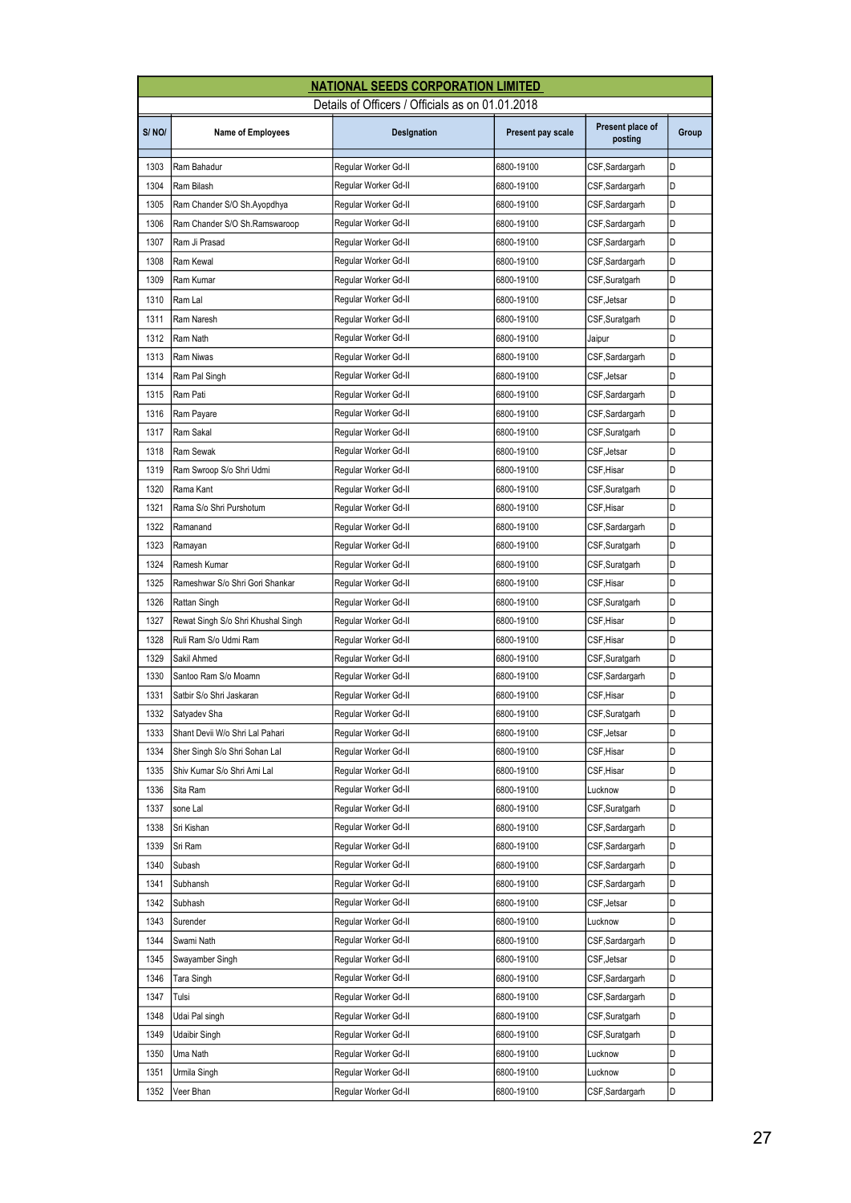# NATIONAL SEEDS CORPORATION LIMITED

Details of Officers / Officials as on 01.01.2018

| S/ NO/ | Name of Employees | Designation | Present pay scale | Present place of posting | Group |
|---|---|---|---|---|---|
| 1303 | Ram Bahadur | Regular Worker Gd-II | 6800-19100 | CSF,Sardargarh | D |
| 1304 | Ram Bilash | Regular Worker Gd-II | 6800-19100 | CSF,Sardargarh | D |
| 1305 | Ram Chander S/O Sh.Ayopdhya | Regular Worker Gd-II | 6800-19100 | CSF,Sardargarh | D |
| 1306 | Ram Chander S/O Sh.Ramswaroop | Regular Worker Gd-II | 6800-19100 | CSF,Sardargarh | D |
| 1307 | Ram Ji Prasad | Regular Worker Gd-II | 6800-19100 | CSF,Sardargarh | D |
| 1308 | Ram Kewal | Regular Worker Gd-II | 6800-19100 | CSF,Sardargarh | D |
| 1309 | Ram Kumar | Regular Worker Gd-II | 6800-19100 | CSF,Suratgarh | D |
| 1310 | Ram Lal | Regular Worker Gd-II | 6800-19100 | CSF,Jetsar | D |
| 1311 | Ram Naresh | Regular Worker Gd-II | 6800-19100 | CSF,Suratgarh | D |
| 1312 | Ram Nath | Regular Worker Gd-II | 6800-19100 | Jaipur | D |
| 1313 | Ram Niwas | Regular Worker Gd-II | 6800-19100 | CSF,Sardargarh | D |
| 1314 | Ram Pal Singh | Regular Worker Gd-II | 6800-19100 | CSF,Jetsar | D |
| 1315 | Ram Pati | Regular Worker Gd-II | 6800-19100 | CSF,Sardargarh | D |
| 1316 | Ram Payare | Regular Worker Gd-II | 6800-19100 | CSF,Sardargarh | D |
| 1317 | Ram Sakal | Regular Worker Gd-II | 6800-19100 | CSF,Suratgarh | D |
| 1318 | Ram Sewak | Regular Worker Gd-II | 6800-19100 | CSF,Jetsar | D |
| 1319 | Ram Swroop S/o Shri Udmi | Regular Worker Gd-II | 6800-19100 | CSF,Hisar | D |
| 1320 | Rama Kant | Regular Worker Gd-II | 6800-19100 | CSF,Suratgarh | D |
| 1321 | Rama S/o Shri Purshotum | Regular Worker Gd-II | 6800-19100 | CSF,Hisar | D |
| 1322 | Ramanand | Regular Worker Gd-II | 6800-19100 | CSF,Sardargarh | D |
| 1323 | Ramayan | Regular Worker Gd-II | 6800-19100 | CSF,Suratgarh | D |
| 1324 | Ramesh Kumar | Regular Worker Gd-II | 6800-19100 | CSF,Suratgarh | D |
| 1325 | Rameshwar S/o Shri Gori Shankar | Regular Worker Gd-II | 6800-19100 | CSF,Hisar | D |
| 1326 | Rattan Singh | Regular Worker Gd-II | 6800-19100 | CSF,Suratgarh | D |
| 1327 | Rewat Singh S/o Shri Khushal Singh | Regular Worker Gd-II | 6800-19100 | CSF,Hisar | D |
| 1328 | Ruli Ram S/o Udmi Ram | Regular Worker Gd-II | 6800-19100 | CSF,Hisar | D |
| 1329 | Sakil Ahmed | Regular Worker Gd-II | 6800-19100 | CSF,Suratgarh | D |
| 1330 | Santoo Ram S/o Moamn | Regular Worker Gd-II | 6800-19100 | CSF,Sardargarh | D |
| 1331 | Satbir S/o Shri Jaskaran | Regular Worker Gd-II | 6800-19100 | CSF,Hisar | D |
| 1332 | Satyadev Sha | Regular Worker Gd-II | 6800-19100 | CSF,Suratgarh | D |
| 1333 | Shant Devii W/o Shri Lal Pahari | Regular Worker Gd-II | 6800-19100 | CSF,Jetsar | D |
| 1334 | Sher Singh S/o Shri Sohan Lal | Regular Worker Gd-II | 6800-19100 | CSF,Hisar | D |
| 1335 | Shiv Kumar S/o Shri Ami Lal | Regular Worker Gd-II | 6800-19100 | CSF,Hisar | D |
| 1336 | Sita Ram | Regular Worker Gd-II | 6800-19100 | Lucknow | D |
| 1337 | sone Lal | Regular Worker Gd-II | 6800-19100 | CSF,Suratgarh | D |
| 1338 | Sri Kishan | Regular Worker Gd-II | 6800-19100 | CSF,Sardargarh | D |
| 1339 | Sri Ram | Regular Worker Gd-II | 6800-19100 | CSF,Sardargarh | D |
| 1340 | Subash | Regular Worker Gd-II | 6800-19100 | CSF,Sardargarh | D |
| 1341 | Subhansh | Regular Worker Gd-II | 6800-19100 | CSF,Sardargarh | D |
| 1342 | Subhash | Regular Worker Gd-II | 6800-19100 | CSF,Jetsar | D |
| 1343 | Surender | Regular Worker Gd-II | 6800-19100 | Lucknow | D |
| 1344 | Swami Nath | Regular Worker Gd-II | 6800-19100 | CSF,Sardargarh | D |
| 1345 | Swayamber Singh | Regular Worker Gd-II | 6800-19100 | CSF,Jetsar | D |
| 1346 | Tara Singh | Regular Worker Gd-II | 6800-19100 | CSF,Sardargarh | D |
| 1347 | Tulsi | Regular Worker Gd-II | 6800-19100 | CSF,Sardargarh | D |
| 1348 | Udai Pal singh | Regular Worker Gd-II | 6800-19100 | CSF,Suratgarh | D |
| 1349 | Udaibir Singh | Regular Worker Gd-II | 6800-19100 | CSF,Suratgarh | D |
| 1350 | Uma Nath | Regular Worker Gd-II | 6800-19100 | Lucknow | D |
| 1351 | Urmila Singh | Regular Worker Gd-II | 6800-19100 | Lucknow | D |
| 1352 | Veer Bhan | Regular Worker Gd-II | 6800-19100 | CSF,Sardargarh | D |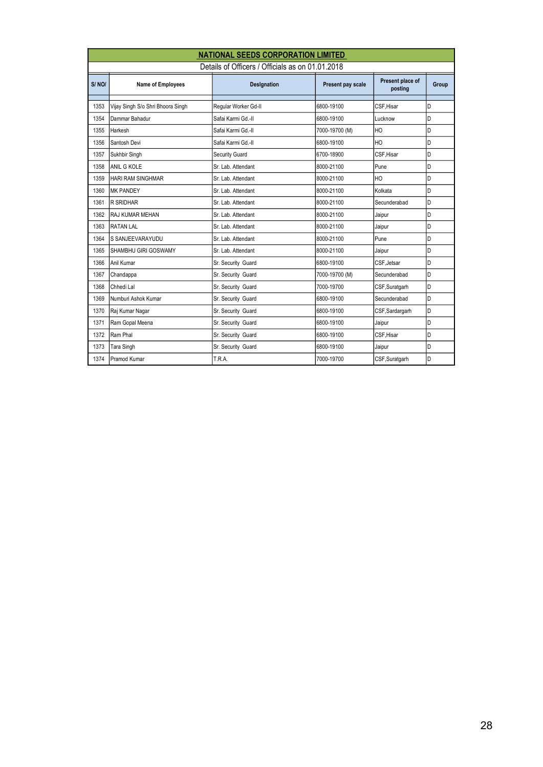| NATIONAL SEEDS CORPORATION LIMITED | | | | | |
|---|---|---|---|---|---|
| Details of Officers / Officials as on 01.01.2018 | | | | | |
| S/ NO/ | Name of Employees | Designation | Present pay scale | Present place of posting | Group |
| 1353 | Vijay Singh S/o Shri Bhoora Singh | Regular Worker Gd-II | 6800-19100 | CSF,Hisar | D |
| 1354 | Dammar Bahadur | Safai Karmi Gd.-II | 6800-19100 | Lucknow | D |
| 1355 | Harkesh | Safai Karmi Gd.-II | 7000-19700 (M) | HO | D |
| 1356 | Santosh Devi | Safai Karmi Gd.-II | 6800-19100 | HO | D |
| 1357 | Sukhbir Singh | Security Guard | 6700-18900 | CSF,Hisar | D |
| 1358 | ANIL G KOLE | Sr. Lab. Attendant | 8000-21100 | Pune | D |
| 1359 | HARI RAM SINGHMAR | Sr. Lab. Attendant | 8000-21100 | HO | D |
| 1360 | MK PANDEY | Sr. Lab. Attendant | 8000-21100 | Kolkata | D |
| 1361 | R SRIDHAR | Sr. Lab. Attendant | 8000-21100 | Secunderabad | D |
| 1362 | RAJ KUMAR MEHAN | Sr. Lab. Attendant | 8000-21100 | Jaipur | D |
| 1363 | RATAN LAL | Sr. Lab. Attendant | 8000-21100 | Jaipur | D |
| 1364 | S SANJEEVARAYUDU | Sr. Lab. Attendant | 8000-21100 | Pune | D |
| 1365 | SHAMBHU GIRI GOSWAMY | Sr. Lab. Attendant | 8000-21100 | Jaipur | D |
| 1366 | Anil Kumar | Sr. Security Guard | 6800-19100 | CSF,Jetsar | D |
| 1367 | Chandappa | Sr. Security Guard | 7000-19700 (M) | Secunderabad | D |
| 1368 | Chhedi Lal | Sr. Security Guard | 7000-19700 | CSF,Suratgarh | D |
| 1369 | Numburi Ashok Kumar | Sr. Security Guard | 6800-19100 | Secunderabad | D |
| 1370 | Raj Kumar Nagar | Sr. Security Guard | 6800-19100 | CSF,Sardargarh | D |
| 1371 | Ram Gopal Meena | Sr. Security Guard | 6800-19100 | Jaipur | D |
| 1372 | Ram Phal | Sr. Security Guard | 6800-19100 | CSF,Hisar | D |
| 1373 | Tara Singh | Sr. Security Guard | 6800-19100 | Jaipur | D |
| 1374 | Pramod Kumar | T.R.A. | 7000-19700 | CSF,Suratgarh | D |